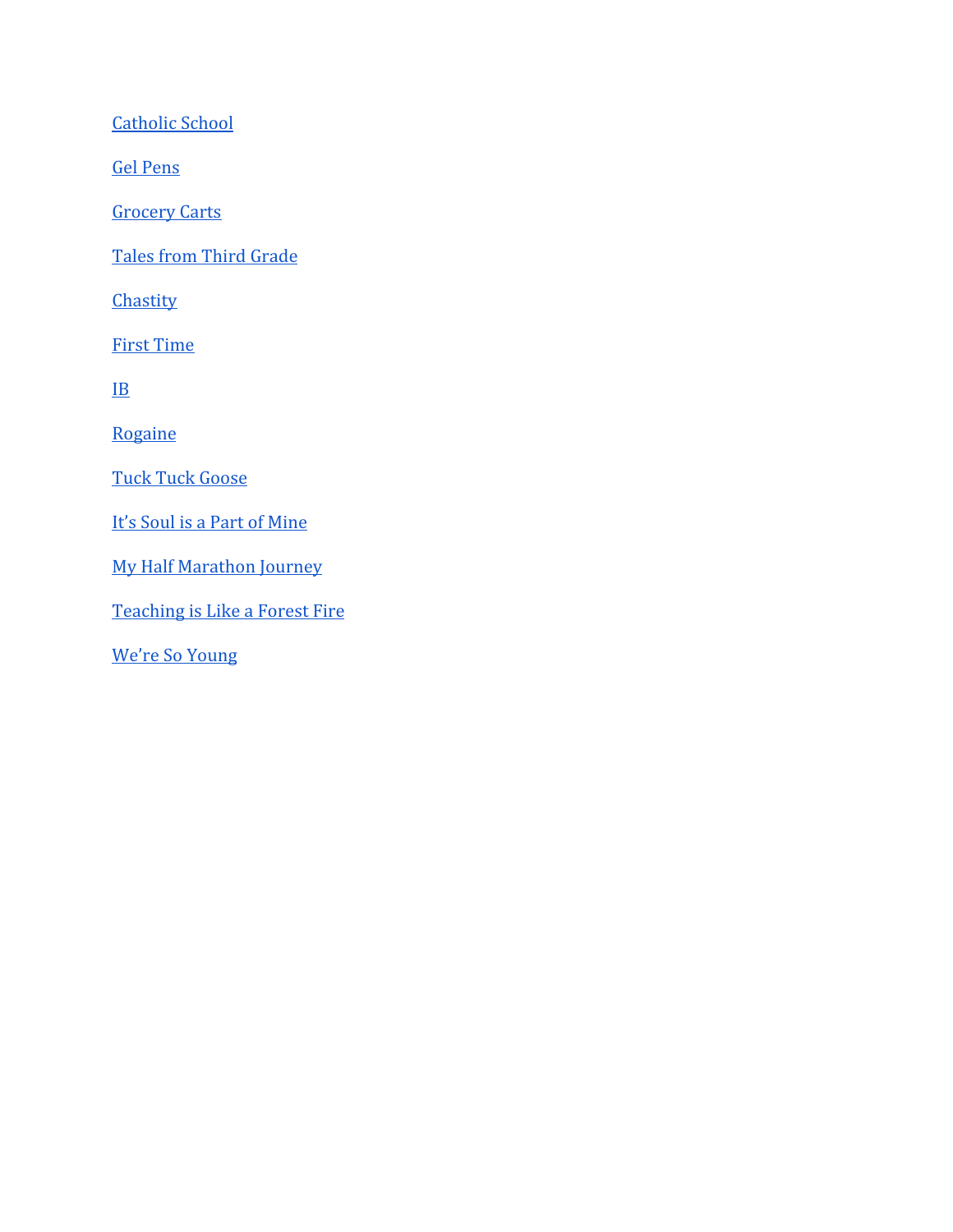Catholic School

Gel Pens

Grocery Carts

Tales from Third Grade

Chastity

First Time

IB

Rogaine

Tuck Tuck Goose

It's Soul is a Part of Mine

My Half Marathon Journey

Teaching is Like a Forest Fire

We're So Young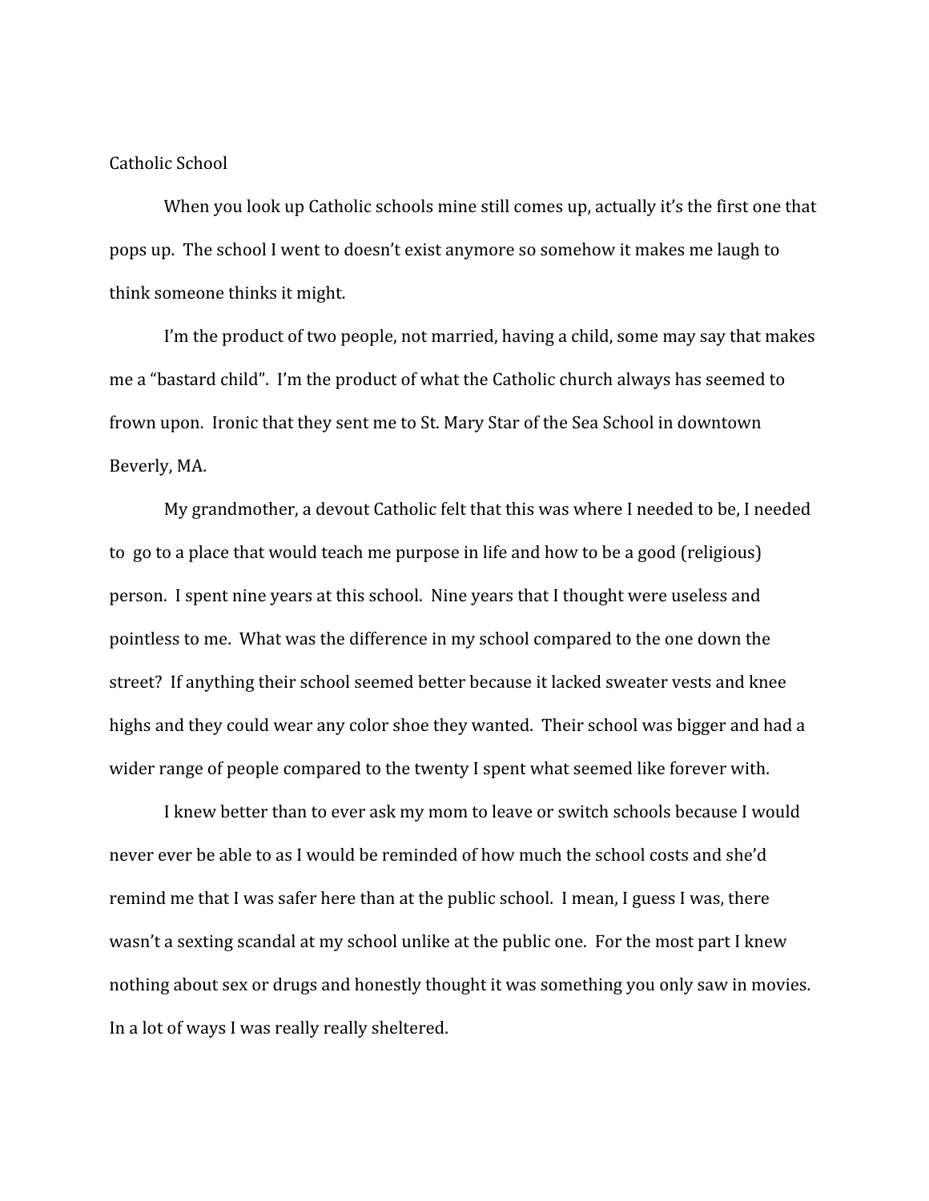Catholic School

When you look up Catholic schools mine still comes up, actually it's the first one that pops up. The school I went to doesn't exist anymore so somehow it makes me laugh to think someone thinks it might.

I'm the product of two people, not married, having a child, some may say that makes me a "bastard child". I'm the product of what the Catholic church always has seemed to frown upon. Ironic that they sent me to St. Mary Star of the Sea School in downtown Beverly, MA.

My grandmother, a devout Catholic felt that this was where I needed to be, I needed to go to a place that would teach me purpose in life and how to be a good (religious) person. I spent nine years at this school. Nine years that I thought were useless and pointless to me. What was the difference in my school compared to the one down the street? If anything their school seemed better because it lacked sweater vests and knee highs and they could wear any color shoe they wanted. Their school was bigger and had a wider range of people compared to the twenty I spent what seemed like forever with.

I knew better than to ever ask my mom to leave or switch schools because I would never ever be able to as I would be reminded of how much the school costs and she'd remind me that I was safer here than at the public school. I mean, I guess I was, there wasn't a sexting scandal at my school unlike at the public one. For the most part I knew nothing about sex or drugs and honestly thought it was something you only saw in movies. In a lot of ways I was really really sheltered.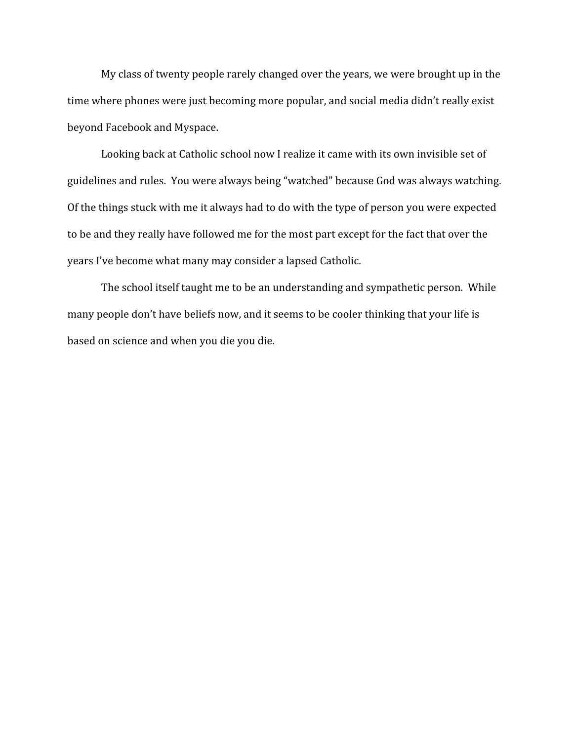My class of twenty people rarely changed over the years, we were brought up in the time where phones were just becoming more popular, and social media didn't really exist beyond Facebook and Myspace.

Looking back at Catholic school now I realize it came with its own invisible set of guidelines and rules. You were always being "watched" because God was always watching. Of the things stuck with me it always had to do with the type of person you were expected to be and they really have followed me for the most part except for the fact that over the years I've become what many may consider a lapsed Catholic.

The school itself taught me to be an understanding and sympathetic person. While many people don't have beliefs now, and it seems to be cooler thinking that your life is based on science and when you die you die.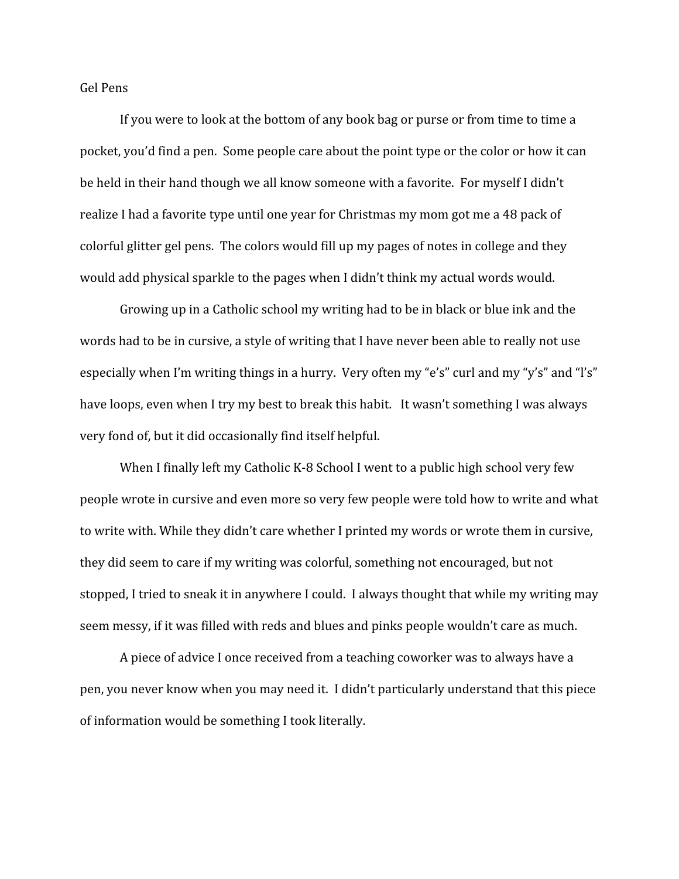Gel Pens

If you were to look at the bottom of any book bag or purse or from time to time a pocket, you'd find a pen. Some people care about the point type or the color or how it can be held in their hand though we all know someone with a favorite. For myself I didn't realize I had a favorite type until one year for Christmas my mom got me a 48 pack of colorful glitter gel pens. The colors would fill up my pages of notes in college and they would add physical sparkle to the pages when I didn't think my actual words would.

Growing up in a Catholic school my writing had to be in black or blue ink and the words had to be in cursive, a style of writing that I have never been able to really not use especially when I'm writing things in a hurry. Very often my "e's" curl and my "y's" and "l's" have loops, even when I try my best to break this habit. It wasn't something I was always very fond of, but it did occasionally find itself helpful.

When I finally left my Catholic K-8 School I went to a public high school very few people wrote in cursive and even more so very few people were told how to write and what to write with. While they didn't care whether I printed my words or wrote them in cursive, they did seem to care if my writing was colorful, something not encouraged, but not stopped, I tried to sneak it in anywhere I could. I always thought that while my writing may seem messy, if it was filled with reds and blues and pinks people wouldn't care as much.

A piece of advice I once received from a teaching coworker was to always have a pen, you never know when you may need it. I didn't particularly understand that this piece of information would be something I took literally.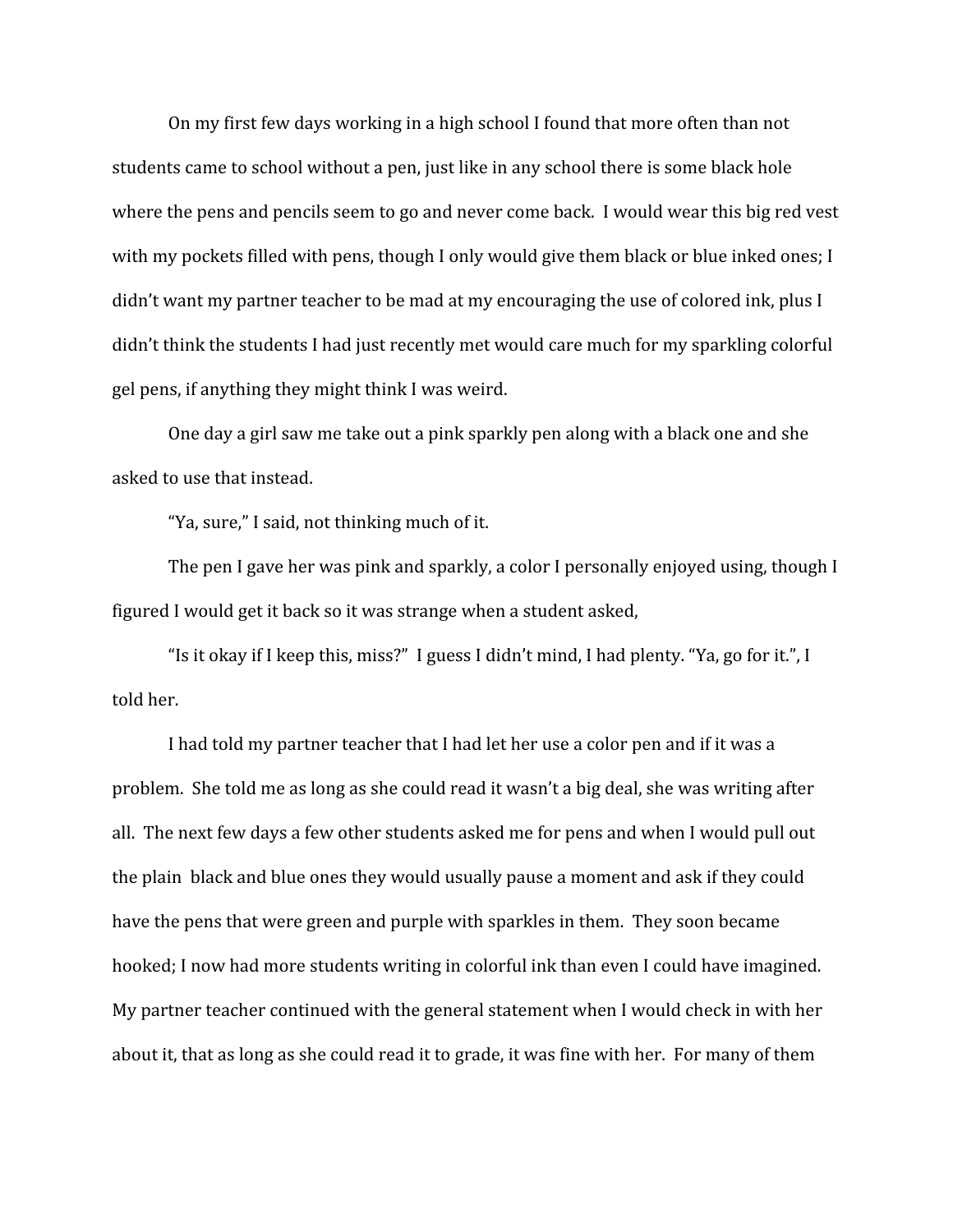On my first few days working in a high school I found that more often than not students came to school without a pen, just like in any school there is some black hole where the pens and pencils seem to go and never come back. I would wear this big red vest with my pockets filled with pens, though I only would give them black or blue inked ones; I didn't want my partner teacher to be mad at my encouraging the use of colored ink, plus I didn't think the students I had just recently met would care much for my sparkling colorful gel pens, if anything they might think I was weird.

One day a girl saw me take out a pink sparkly pen along with a black one and she asked to use that instead.

"Ya, sure," I said, not thinking much of it.

The pen I gave her was pink and sparkly, a color I personally enjoyed using, though I figured I would get it back so it was strange when a student asked,

"Is it okay if I keep this, miss?" I guess I didn't mind, I had plenty. "Ya, go for it.", I told her.

I had told my partner teacher that I had let her use a color pen and if it was a problem. She told me as long as she could read it wasn't a big deal, she was writing after all. The next few days a few other students asked me for pens and when I would pull out the plain black and blue ones they would usually pause a moment and ask if they could have the pens that were green and purple with sparkles in them. They soon became hooked; I now had more students writing in colorful ink than even I could have imagined. My partner teacher continued with the general statement when I would check in with her about it, that as long as she could read it to grade, it was fine with her. For many of them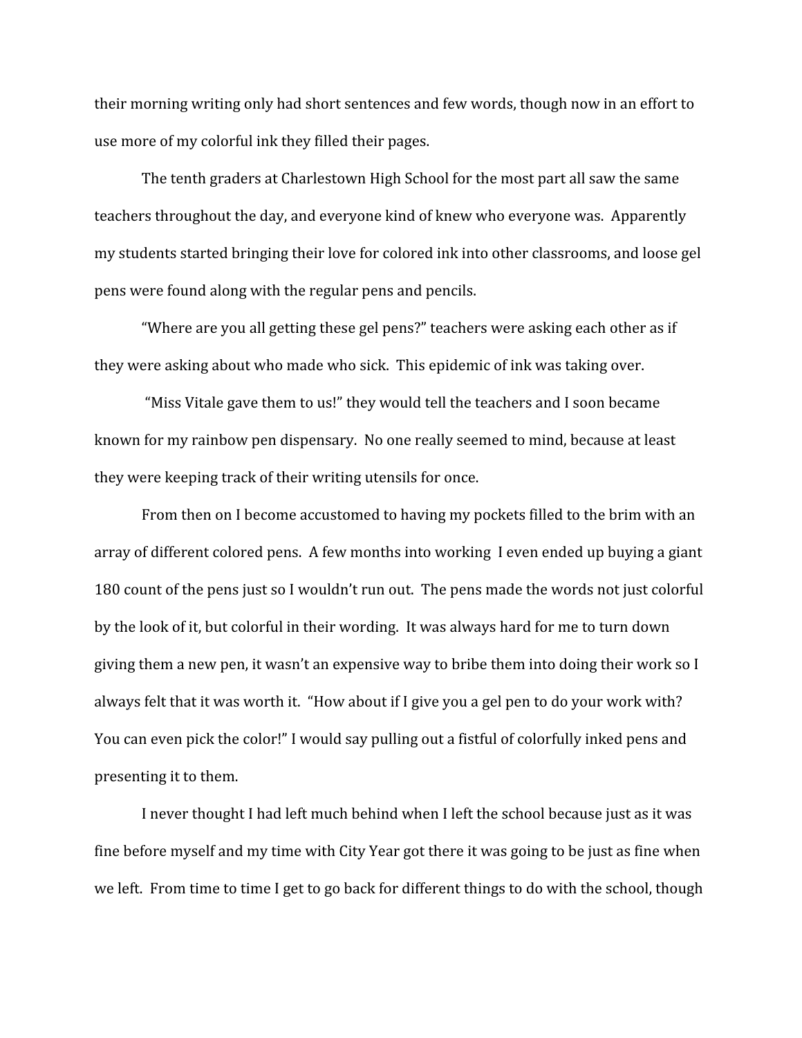their morning writing only had short sentences and few words, though now in an effort to use more of my colorful ink they filled their pages.

The tenth graders at Charlestown High School for the most part all saw the same teachers throughout the day, and everyone kind of knew who everyone was. Apparently my students started bringing their love for colored ink into other classrooms, and loose gel pens were found along with the regular pens and pencils.

"Where are you all getting these gel pens?" teachers were asking each other as if they were asking about who made who sick. This epidemic of ink was taking over.

"Miss Vitale gave them to us!" they would tell the teachers and I soon became known for my rainbow pen dispensary. No one really seemed to mind, because at least they were keeping track of their writing utensils for once.

From then on I become accustomed to having my pockets filled to the brim with an array of different colored pens. A few months into working I even ended up buying a giant 180 count of the pens just so I wouldn't run out. The pens made the words not just colorful by the look of it, but colorful in their wording. It was always hard for me to turn down giving them a new pen, it wasn't an expensive way to bribe them into doing their work so I always felt that it was worth it. "How about if I give you a gel pen to do your work with? You can even pick the color!" I would say pulling out a fistful of colorfully inked pens and presenting it to them.

I never thought I had left much behind when I left the school because just as it was fine before myself and my time with City Year got there it was going to be just as fine when we left. From time to time I get to go back for different things to do with the school, though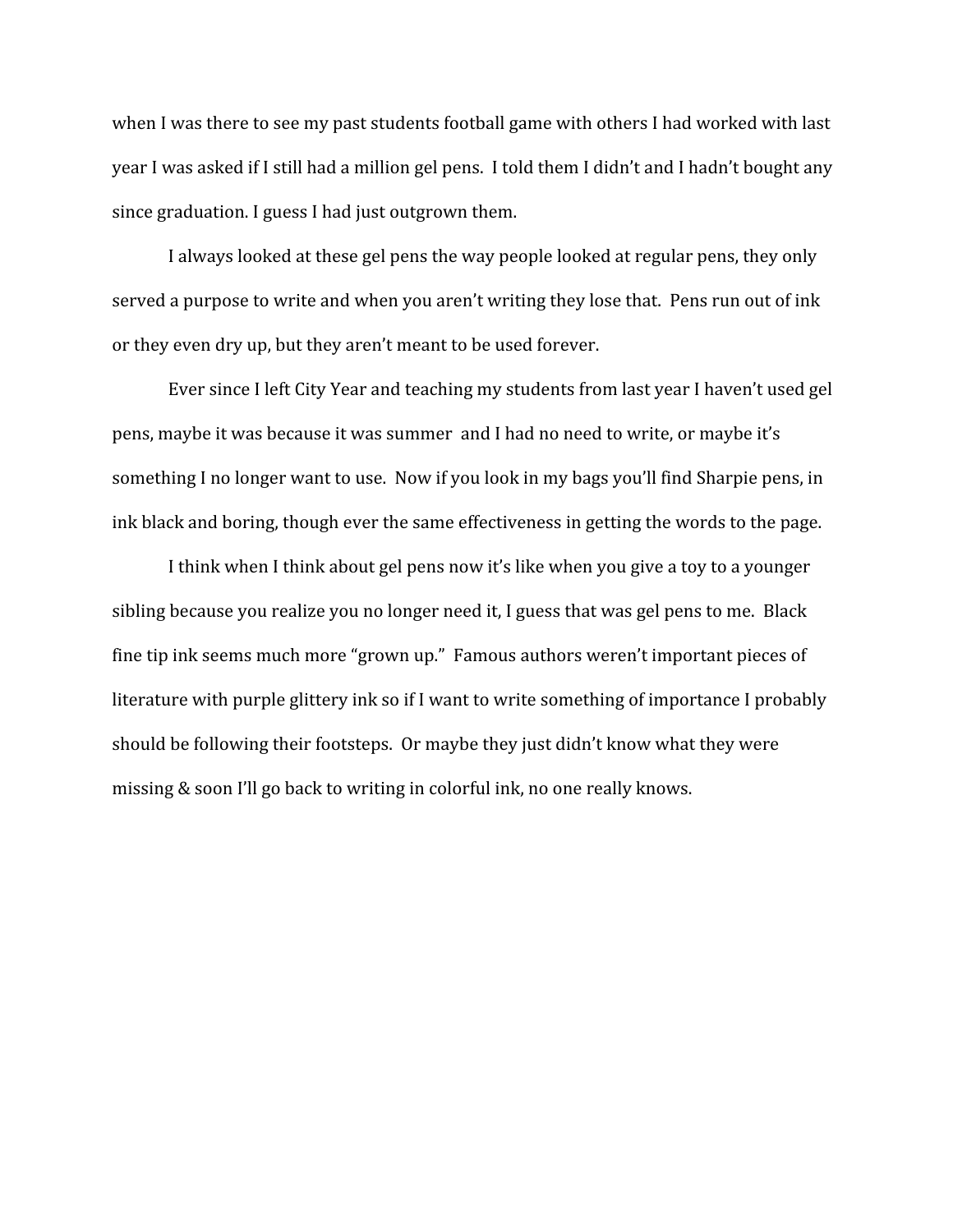when I was there to see my past students football game with others I had worked with last year I was asked if I still had a million gel pens. I told them I didn't and I hadn't bought any since graduation. I guess I had just outgrown them.

I always looked at these gel pens the way people looked at regular pens, they only served a purpose to write and when you aren't writing they lose that. Pens run out of ink or they even dry up, but they aren't meant to be used forever.

Ever since I left City Year and teaching my students from last year I haven't used gel pens, maybe it was because it was summer and I had no need to write, or maybe it's something I no longer want to use. Now if you look in my bags you'll find Sharpie pens, in ink black and boring, though ever the same effectiveness in getting the words to the page.

I think when I think about gel pens now it's like when you give a toy to a younger sibling because you realize you no longer need it, I guess that was gel pens to me. Black fine tip ink seems much more "grown up." Famous authors weren't important pieces of literature with purple glittery ink so if I want to write something of importance I probably should be following their footsteps. Or maybe they just didn't know what they were missing & soon I'll go back to writing in colorful ink, no one really knows.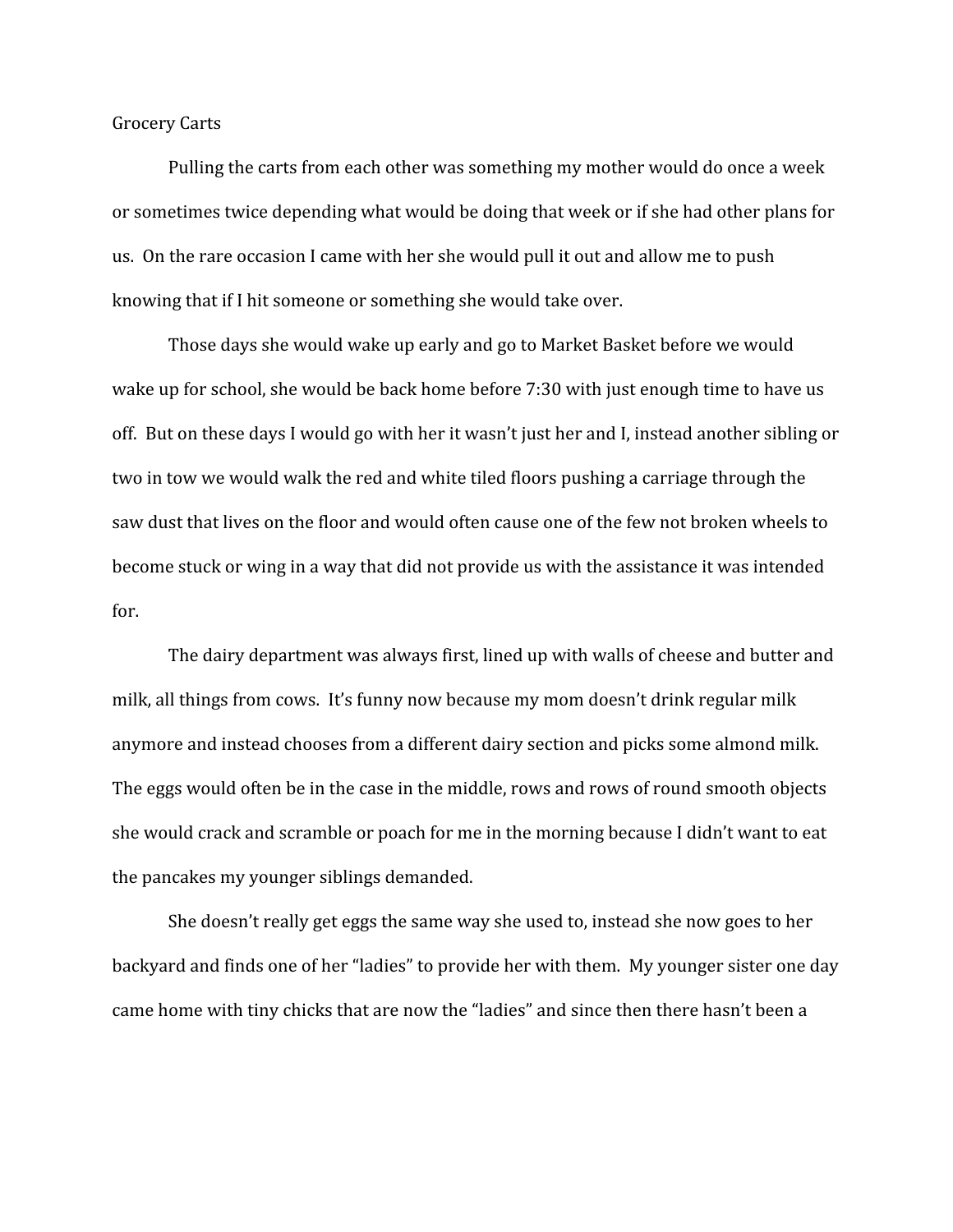Grocery Carts

Pulling the carts from each other was something my mother would do once a week or sometimes twice depending what would be doing that week or if she had other plans for us.  On the rare occasion I came with her she would pull it out and allow me to push knowing that if I hit someone or something she would take over.

Those days she would wake up early and go to Market Basket before we would wake up for school, she would be back home before 7:30 with just enough time to have us off.  But on these days I would go with her it wasn't just her and I, instead another sibling or two in tow we would walk the red and white tiled floors pushing a carriage through the saw dust that lives on the floor and would often cause one of the few not broken wheels to become stuck or wing in a way that did not provide us with the assistance it was intended for.

The dairy department was always first, lined up with walls of cheese and butter and milk, all things from cows.  It's funny now because my mom doesn't drink regular milk anymore and instead chooses from a different dairy section and picks some almond milk. The eggs would often be in the case in the middle, rows and rows of round smooth objects she would crack and scramble or poach for me in the morning because I didn't want to eat the pancakes my younger siblings demanded.

She doesn't really get eggs the same way she used to, instead she now goes to her backyard and finds one of her "ladies" to provide her with them.  My younger sister one day came home with tiny chicks that are now the "ladies" and since then there hasn't been a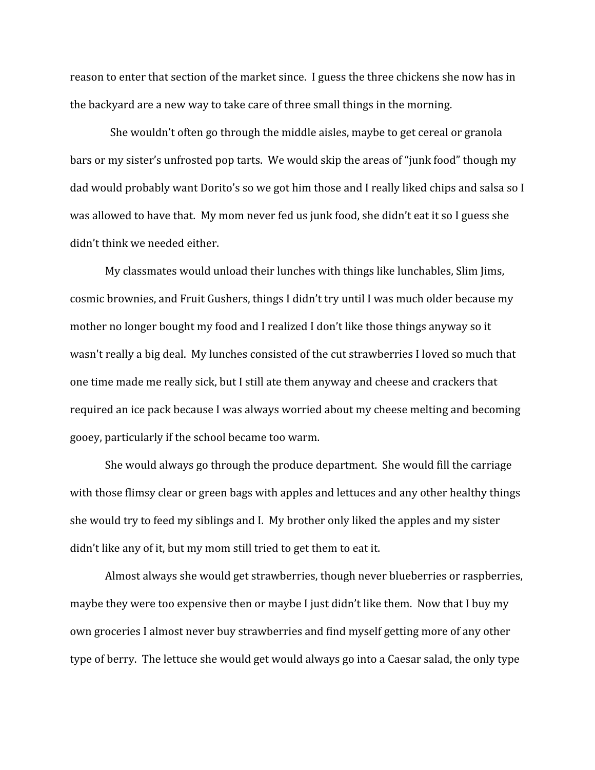reason to enter that section of the market since. I guess the three chickens she now has in the backyard are a new way to take care of three small things in the morning.

She wouldn't often go through the middle aisles, maybe to get cereal or granola bars or my sister's unfrosted pop tarts. We would skip the areas of "junk food" though my dad would probably want Dorito's so we got him those and I really liked chips and salsa so I was allowed to have that. My mom never fed us junk food, she didn't eat it so I guess she didn't think we needed either.

My classmates would unload their lunches with things like lunchables, Slim Jims, cosmic brownies, and Fruit Gushers, things I didn't try until I was much older because my mother no longer bought my food and I realized I don't like those things anyway so it wasn't really a big deal. My lunches consisted of the cut strawberries I loved so much that one time made me really sick, but I still ate them anyway and cheese and crackers that required an ice pack because I was always worried about my cheese melting and becoming gooey, particularly if the school became too warm.

She would always go through the produce department. She would fill the carriage with those flimsy clear or green bags with apples and lettuces and any other healthy things she would try to feed my siblings and I. My brother only liked the apples and my sister didn't like any of it, but my mom still tried to get them to eat it.

Almost always she would get strawberries, though never blueberries or raspberries, maybe they were too expensive then or maybe I just didn't like them. Now that I buy my own groceries I almost never buy strawberries and find myself getting more of any other type of berry. The lettuce she would get would always go into a Caesar salad, the only type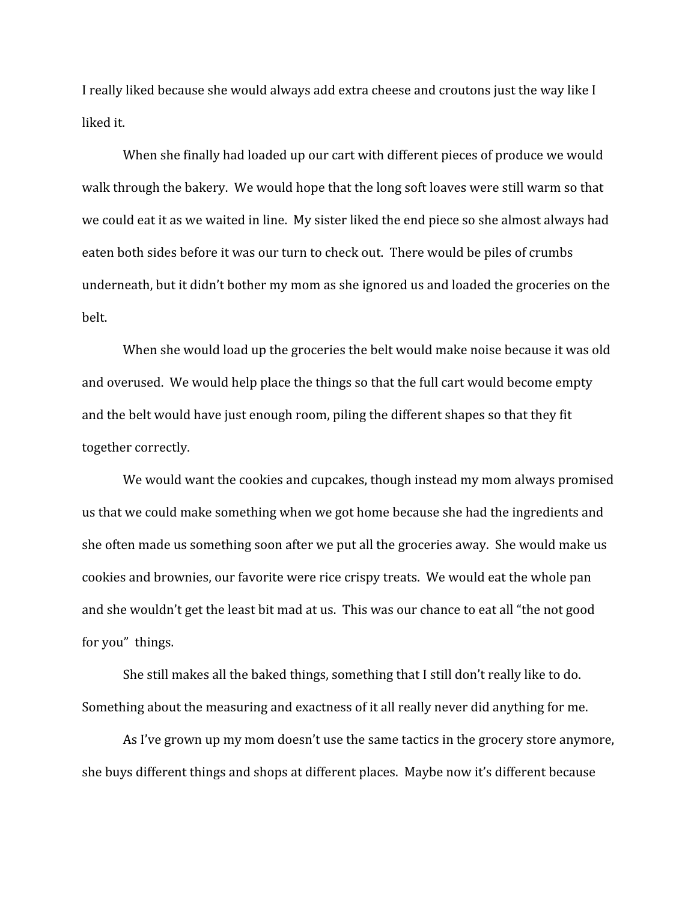I really liked because she would always add extra cheese and croutons just the way like I liked it.

When she finally had loaded up our cart with different pieces of produce we would walk through the bakery.  We would hope that the long soft loaves were still warm so that we could eat it as we waited in line.  My sister liked the end piece so she almost always had eaten both sides before it was our turn to check out.  There would be piles of crumbs underneath, but it didn't bother my mom as she ignored us and loaded the groceries on the belt.

When she would load up the groceries the belt would make noise because it was old and overused.  We would help place the things so that the full cart would become empty and the belt would have just enough room, piling the different shapes so that they fit together correctly.

We would want the cookies and cupcakes, though instead my mom always promised us that we could make something when we got home because she had the ingredients and she often made us something soon after we put all the groceries away.  She would make us cookies and brownies, our favorite were rice crispy treats.  We would eat the whole pan and she wouldn't get the least bit mad at us.  This was our chance to eat all "the not good for you"  things.

She still makes all the baked things, something that I still don't really like to do. Something about the measuring and exactness of it all really never did anything for me.

As I've grown up my mom doesn't use the same tactics in the grocery store anymore, she buys different things and shops at different places.  Maybe now it's different because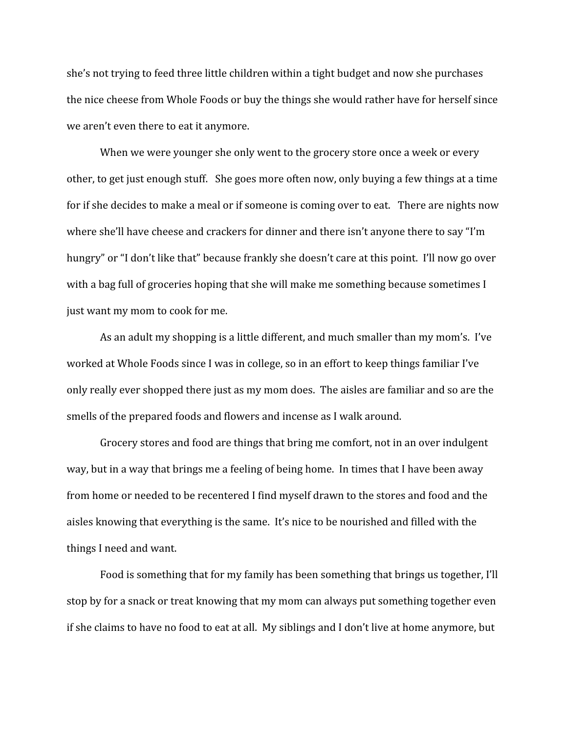she's not trying to feed three little children within a tight budget and now she purchases the nice cheese from Whole Foods or buy the things she would rather have for herself since we aren't even there to eat it anymore.

When we were younger she only went to the grocery store once a week or every other, to get just enough stuff. She goes more often now, only buying a few things at a time for if she decides to make a meal or if someone is coming over to eat. There are nights now where she'll have cheese and crackers for dinner and there isn't anyone there to say "I'm hungry" or "I don't like that" because frankly she doesn't care at this point. I'll now go over with a bag full of groceries hoping that she will make me something because sometimes I just want my mom to cook for me.

As an adult my shopping is a little different, and much smaller than my mom's. I've worked at Whole Foods since I was in college, so in an effort to keep things familiar I've only really ever shopped there just as my mom does. The aisles are familiar and so are the smells of the prepared foods and flowers and incense as I walk around.

Grocery stores and food are things that bring me comfort, not in an over indulgent way, but in a way that brings me a feeling of being home. In times that I have been away from home or needed to be recentered I find myself drawn to the stores and food and the aisles knowing that everything is the same. It's nice to be nourished and filled with the things I need and want.

Food is something that for my family has been something that brings us together, I'll stop by for a snack or treat knowing that my mom can always put something together even if she claims to have no food to eat at all. My siblings and I don't live at home anymore, but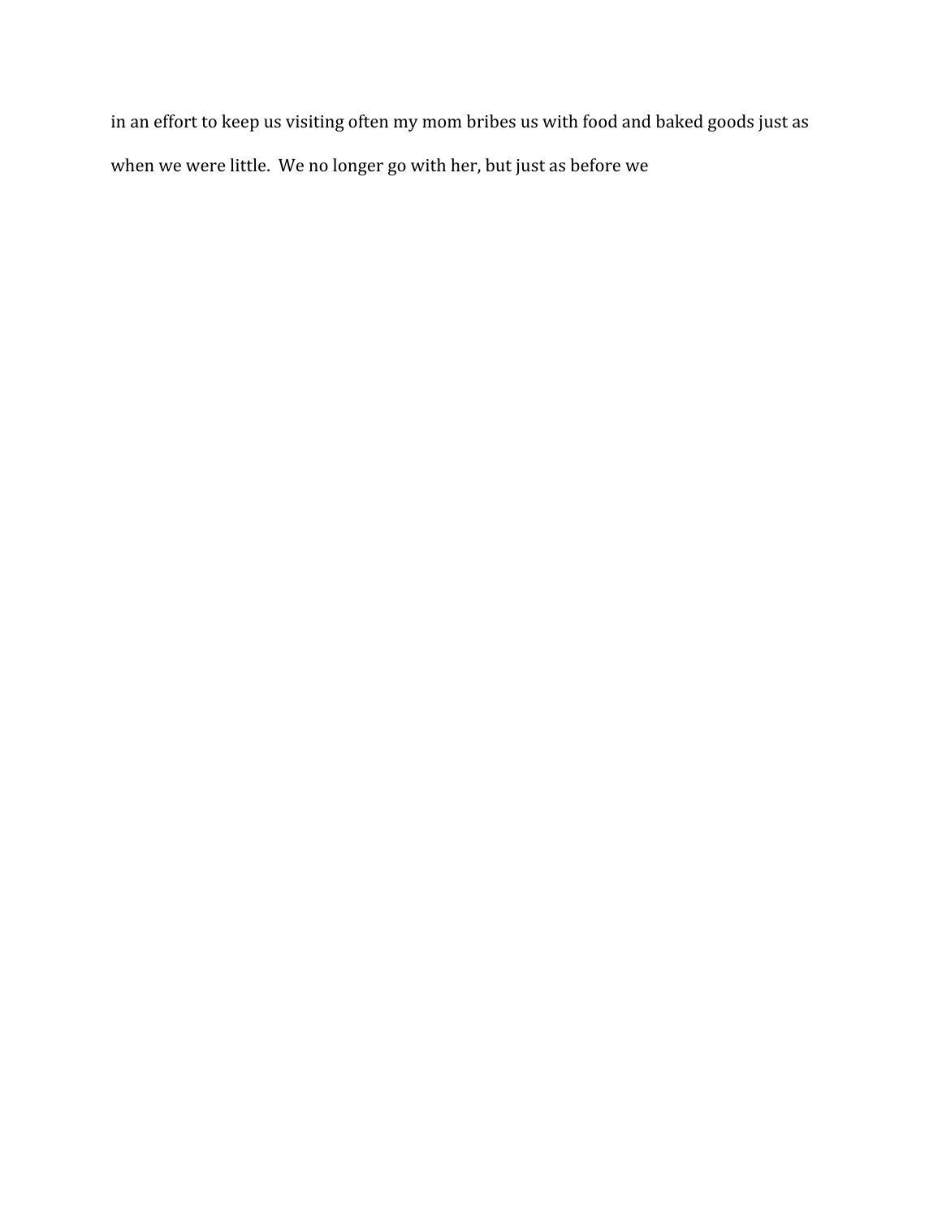in an effort to keep us visiting often my mom bribes us with food and baked goods just as when we were little.  We no longer go with her, but just as before we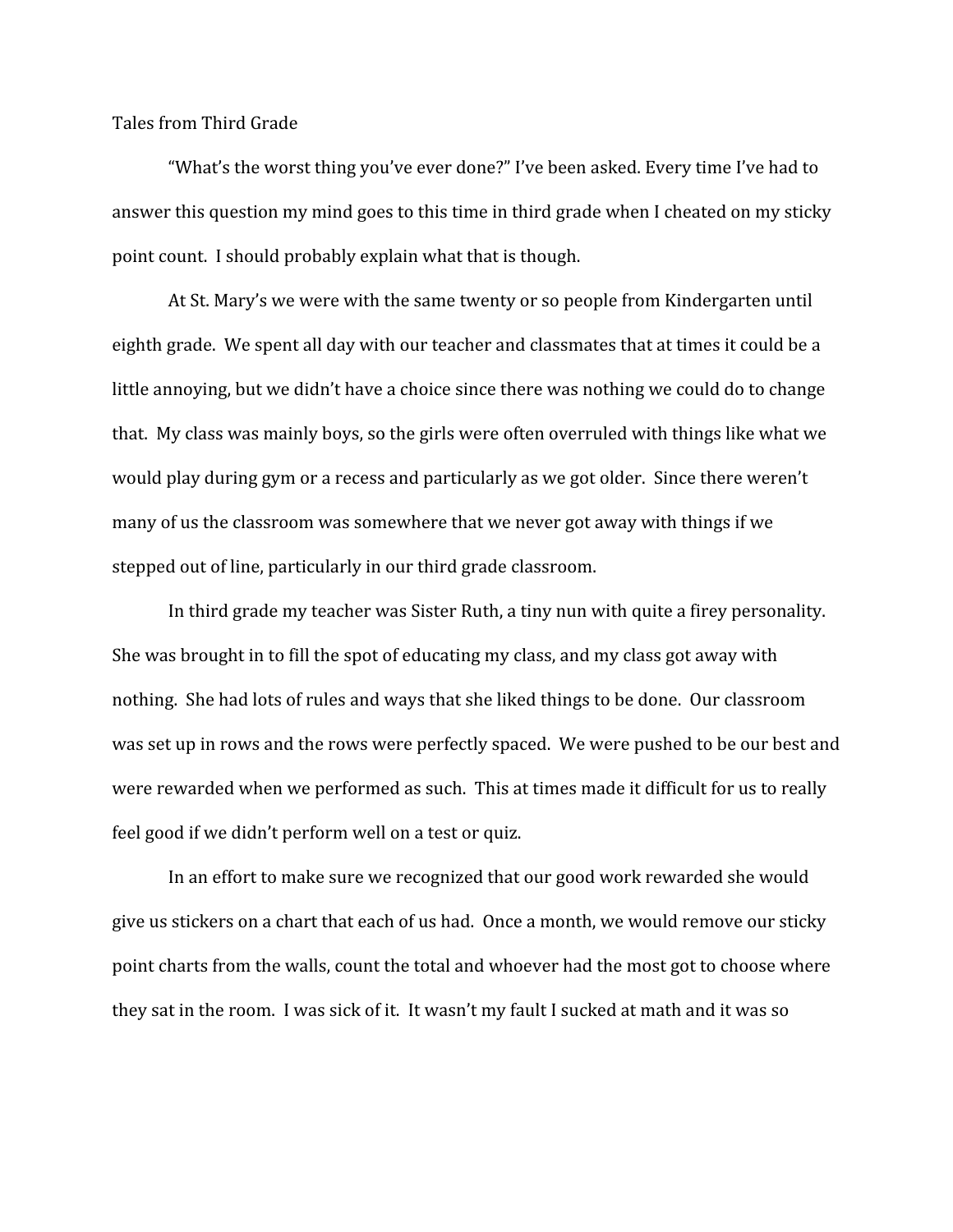Tales from Third Grade

"What's the worst thing you've ever done?" I've been asked. Every time I've had to answer this question my mind goes to this time in third grade when I cheated on my sticky point count. I should probably explain what that is though.

At St. Mary's we were with the same twenty or so people from Kindergarten until eighth grade. We spent all day with our teacher and classmates that at times it could be a little annoying, but we didn't have a choice since there was nothing we could do to change that. My class was mainly boys, so the girls were often overruled with things like what we would play during gym or a recess and particularly as we got older. Since there weren't many of us the classroom was somewhere that we never got away with things if we stepped out of line, particularly in our third grade classroom.

In third grade my teacher was Sister Ruth, a tiny nun with quite a firey personality. She was brought in to fill the spot of educating my class, and my class got away with nothing. She had lots of rules and ways that she liked things to be done. Our classroom was set up in rows and the rows were perfectly spaced. We were pushed to be our best and were rewarded when we performed as such. This at times made it difficult for us to really feel good if we didn't perform well on a test or quiz.

In an effort to make sure we recognized that our good work rewarded she would give us stickers on a chart that each of us had. Once a month, we would remove our sticky point charts from the walls, count the total and whoever had the most got to choose where they sat in the room. I was sick of it. It wasn't my fault I sucked at math and it was so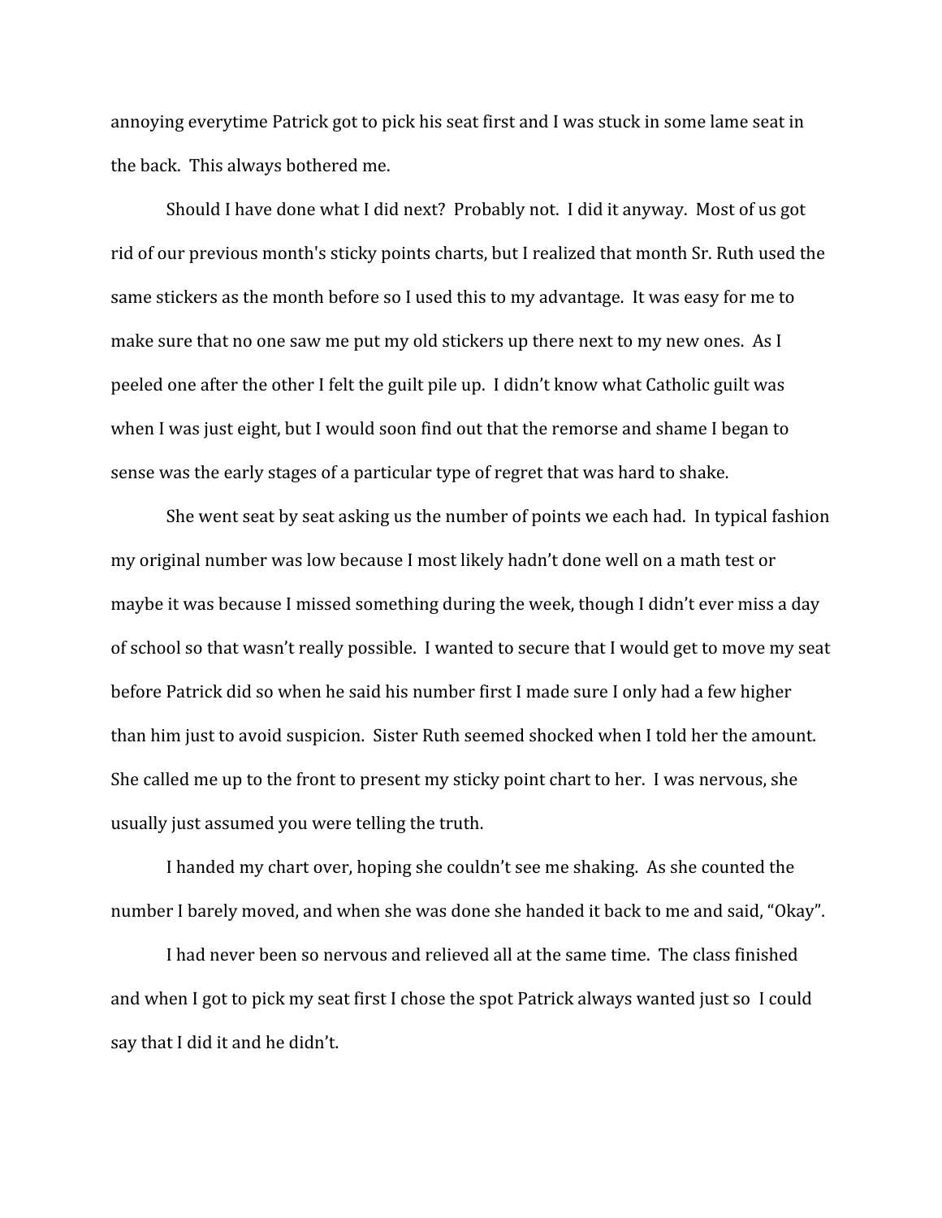annoying everytime Patrick got to pick his seat first and I was stuck in some lame seat in the back. This always bothered me.

Should I have done what I did next? Probably not. I did it anyway. Most of us got rid of our previous month's sticky points charts, but I realized that month Sr. Ruth used the same stickers as the month before so I used this to my advantage. It was easy for me to make sure that no one saw me put my old stickers up there next to my new ones. As I peeled one after the other I felt the guilt pile up. I didn't know what Catholic guilt was when I was just eight, but I would soon find out that the remorse and shame I began to sense was the early stages of a particular type of regret that was hard to shake.

She went seat by seat asking us the number of points we each had. In typical fashion my original number was low because I most likely hadn't done well on a math test or maybe it was because I missed something during the week, though I didn't ever miss a day of school so that wasn't really possible. I wanted to secure that I would get to move my seat before Patrick did so when he said his number first I made sure I only had a few higher than him just to avoid suspicion. Sister Ruth seemed shocked when I told her the amount. She called me up to the front to present my sticky point chart to her. I was nervous, she usually just assumed you were telling the truth.

I handed my chart over, hoping she couldn't see me shaking. As she counted the number I barely moved, and when she was done she handed it back to me and said, "Okay".

I had never been so nervous and relieved all at the same time. The class finished and when I got to pick my seat first I chose the spot Patrick always wanted just so I could say that I did it and he didn't.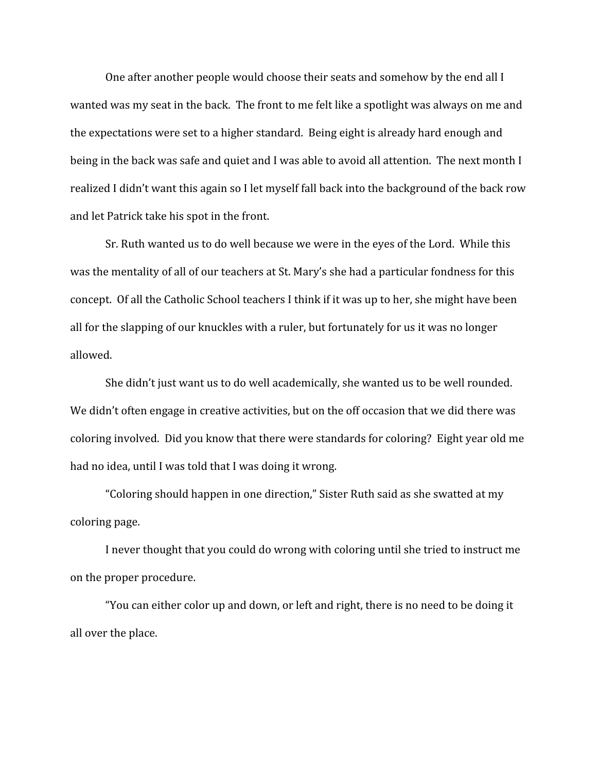One after another people would choose their seats and somehow by the end all I wanted was my seat in the back. The front to me felt like a spotlight was always on me and the expectations were set to a higher standard. Being eight is already hard enough and being in the back was safe and quiet and I was able to avoid all attention. The next month I realized I didn't want this again so I let myself fall back into the background of the back row and let Patrick take his spot in the front.

Sr. Ruth wanted us to do well because we were in the eyes of the Lord. While this was the mentality of all of our teachers at St. Mary's she had a particular fondness for this concept. Of all the Catholic School teachers I think if it was up to her, she might have been all for the slapping of our knuckles with a ruler, but fortunately for us it was no longer allowed.

She didn't just want us to do well academically, she wanted us to be well rounded. We didn't often engage in creative activities, but on the off occasion that we did there was coloring involved. Did you know that there were standards for coloring? Eight year old me had no idea, until I was told that I was doing it wrong.

"Coloring should happen in one direction," Sister Ruth said as she swatted at my coloring page.

I never thought that you could do wrong with coloring until she tried to instruct me on the proper procedure.

"You can either color up and down, or left and right, there is no need to be doing it all over the place.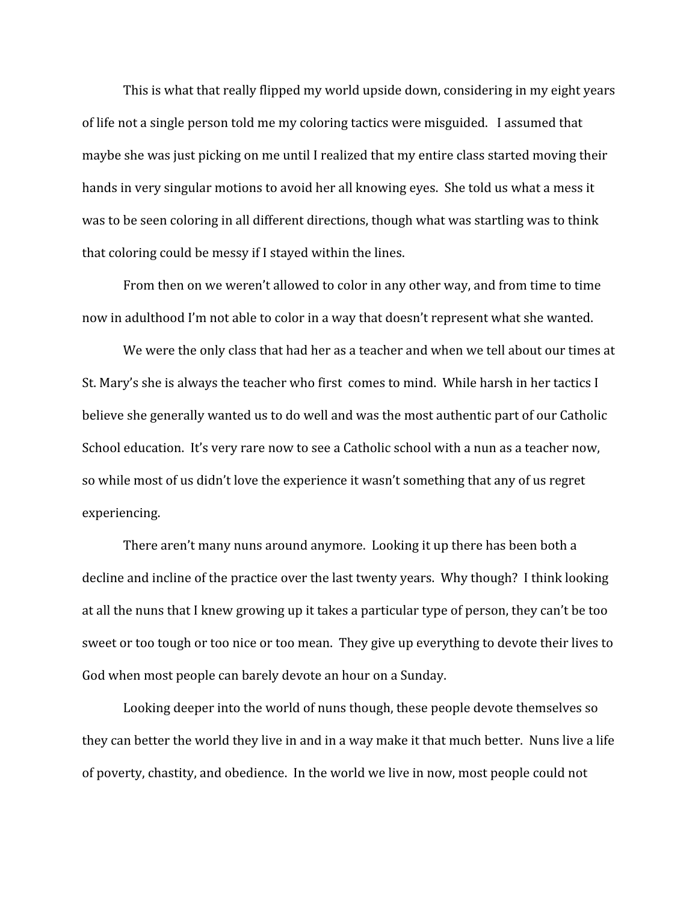This is what that really flipped my world upside down, considering in my eight years of life not a single person told me my coloring tactics were misguided.   I assumed that maybe she was just picking on me until I realized that my entire class started moving their hands in very singular motions to avoid her all knowing eyes.  She told us what a mess it was to be seen coloring in all different directions, though what was startling was to think that coloring could be messy if I stayed within the lines.

From then on we weren't allowed to color in any other way, and from time to time now in adulthood I'm not able to color in a way that doesn't represent what she wanted.

We were the only class that had her as a teacher and when we tell about our times at St. Mary's she is always the teacher who first  comes to mind.  While harsh in her tactics I believe she generally wanted us to do well and was the most authentic part of our Catholic School education.  It's very rare now to see a Catholic school with a nun as a teacher now, so while most of us didn't love the experience it wasn't something that any of us regret experiencing.

There aren't many nuns around anymore.  Looking it up there has been both a decline and incline of the practice over the last twenty years.  Why though?  I think looking at all the nuns that I knew growing up it takes a particular type of person, they can't be too sweet or too tough or too nice or too mean.  They give up everything to devote their lives to God when most people can barely devote an hour on a Sunday.

Looking deeper into the world of nuns though, these people devote themselves so they can better the world they live in and in a way make it that much better.  Nuns live a life of poverty, chastity, and obedience.  In the world we live in now, most people could not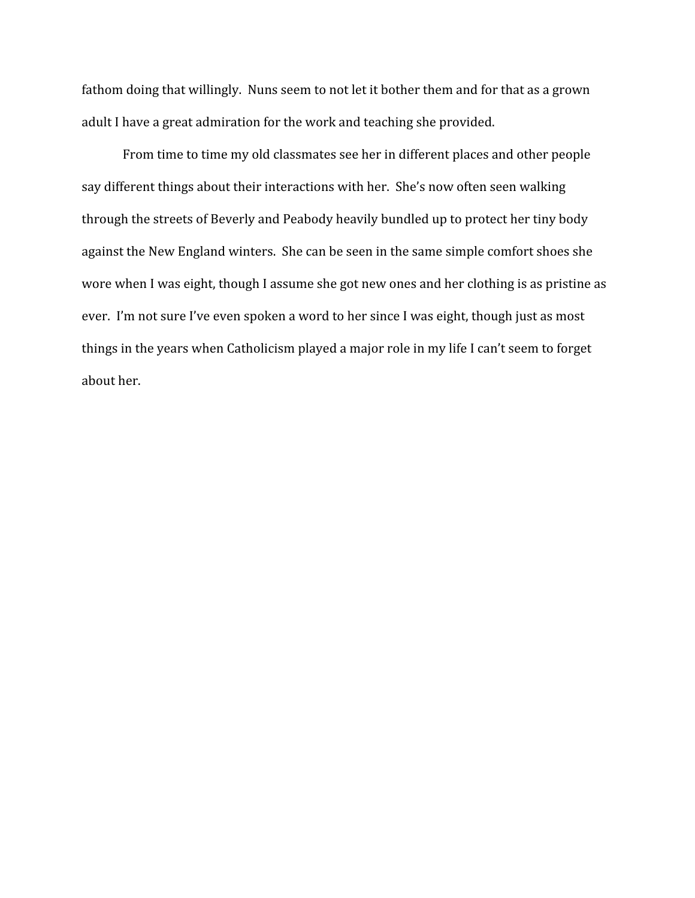fathom doing that willingly.  Nuns seem to not let it bother them and for that as a grown adult I have a great admiration for the work and teaching she provided.

From time to time my old classmates see her in different places and other people say different things about their interactions with her.  She's now often seen walking through the streets of Beverly and Peabody heavily bundled up to protect her tiny body against the New England winters.  She can be seen in the same simple comfort shoes she wore when I was eight, though I assume she got new ones and her clothing is as pristine as ever.  I'm not sure I've even spoken a word to her since I was eight, though just as most things in the years when Catholicism played a major role in my life I can't seem to forget about her.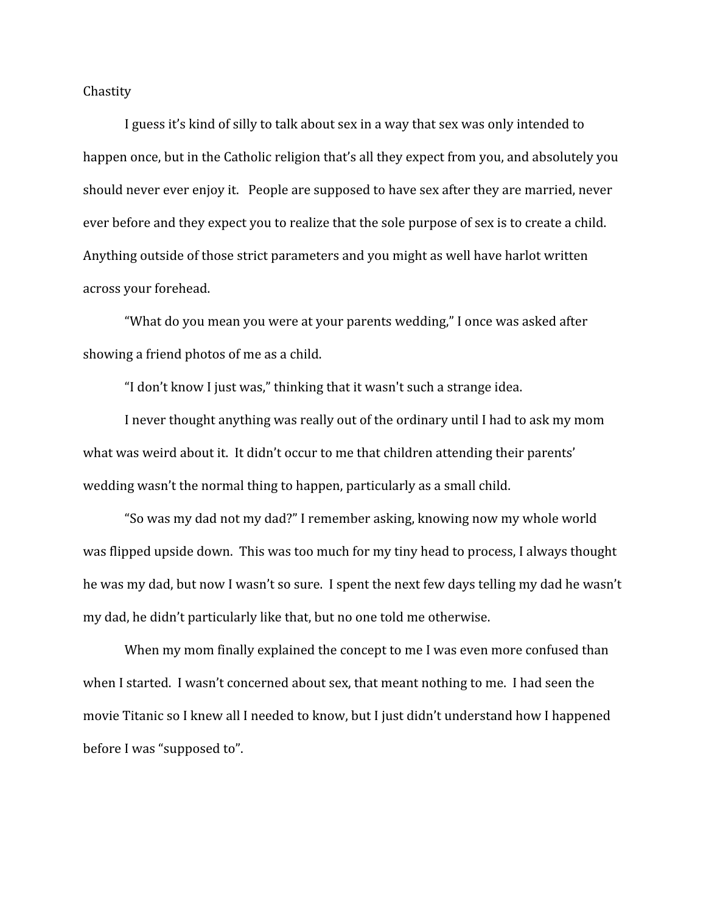Chastity

I guess it's kind of silly to talk about sex in a way that sex was only intended to happen once, but in the Catholic religion that's all they expect from you, and absolutely you should never ever enjoy it. People are supposed to have sex after they are married, never ever before and they expect you to realize that the sole purpose of sex is to create a child. Anything outside of those strict parameters and you might as well have harlot written across your forehead.

"What do you mean you were at your parents wedding," I once was asked after showing a friend photos of me as a child.

"I don't know I just was," thinking that it wasn't such a strange idea.

I never thought anything was really out of the ordinary until I had to ask my mom what was weird about it. It didn't occur to me that children attending their parents' wedding wasn't the normal thing to happen, particularly as a small child.

"So was my dad not my dad?" I remember asking, knowing now my whole world was flipped upside down. This was too much for my tiny head to process, I always thought he was my dad, but now I wasn't so sure. I spent the next few days telling my dad he wasn't my dad, he didn't particularly like that, but no one told me otherwise.

When my mom finally explained the concept to me I was even more confused than when I started. I wasn't concerned about sex, that meant nothing to me. I had seen the movie Titanic so I knew all I needed to know, but I just didn't understand how I happened before I was "supposed to".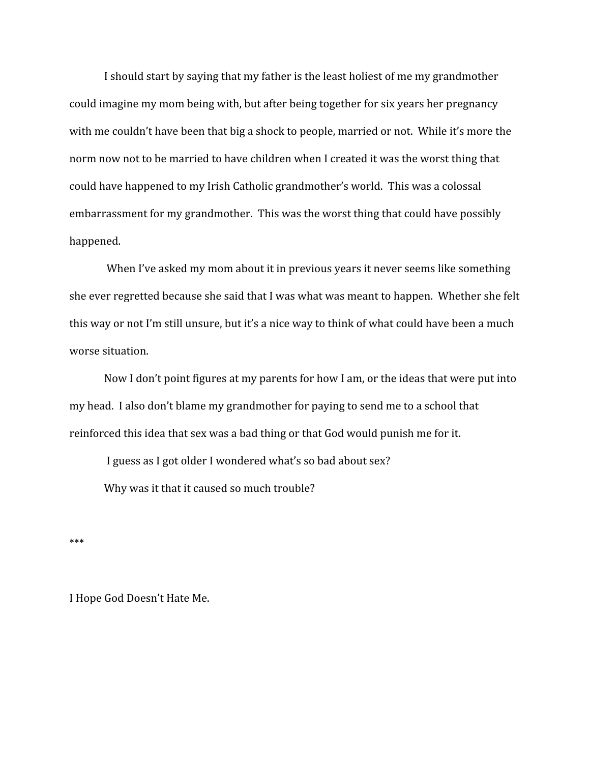I should start by saying that my father is the least holiest of me my grandmother could imagine my mom being with, but after being together for six years her pregnancy with me couldn't have been that big a shock to people, married or not. While it's more the norm now not to be married to have children when I created it was the worst thing that could have happened to my Irish Catholic grandmother's world. This was a colossal embarrassment for my grandmother. This was the worst thing that could have possibly happened.

When I've asked my mom about it in previous years it never seems like something she ever regretted because she said that I was what was meant to happen. Whether she felt this way or not I'm still unsure, but it's a nice way to think of what could have been a much worse situation.

Now I don't point figures at my parents for how I am, or the ideas that were put into my head. I also don't blame my grandmother for paying to send me to a school that reinforced this idea that sex was a bad thing or that God would punish me for it.

I guess as I got older I wondered what's so bad about sex?

Why was it that it caused so much trouble?

***

I Hope God Doesn't Hate Me.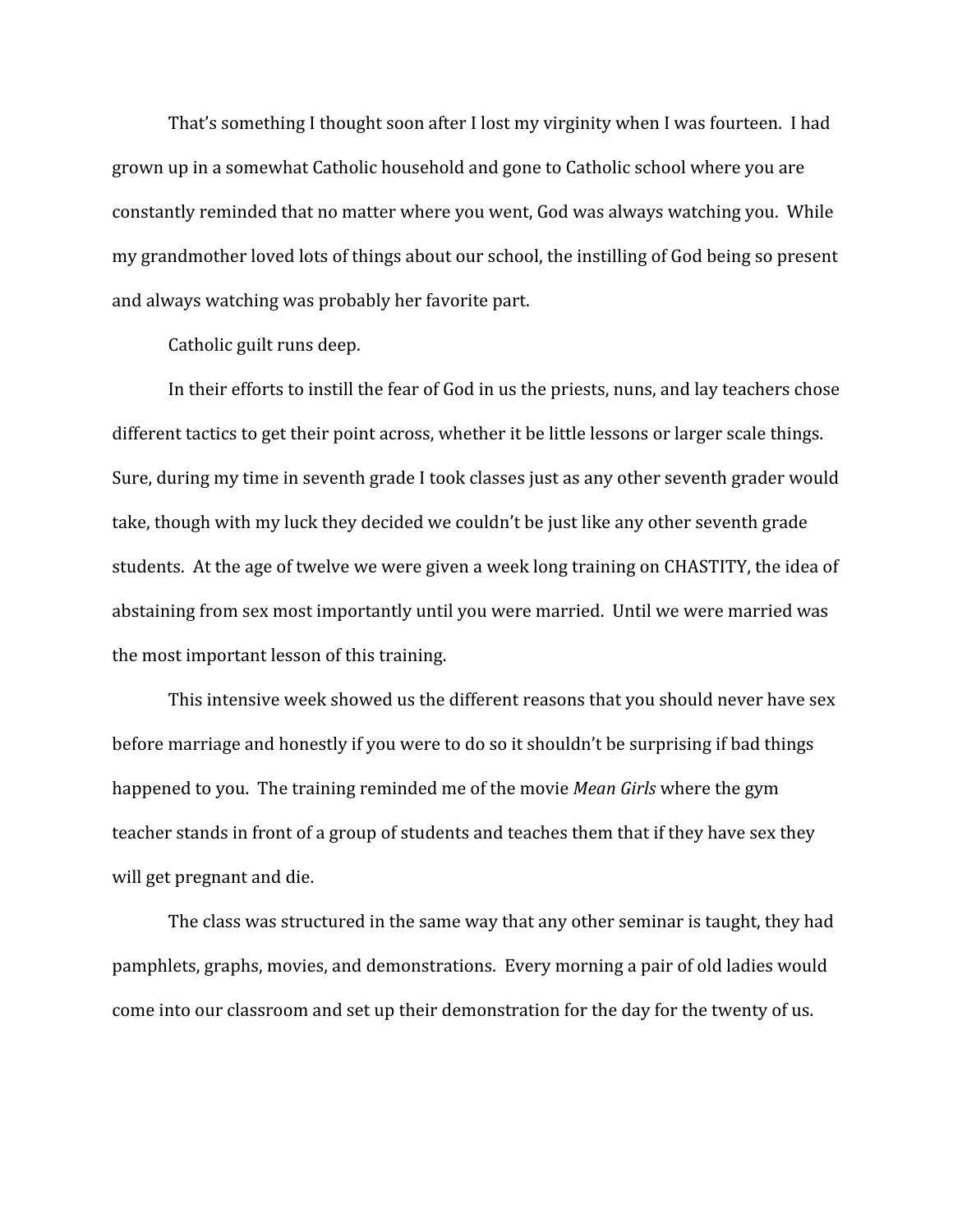That's something I thought soon after I lost my virginity when I was fourteen. I had grown up in a somewhat Catholic household and gone to Catholic school where you are constantly reminded that no matter where you went, God was always watching you. While my grandmother loved lots of things about our school, the instilling of God being so present and always watching was probably her favorite part.

Catholic guilt runs deep.

In their efforts to instill the fear of God in us the priests, nuns, and lay teachers chose different tactics to get their point across, whether it be little lessons or larger scale things. Sure, during my time in seventh grade I took classes just as any other seventh grader would take, though with my luck they decided we couldn't be just like any other seventh grade students. At the age of twelve we were given a week long training on CHASTITY, the idea of abstaining from sex most importantly until you were married. Until we were married was the most important lesson of this training.

This intensive week showed us the different reasons that you should never have sex before marriage and honestly if you were to do so it shouldn't be surprising if bad things happened to you. The training reminded me of the movie *Mean Girls* where the gym teacher stands in front of a group of students and teaches them that if they have sex they will get pregnant and die.

The class was structured in the same way that any other seminar is taught, they had pamphlets, graphs, movies, and demonstrations. Every morning a pair of old ladies would come into our classroom and set up their demonstration for the day for the twenty of us.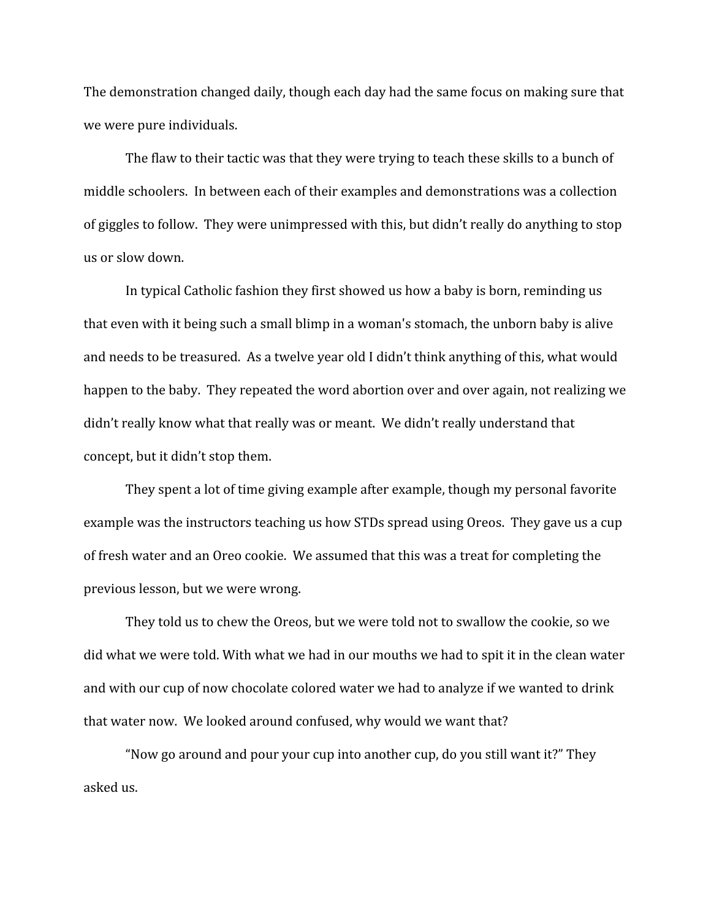The demonstration changed daily, though each day had the same focus on making sure that we were pure individuals.

The flaw to their tactic was that they were trying to teach these skills to a bunch of middle schoolers. In between each of their examples and demonstrations was a collection of giggles to follow. They were unimpressed with this, but didn't really do anything to stop us or slow down.

In typical Catholic fashion they first showed us how a baby is born, reminding us that even with it being such a small blimp in a woman's stomach, the unborn baby is alive and needs to be treasured. As a twelve year old I didn't think anything of this, what would happen to the baby. They repeated the word abortion over and over again, not realizing we didn't really know what that really was or meant. We didn't really understand that concept, but it didn't stop them.

They spent a lot of time giving example after example, though my personal favorite example was the instructors teaching us how STDs spread using Oreos. They gave us a cup of fresh water and an Oreo cookie. We assumed that this was a treat for completing the previous lesson, but we were wrong.

They told us to chew the Oreos, but we were told not to swallow the cookie, so we did what we were told. With what we had in our mouths we had to spit it in the clean water and with our cup of now chocolate colored water we had to analyze if we wanted to drink that water now. We looked around confused, why would we want that?

"Now go around and pour your cup into another cup, do you still want it?" They asked us.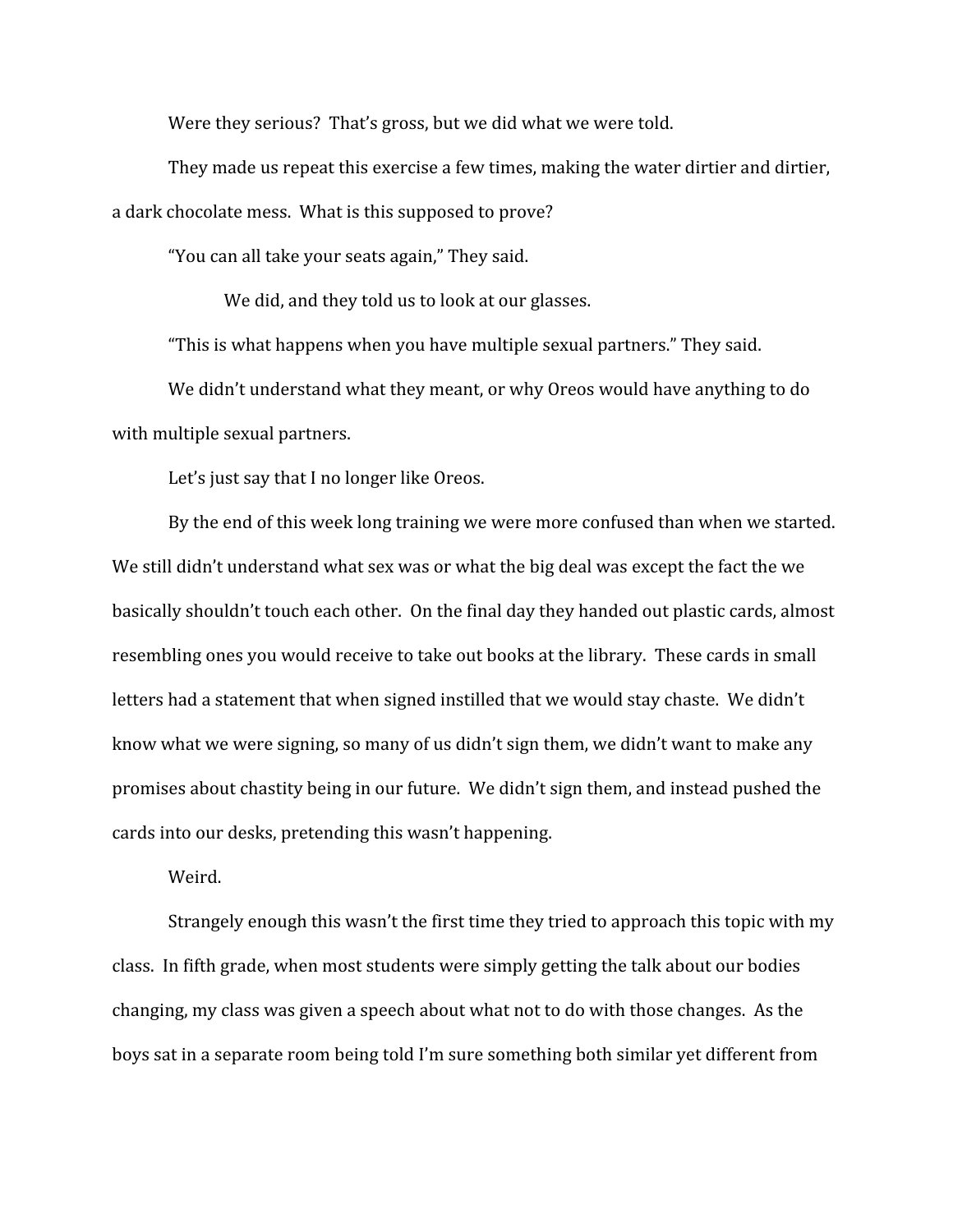Were they serious? That's gross, but we did what we were told.

They made us repeat this exercise a few times, making the water dirtier and dirtier, a dark chocolate mess. What is this supposed to prove?

"You can all take your seats again," They said.

We did, and they told us to look at our glasses.

"This is what happens when you have multiple sexual partners." They said.

We didn't understand what they meant, or why Oreos would have anything to do with multiple sexual partners.

Let's just say that I no longer like Oreos.

By the end of this week long training we were more confused than when we started. We still didn't understand what sex was or what the big deal was except the fact the we basically shouldn't touch each other. On the final day they handed out plastic cards, almost resembling ones you would receive to take out books at the library. These cards in small letters had a statement that when signed instilled that we would stay chaste. We didn't know what we were signing, so many of us didn't sign them, we didn't want to make any promises about chastity being in our future. We didn't sign them, and instead pushed the cards into our desks, pretending this wasn't happening.

Weird.

Strangely enough this wasn't the first time they tried to approach this topic with my class. In fifth grade, when most students were simply getting the talk about our bodies changing, my class was given a speech about what not to do with those changes. As the boys sat in a separate room being told I'm sure something both similar yet different from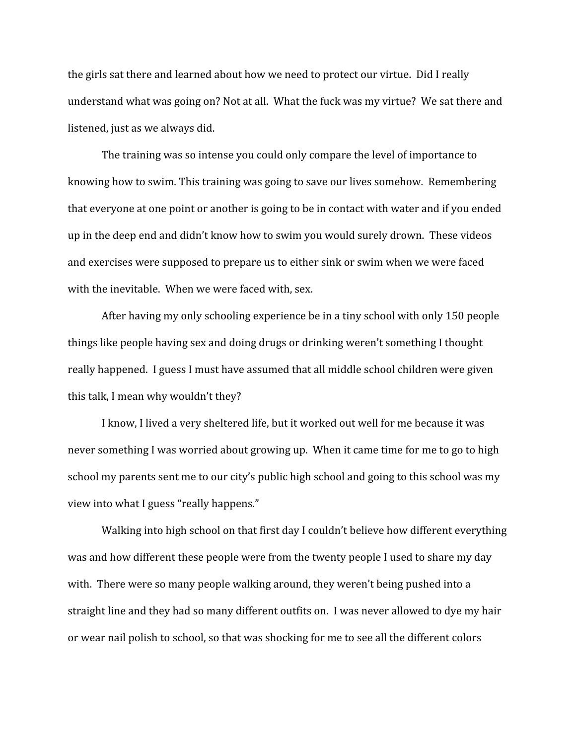the girls sat there and learned about how we need to protect our virtue. Did I really understand what was going on? Not at all. What the fuck was my virtue? We sat there and listened, just as we always did.

The training was so intense you could only compare the level of importance to knowing how to swim. This training was going to save our lives somehow. Remembering that everyone at one point or another is going to be in contact with water and if you ended up in the deep end and didn't know how to swim you would surely drown. These videos and exercises were supposed to prepare us to either sink or swim when we were faced with the inevitable. When we were faced with, sex.

After having my only schooling experience be in a tiny school with only 150 people things like people having sex and doing drugs or drinking weren't something I thought really happened. I guess I must have assumed that all middle school children were given this talk, I mean why wouldn't they?

I know, I lived a very sheltered life, but it worked out well for me because it was never something I was worried about growing up. When it came time for me to go to high school my parents sent me to our city's public high school and going to this school was my view into what I guess "really happens."

Walking into high school on that first day I couldn't believe how different everything was and how different these people were from the twenty people I used to share my day with. There were so many people walking around, they weren't being pushed into a straight line and they had so many different outfits on. I was never allowed to dye my hair or wear nail polish to school, so that was shocking for me to see all the different colors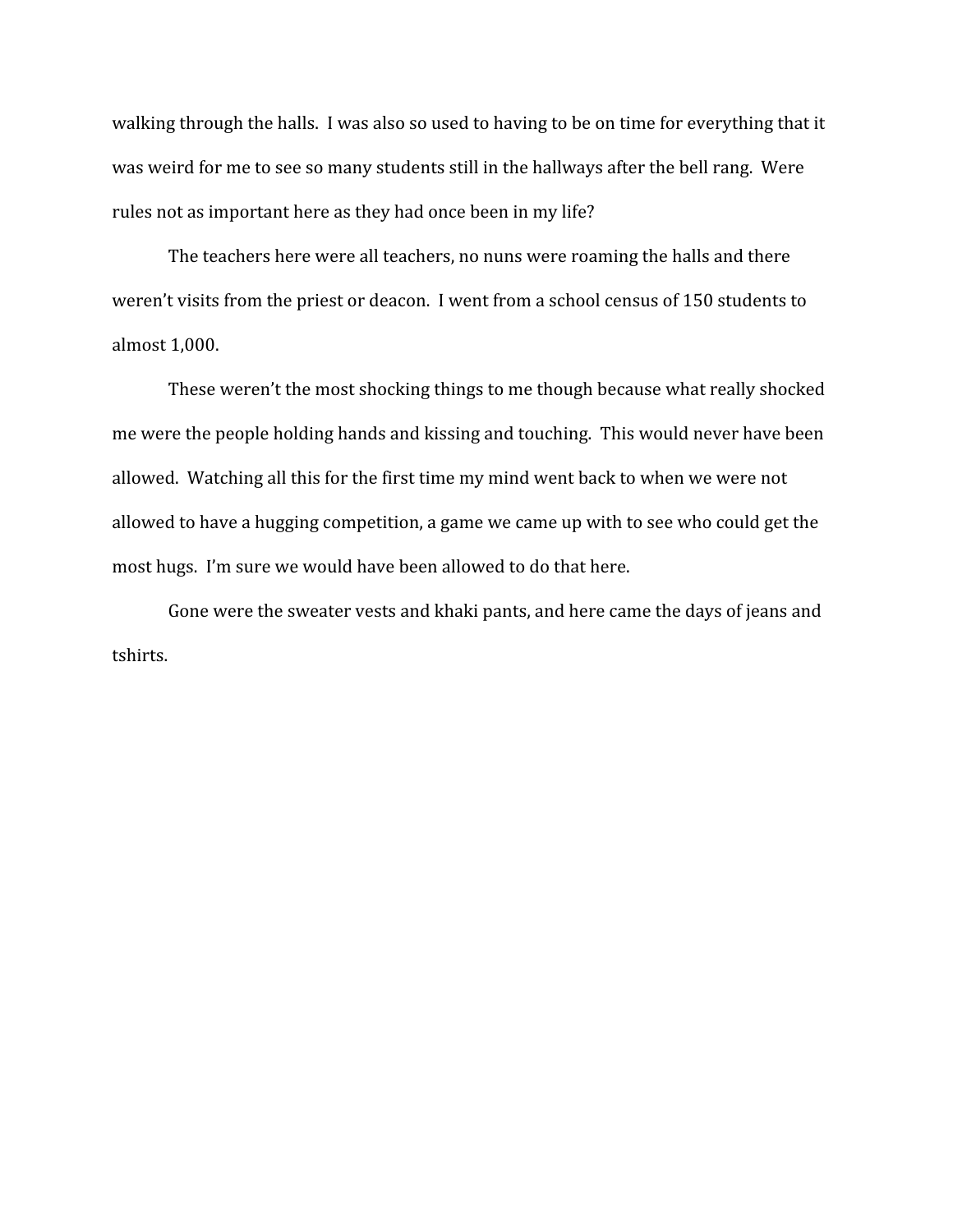walking through the halls. I was also so used to having to be on time for everything that it was weird for me to see so many students still in the hallways after the bell rang. Were rules not as important here as they had once been in my life?

The teachers here were all teachers, no nuns were roaming the halls and there weren't visits from the priest or deacon. I went from a school census of 150 students to almost 1,000.

These weren't the most shocking things to me though because what really shocked me were the people holding hands and kissing and touching. This would never have been allowed. Watching all this for the first time my mind went back to when we were not allowed to have a hugging competition, a game we came up with to see who could get the most hugs. I'm sure we would have been allowed to do that here.

Gone were the sweater vests and khaki pants, and here came the days of jeans and tshirts.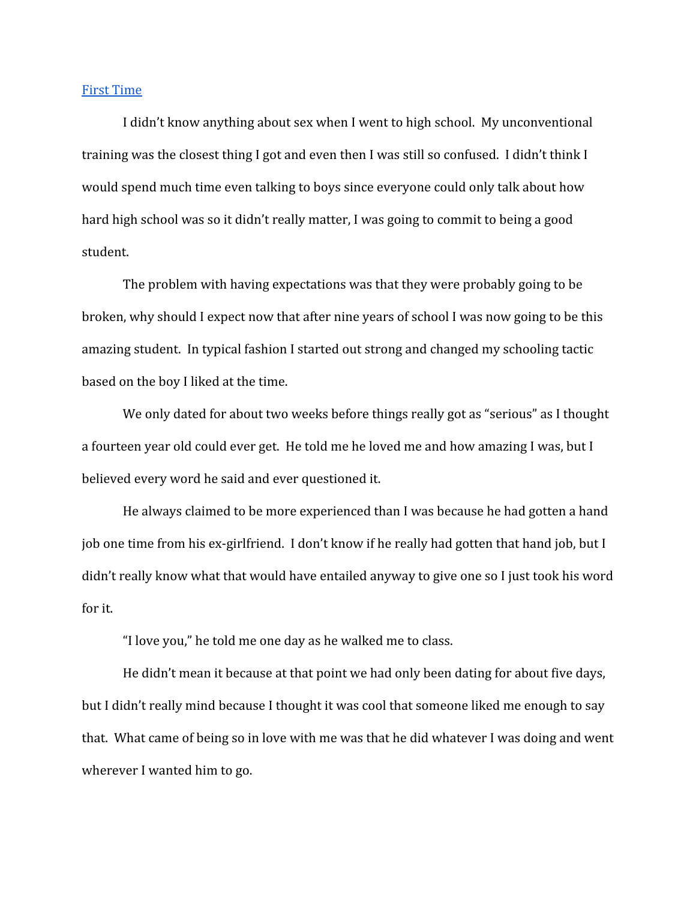First Time

I didn't know anything about sex when I went to high school. My unconventional training was the closest thing I got and even then I was still so confused. I didn't think I would spend much time even talking to boys since everyone could only talk about how hard high school was so it didn't really matter, I was going to commit to being a good student.

The problem with having expectations was that they were probably going to be broken, why should I expect now that after nine years of school I was now going to be this amazing student. In typical fashion I started out strong and changed my schooling tactic based on the boy I liked at the time.

We only dated for about two weeks before things really got as "serious" as I thought a fourteen year old could ever get. He told me he loved me and how amazing I was, but I believed every word he said and ever questioned it.

He always claimed to be more experienced than I was because he had gotten a hand job one time from his ex-girlfriend. I don't know if he really had gotten that hand job, but I didn't really know what that would have entailed anyway to give one so I just took his word for it.

"I love you," he told me one day as he walked me to class.

He didn't mean it because at that point we had only been dating for about five days, but I didn't really mind because I thought it was cool that someone liked me enough to say that. What came of being so in love with me was that he did whatever I was doing and went wherever I wanted him to go.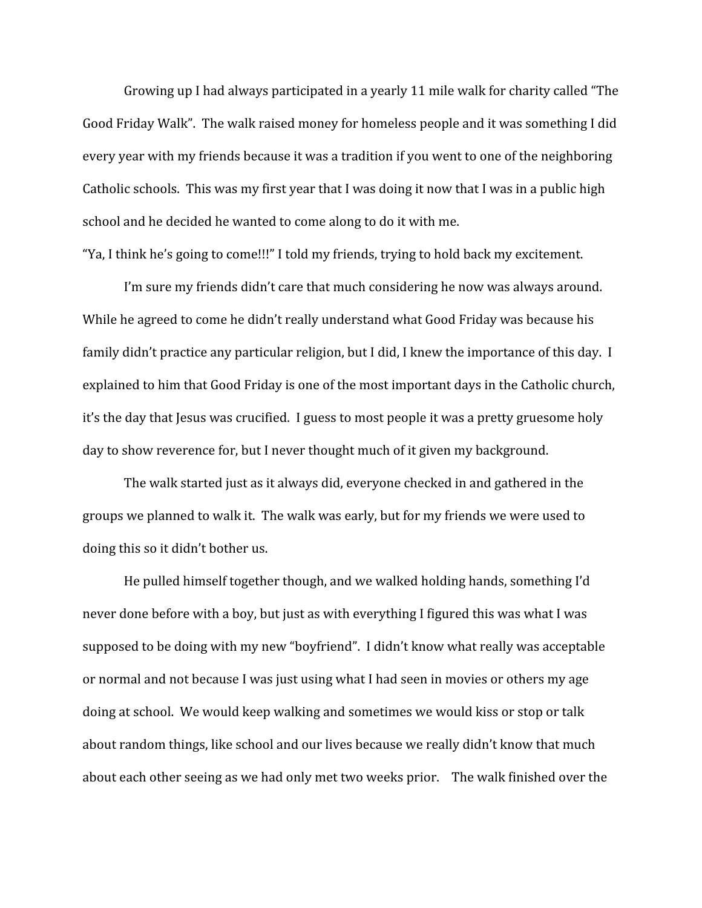Growing up I had always participated in a yearly 11 mile walk for charity called "The Good Friday Walk". The walk raised money for homeless people and it was something I did every year with my friends because it was a tradition if you went to one of the neighboring Catholic schools. This was my first year that I was doing it now that I was in a public high school and he decided he wanted to come along to do it with me.

"Ya, I think he's going to come!!!" I told my friends, trying to hold back my excitement.

I'm sure my friends didn't care that much considering he now was always around. While he agreed to come he didn't really understand what Good Friday was because his family didn't practice any particular religion, but I did, I knew the importance of this day. I explained to him that Good Friday is one of the most important days in the Catholic church, it's the day that Jesus was crucified. I guess to most people it was a pretty gruesome holy day to show reverence for, but I never thought much of it given my background.

The walk started just as it always did, everyone checked in and gathered in the groups we planned to walk it. The walk was early, but for my friends we were used to doing this so it didn't bother us.

He pulled himself together though, and we walked holding hands, something I'd never done before with a boy, but just as with everything I figured this was what I was supposed to be doing with my new "boyfriend". I didn't know what really was acceptable or normal and not because I was just using what I had seen in movies or others my age doing at school. We would keep walking and sometimes we would kiss or stop or talk about random things, like school and our lives because we really didn't know that much about each other seeing as we had only met two weeks prior. The walk finished over the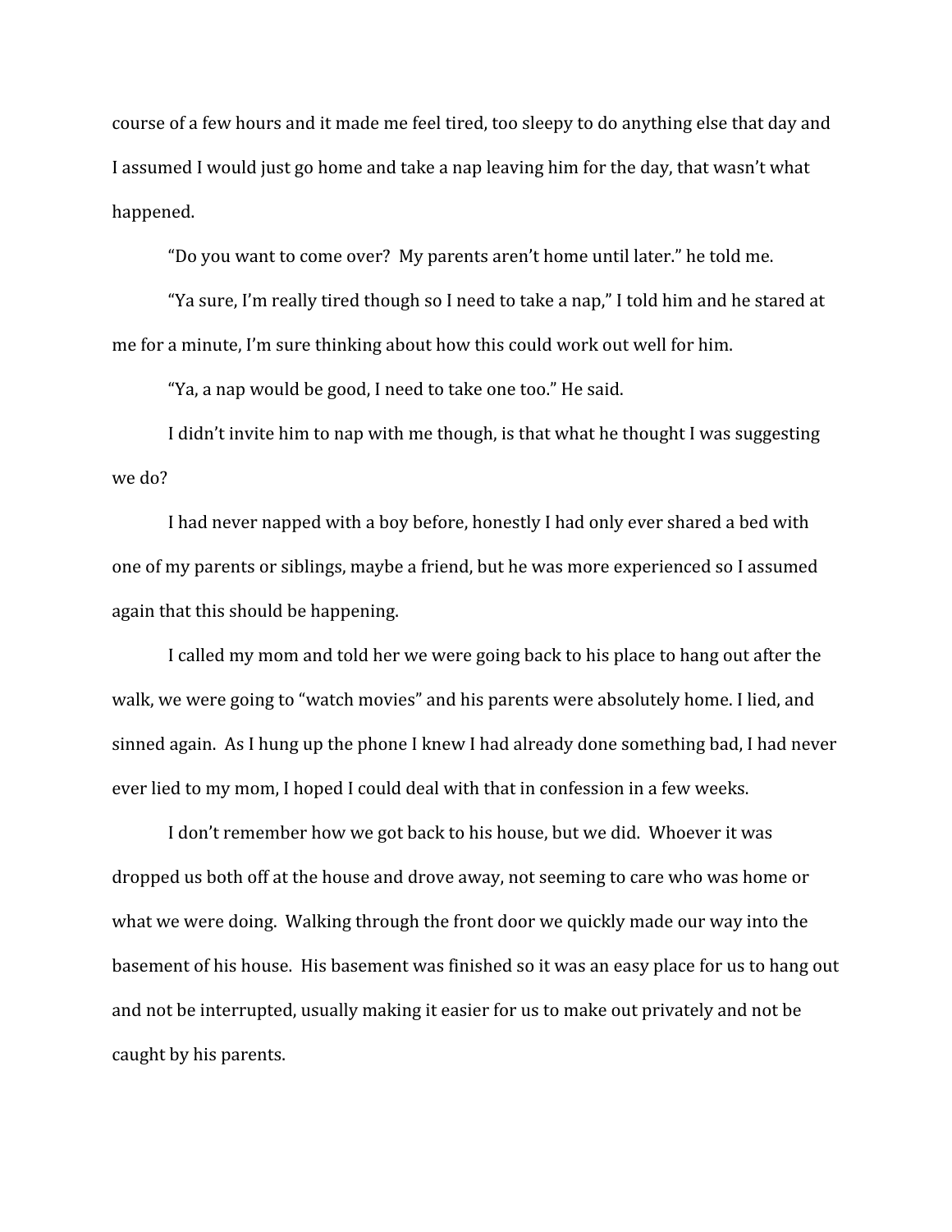course of a few hours and it made me feel tired, too sleepy to do anything else that day and I assumed I would just go home and take a nap leaving him for the day, that wasn't what happened.

"Do you want to come over? My parents aren't home until later." he told me.

"Ya sure, I'm really tired though so I need to take a nap," I told him and he stared at me for a minute, I'm sure thinking about how this could work out well for him.

"Ya, a nap would be good, I need to take one too." He said.

I didn't invite him to nap with me though, is that what he thought I was suggesting we do?

I had never napped with a boy before, honestly I had only ever shared a bed with one of my parents or siblings, maybe a friend, but he was more experienced so I assumed again that this should be happening.

I called my mom and told her we were going back to his place to hang out after the walk, we were going to "watch movies" and his parents were absolutely home. I lied, and sinned again. As I hung up the phone I knew I had already done something bad, I had never ever lied to my mom, I hoped I could deal with that in confession in a few weeks.

I don't remember how we got back to his house, but we did. Whoever it was dropped us both off at the house and drove away, not seeming to care who was home or what we were doing. Walking through the front door we quickly made our way into the basement of his house. His basement was finished so it was an easy place for us to hang out and not be interrupted, usually making it easier for us to make out privately and not be caught by his parents.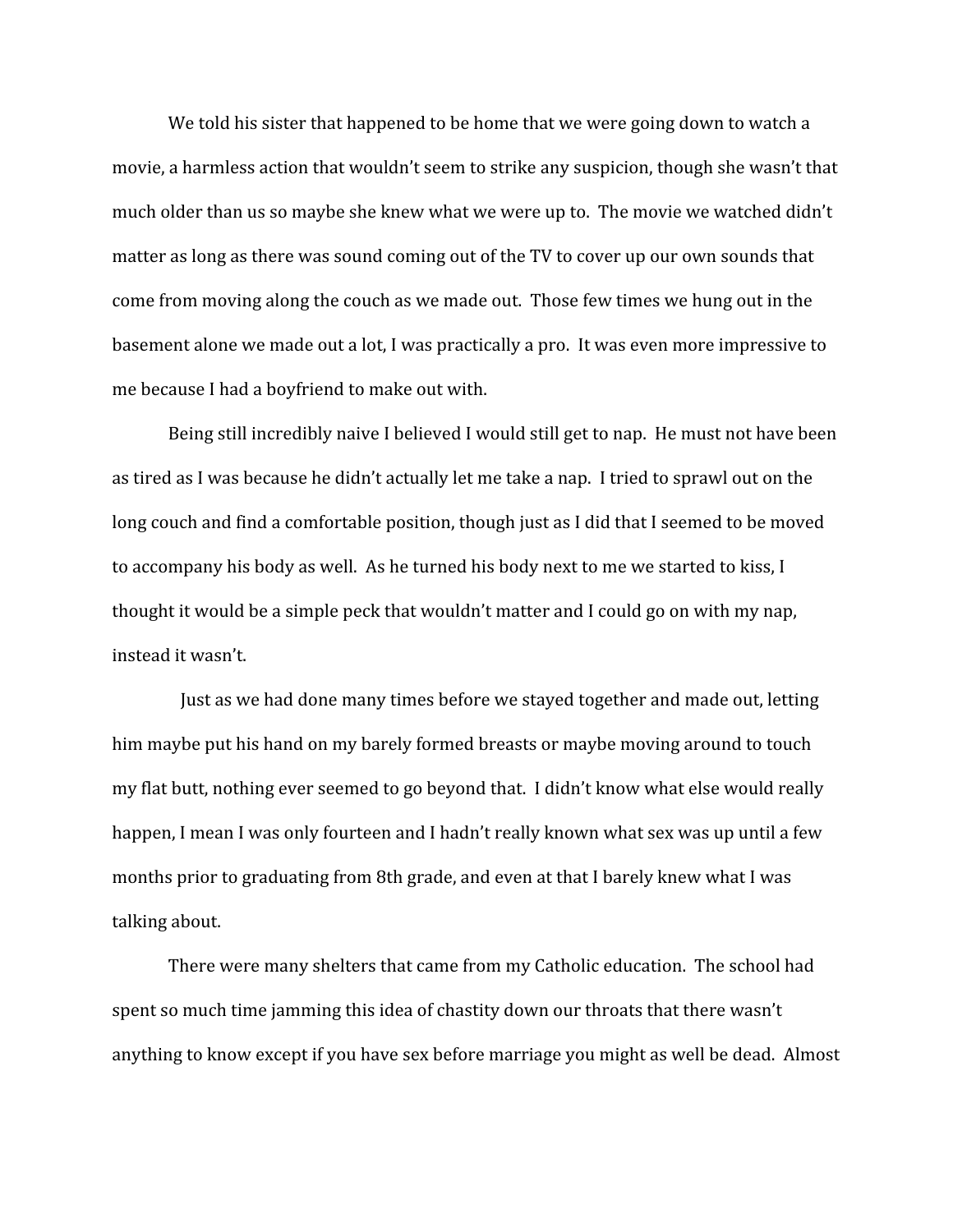We told his sister that happened to be home that we were going down to watch a movie, a harmless action that wouldn't seem to strike any suspicion, though she wasn't that much older than us so maybe she knew what we were up to. The movie we watched didn't matter as long as there was sound coming out of the TV to cover up our own sounds that come from moving along the couch as we made out. Those few times we hung out in the basement alone we made out a lot, I was practically a pro. It was even more impressive to me because I had a boyfriend to make out with.

Being still incredibly naive I believed I would still get to nap. He must not have been as tired as I was because he didn't actually let me take a nap. I tried to sprawl out on the long couch and find a comfortable position, though just as I did that I seemed to be moved to accompany his body as well. As he turned his body next to me we started to kiss, I thought it would be a simple peck that wouldn't matter and I could go on with my nap, instead it wasn't.

Just as we had done many times before we stayed together and made out, letting him maybe put his hand on my barely formed breasts or maybe moving around to touch my flat butt, nothing ever seemed to go beyond that. I didn't know what else would really happen, I mean I was only fourteen and I hadn't really known what sex was up until a few months prior to graduating from 8th grade, and even at that I barely knew what I was talking about.

There were many shelters that came from my Catholic education. The school had spent so much time jamming this idea of chastity down our throats that there wasn't anything to know except if you have sex before marriage you might as well be dead. Almost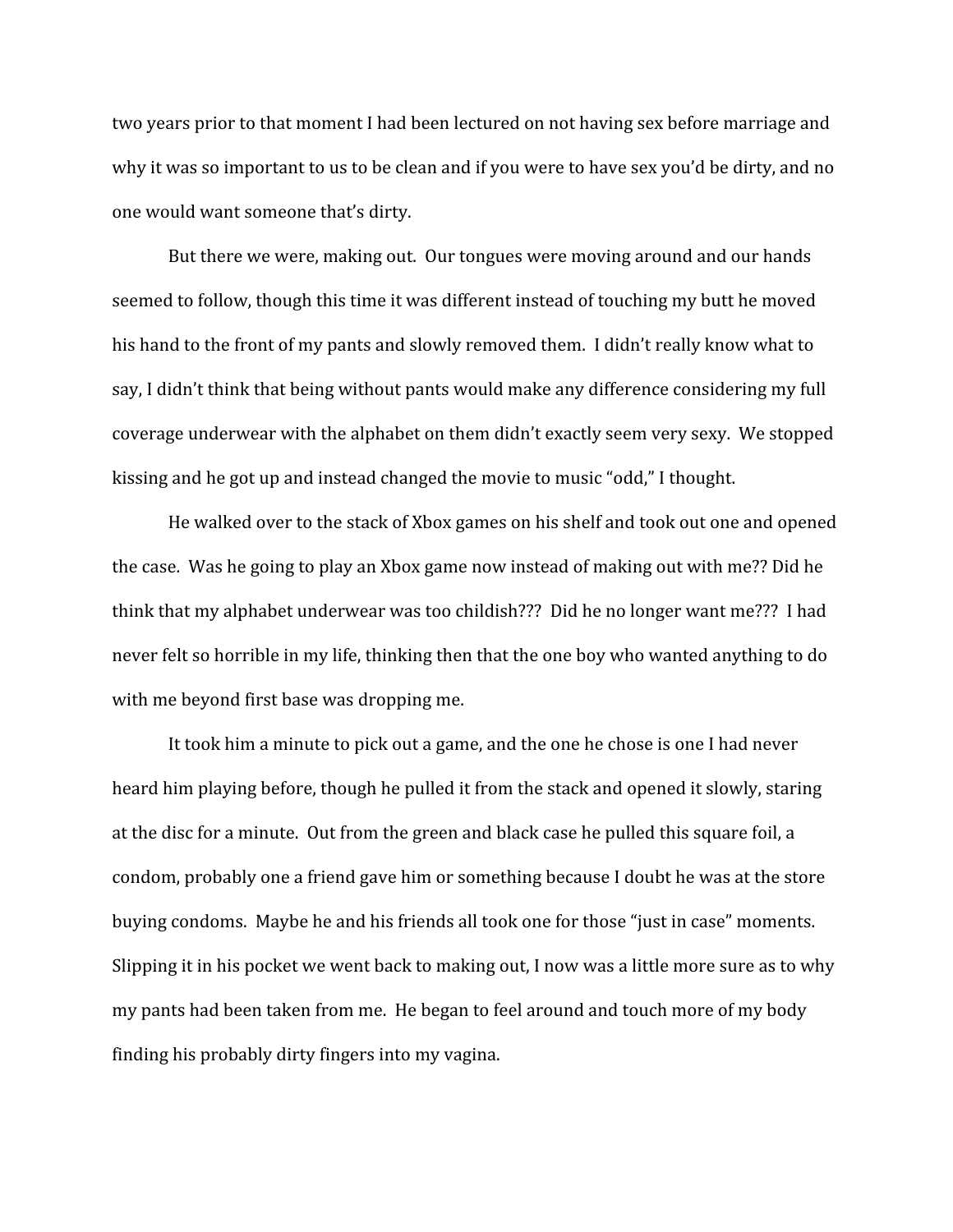two years prior to that moment I had been lectured on not having sex before marriage and why it was so important to us to be clean and if you were to have sex you'd be dirty, and no one would want someone that's dirty.

But there we were, making out. Our tongues were moving around and our hands seemed to follow, though this time it was different instead of touching my butt he moved his hand to the front of my pants and slowly removed them. I didn't really know what to say, I didn't think that being without pants would make any difference considering my full coverage underwear with the alphabet on them didn't exactly seem very sexy. We stopped kissing and he got up and instead changed the movie to music "odd," I thought.

He walked over to the stack of Xbox games on his shelf and took out one and opened the case. Was he going to play an Xbox game now instead of making out with me?? Did he think that my alphabet underwear was too childish??? Did he no longer want me??? I had never felt so horrible in my life, thinking then that the one boy who wanted anything to do with me beyond first base was dropping me.

It took him a minute to pick out a game, and the one he chose is one I had never heard him playing before, though he pulled it from the stack and opened it slowly, staring at the disc for a minute. Out from the green and black case he pulled this square foil, a condom, probably one a friend gave him or something because I doubt he was at the store buying condoms. Maybe he and his friends all took one for those "just in case" moments. Slipping it in his pocket we went back to making out, I now was a little more sure as to why my pants had been taken from me. He began to feel around and touch more of my body finding his probably dirty fingers into my vagina.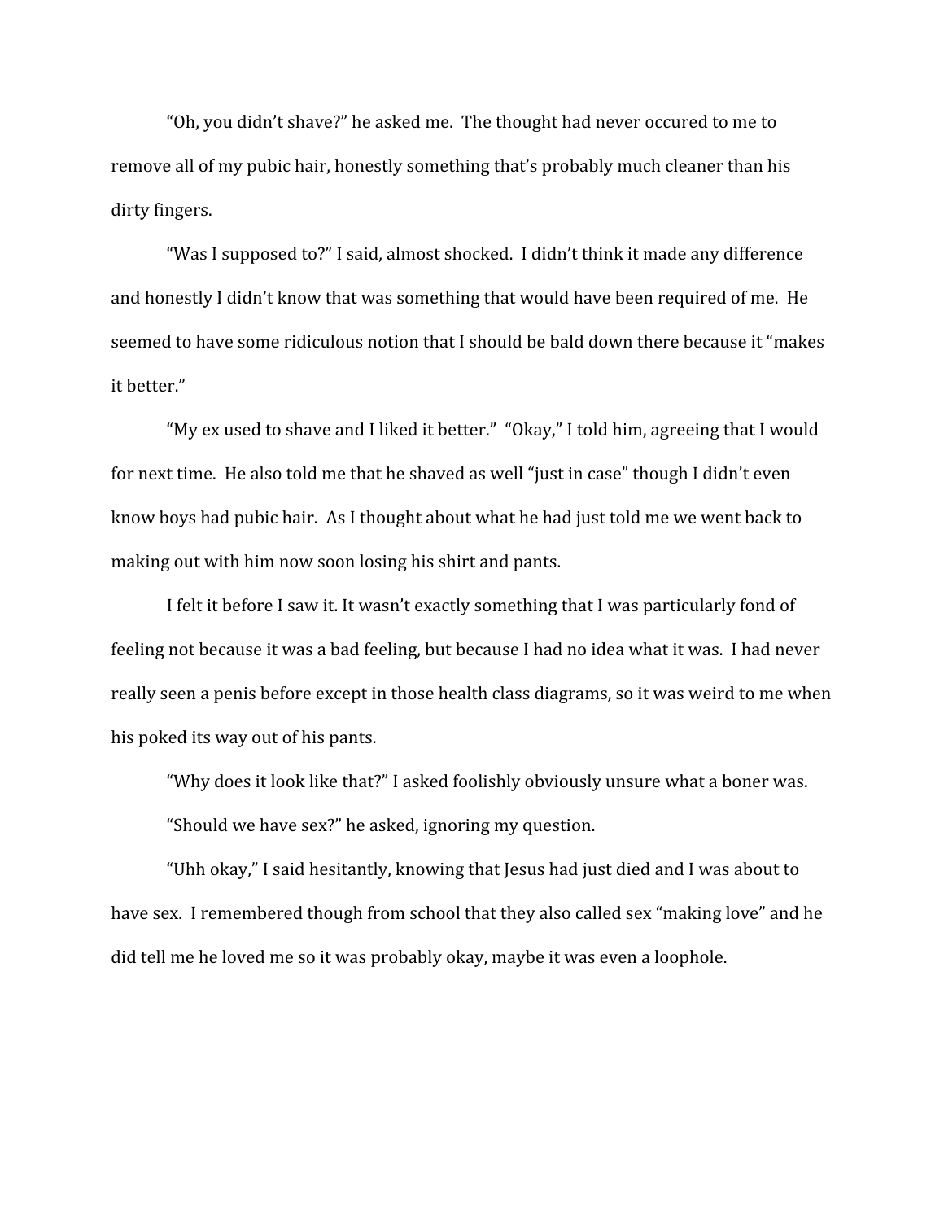"Oh, you didn't shave?" he asked me. The thought had never occured to me to remove all of my pubic hair, honestly something that's probably much cleaner than his dirty fingers.

"Was I supposed to?" I said, almost shocked. I didn't think it made any difference and honestly I didn't know that was something that would have been required of me. He seemed to have some ridiculous notion that I should be bald down there because it "makes it better."

"My ex used to shave and I liked it better." "Okay," I told him, agreeing that I would for next time. He also told me that he shaved as well "just in case" though I didn't even know boys had pubic hair. As I thought about what he had just told me we went back to making out with him now soon losing his shirt and pants.

I felt it before I saw it. It wasn't exactly something that I was particularly fond of feeling not because it was a bad feeling, but because I had no idea what it was. I had never really seen a penis before except in those health class diagrams, so it was weird to me when his poked its way out of his pants.

"Why does it look like that?" I asked foolishly obviously unsure what a boner was.

"Should we have sex?" he asked, ignoring my question.

"Uhh okay," I said hesitantly, knowing that Jesus had just died and I was about to have sex. I remembered though from school that they also called sex "making love" and he did tell me he loved me so it was probably okay, maybe it was even a loophole.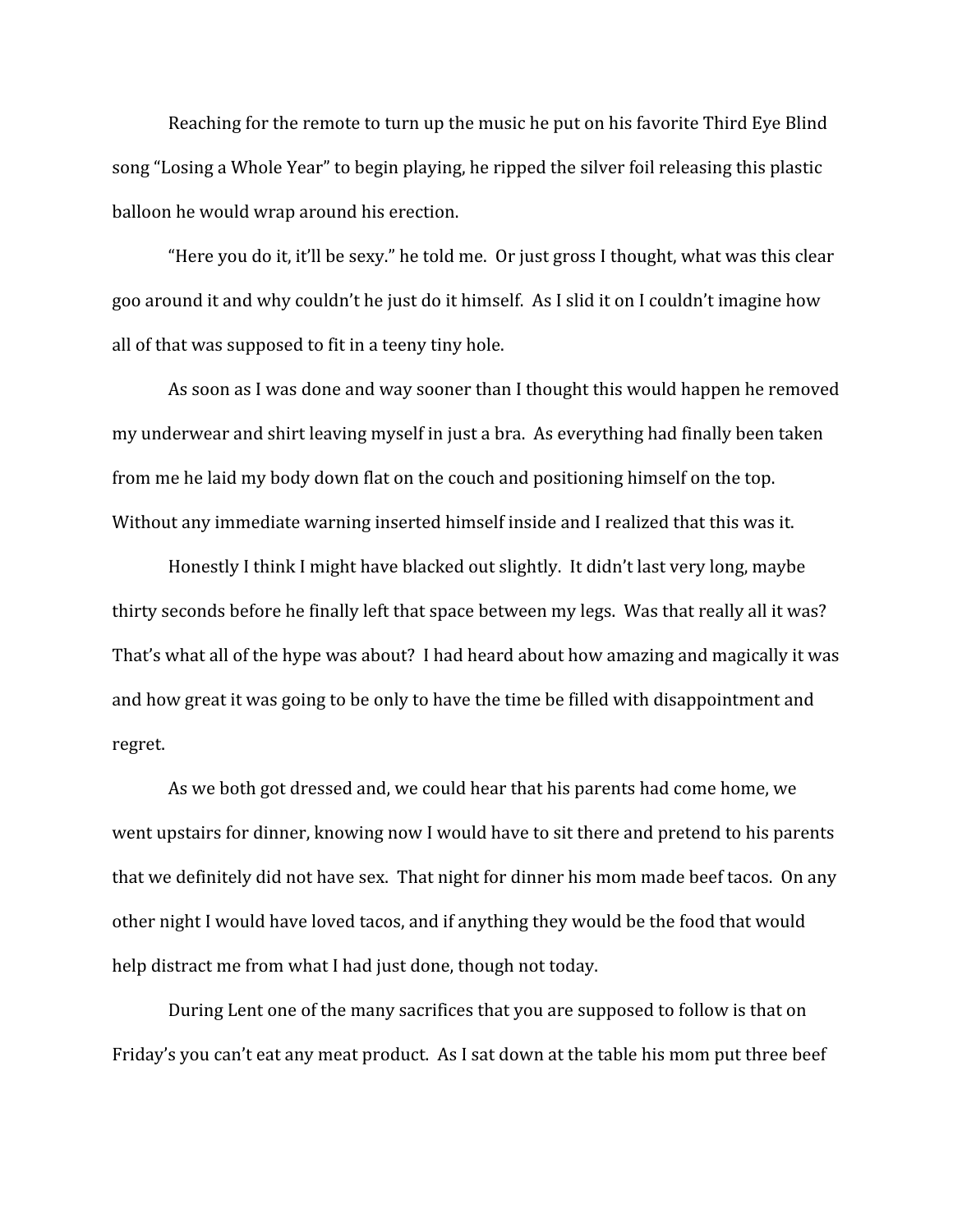Reaching for the remote to turn up the music he put on his favorite Third Eye Blind song "Losing a Whole Year" to begin playing, he ripped the silver foil releasing this plastic balloon he would wrap around his erection.

"Here you do it, it'll be sexy." he told me.  Or just gross I thought, what was this clear goo around it and why couldn't he just do it himself.  As I slid it on I couldn't imagine how all of that was supposed to fit in a teeny tiny hole.

As soon as I was done and way sooner than I thought this would happen he removed my underwear and shirt leaving myself in just a bra.  As everything had finally been taken from me he laid my body down flat on the couch and positioning himself on the top. Without any immediate warning inserted himself inside and I realized that this was it.

Honestly I think I might have blacked out slightly.  It didn't last very long, maybe thirty seconds before he finally left that space between my legs.  Was that really all it was? That's what all of the hype was about?  I had heard about how amazing and magically it was and how great it was going to be only to have the time be filled with disappointment and regret.

As we both got dressed and, we could hear that his parents had come home, we went upstairs for dinner, knowing now I would have to sit there and pretend to his parents that we definitely did not have sex.  That night for dinner his mom made beef tacos.  On any other night I would have loved tacos, and if anything they would be the food that would help distract me from what I had just done, though not today.

During Lent one of the many sacrifices that you are supposed to follow is that on Friday's you can't eat any meat product.  As I sat down at the table his mom put three beef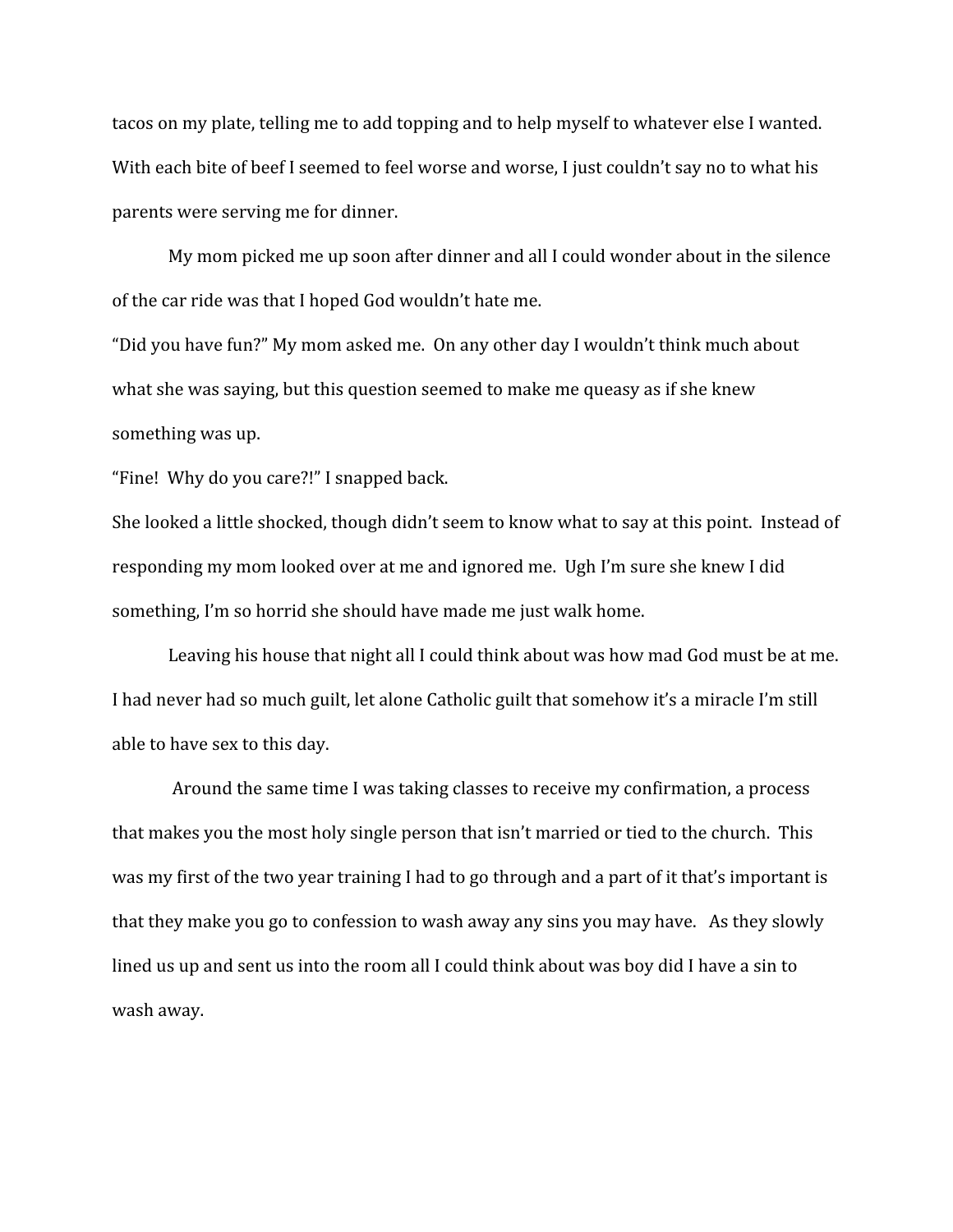tacos on my plate, telling me to add topping and to help myself to whatever else I wanted. With each bite of beef I seemed to feel worse and worse, I just couldn't say no to what his parents were serving me for dinner.

My mom picked me up soon after dinner and all I could wonder about in the silence of the car ride was that I hoped God wouldn't hate me.

"Did you have fun?" My mom asked me. On any other day I wouldn't think much about what she was saying, but this question seemed to make me queasy as if she knew something was up.

"Fine! Why do you care?!" I snapped back.

She looked a little shocked, though didn't seem to know what to say at this point. Instead of responding my mom looked over at me and ignored me. Ugh I'm sure she knew I did something, I'm so horrid she should have made me just walk home.

Leaving his house that night all I could think about was how mad God must be at me. I had never had so much guilt, let alone Catholic guilt that somehow it's a miracle I'm still able to have sex to this day.

Around the same time I was taking classes to receive my confirmation, a process that makes you the most holy single person that isn't married or tied to the church. This was my first of the two year training I had to go through and a part of it that's important is that they make you go to confession to wash away any sins you may have. As they slowly lined us up and sent us into the room all I could think about was boy did I have a sin to wash away.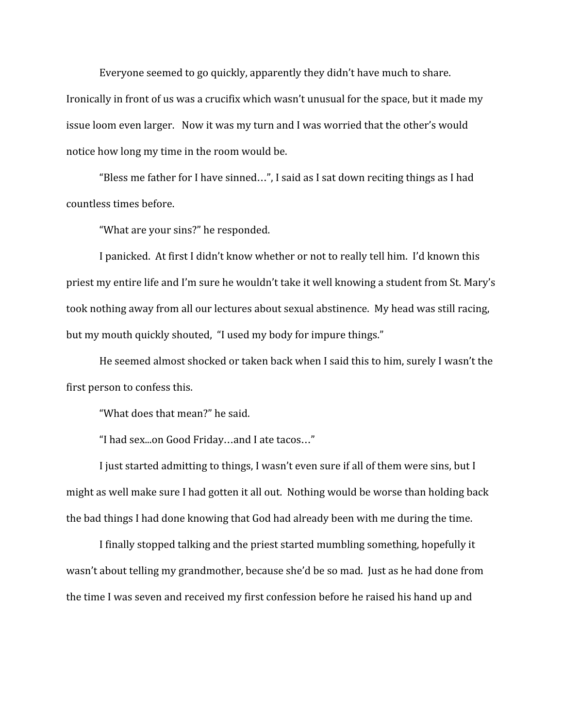Everyone seemed to go quickly, apparently they didn't have much to share. Ironically in front of us was a crucifix which wasn't unusual for the space, but it made my issue loom even larger. Now it was my turn and I was worried that the other's would notice how long my time in the room would be.

"Bless me father for I have sinned…", I said as I sat down reciting things as I had countless times before.

"What are your sins?" he responded.

I panicked. At first I didn't know whether or not to really tell him. I'd known this priest my entire life and I'm sure he wouldn't take it well knowing a student from St. Mary's took nothing away from all our lectures about sexual abstinence. My head was still racing, but my mouth quickly shouted, "I used my body for impure things."

He seemed almost shocked or taken back when I said this to him, surely I wasn't the first person to confess this.

"What does that mean?" he said.

"I had sex...on Good Friday…and I ate tacos…"

I just started admitting to things, I wasn't even sure if all of them were sins, but I might as well make sure I had gotten it all out. Nothing would be worse than holding back the bad things I had done knowing that God had already been with me during the time.

I finally stopped talking and the priest started mumbling something, hopefully it wasn't about telling my grandmother, because she'd be so mad. Just as he had done from the time I was seven and received my first confession before he raised his hand up and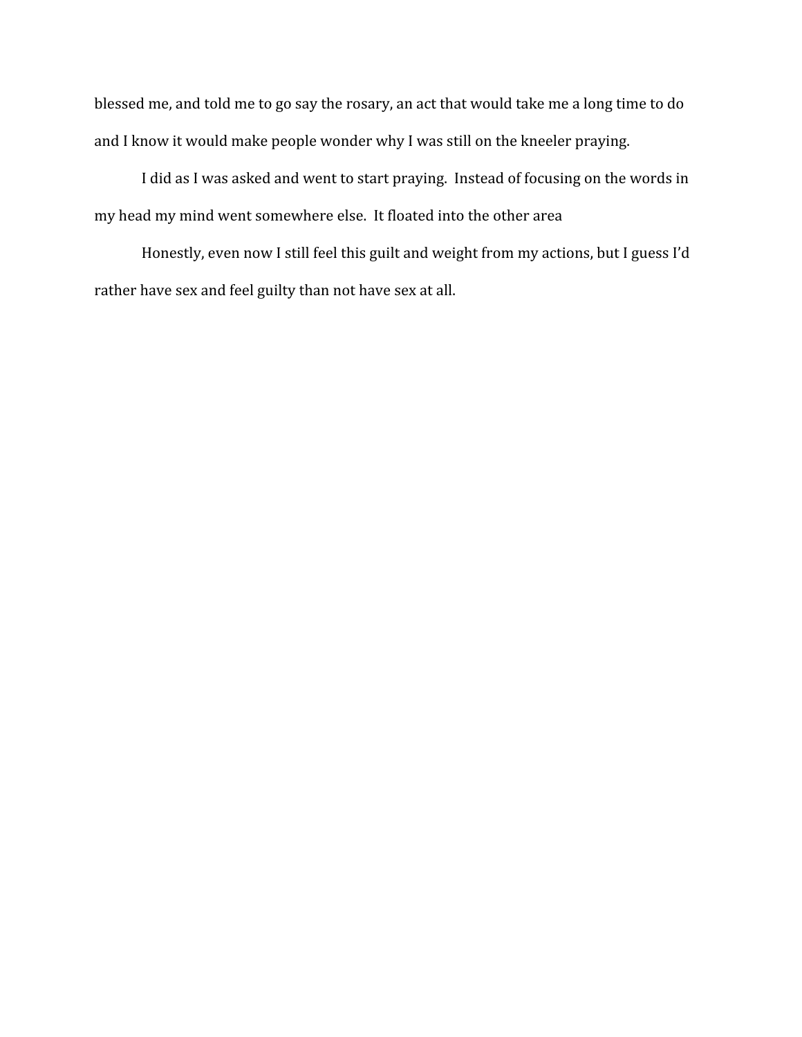blessed me, and told me to go say the rosary, an act that would take me a long time to do and I know it would make people wonder why I was still on the kneeler praying.

I did as I was asked and went to start praying.  Instead of focusing on the words in my head my mind went somewhere else.  It floated into the other area

Honestly, even now I still feel this guilt and weight from my actions, but I guess I'd rather have sex and feel guilty than not have sex at all.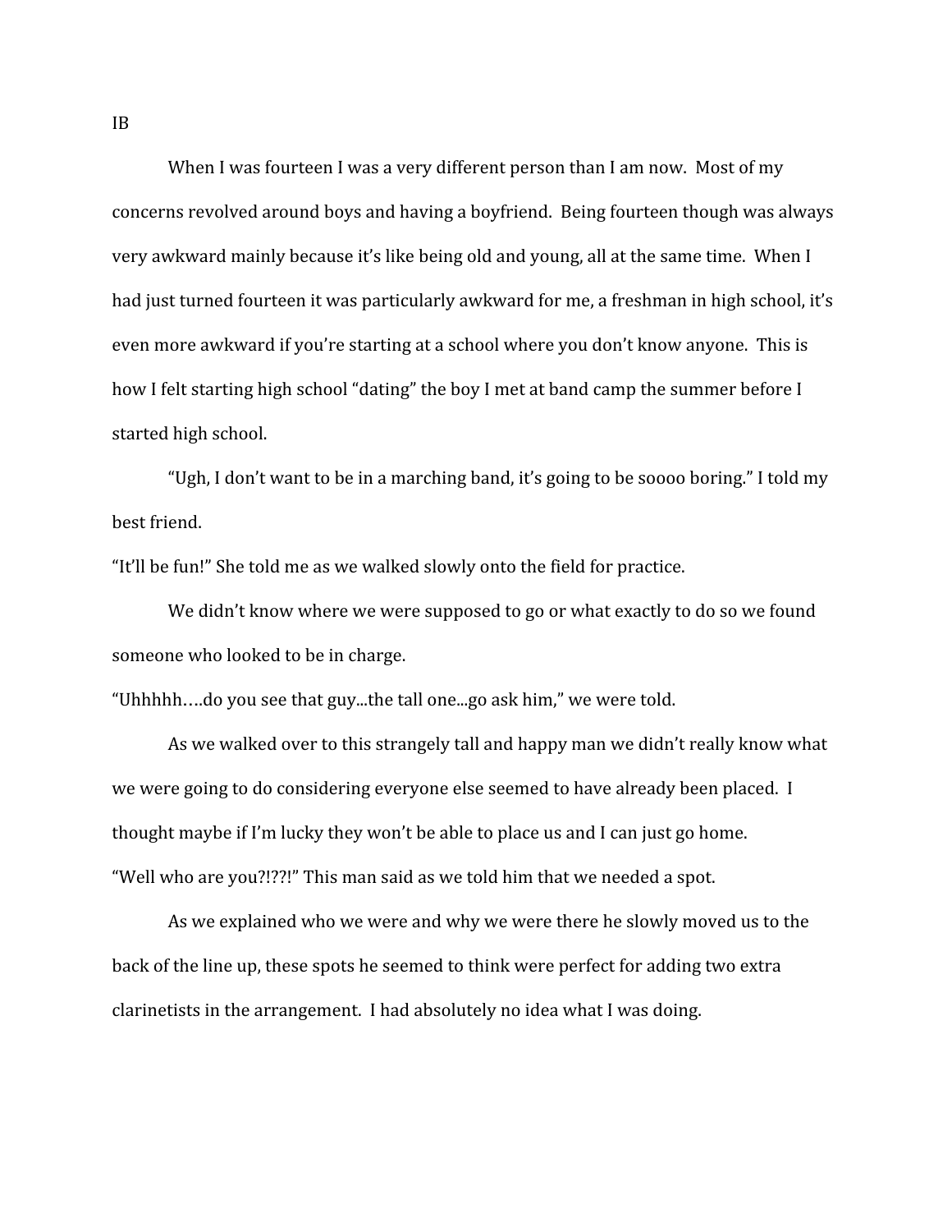IB

When I was fourteen I was a very different person than I am now. Most of my concerns revolved around boys and having a boyfriend. Being fourteen though was always very awkward mainly because it's like being old and young, all at the same time. When I had just turned fourteen it was particularly awkward for me, a freshman in high school, it's even more awkward if you're starting at a school where you don't know anyone. This is how I felt starting high school "dating" the boy I met at band camp the summer before I started high school.

"Ugh, I don't want to be in a marching band, it's going to be soooo boring." I told my best friend.

"It'll be fun!" She told me as we walked slowly onto the field for practice.

We didn't know where we were supposed to go or what exactly to do so we found someone who looked to be in charge.

"Uhhhhh….do you see that guy...the tall one...go ask him," we were told.

As we walked over to this strangely tall and happy man we didn't really know what we were going to do considering everyone else seemed to have already been placed. I thought maybe if I'm lucky they won't be able to place us and I can just go home.

"Well who are you?!??!" This man said as we told him that we needed a spot.

As we explained who we were and why we were there he slowly moved us to the back of the line up, these spots he seemed to think were perfect for adding two extra clarinetists in the arrangement. I had absolutely no idea what I was doing.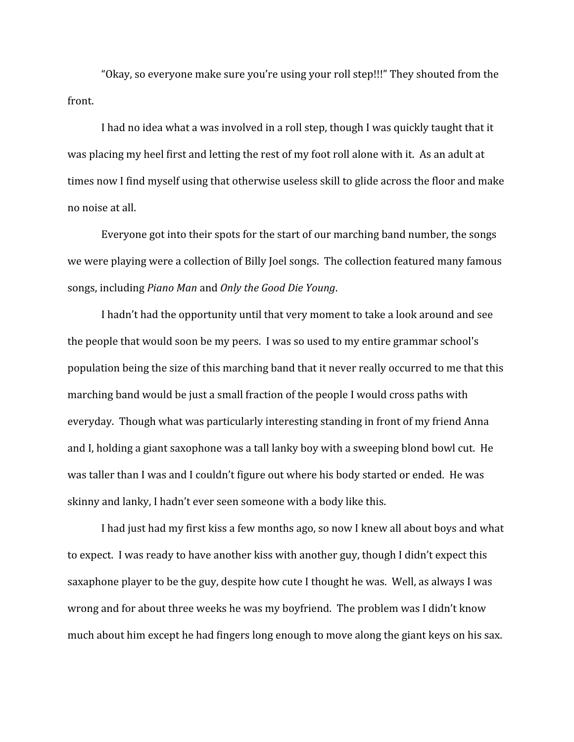"Okay, so everyone make sure you're using your roll step!!!" They shouted from the front.

I had no idea what a was involved in a roll step, though I was quickly taught that it was placing my heel first and letting the rest of my foot roll alone with it. As an adult at times now I find myself using that otherwise useless skill to glide across the floor and make no noise at all.

Everyone got into their spots for the start of our marching band number, the songs we were playing were a collection of Billy Joel songs. The collection featured many famous songs, including *Piano Man* and *Only the Good Die Young*.

I hadn't had the opportunity until that very moment to take a look around and see the people that would soon be my peers. I was so used to my entire grammar school's population being the size of this marching band that it never really occurred to me that this marching band would be just a small fraction of the people I would cross paths with everyday. Though what was particularly interesting standing in front of my friend Anna and I, holding a giant saxophone was a tall lanky boy with a sweeping blond bowl cut. He was taller than I was and I couldn't figure out where his body started or ended. He was skinny and lanky, I hadn't ever seen someone with a body like this.

I had just had my first kiss a few months ago, so now I knew all about boys and what to expect. I was ready to have another kiss with another guy, though I didn't expect this saxaphone player to be the guy, despite how cute I thought he was. Well, as always I was wrong and for about three weeks he was my boyfriend. The problem was I didn't know much about him except he had fingers long enough to move along the giant keys on his sax.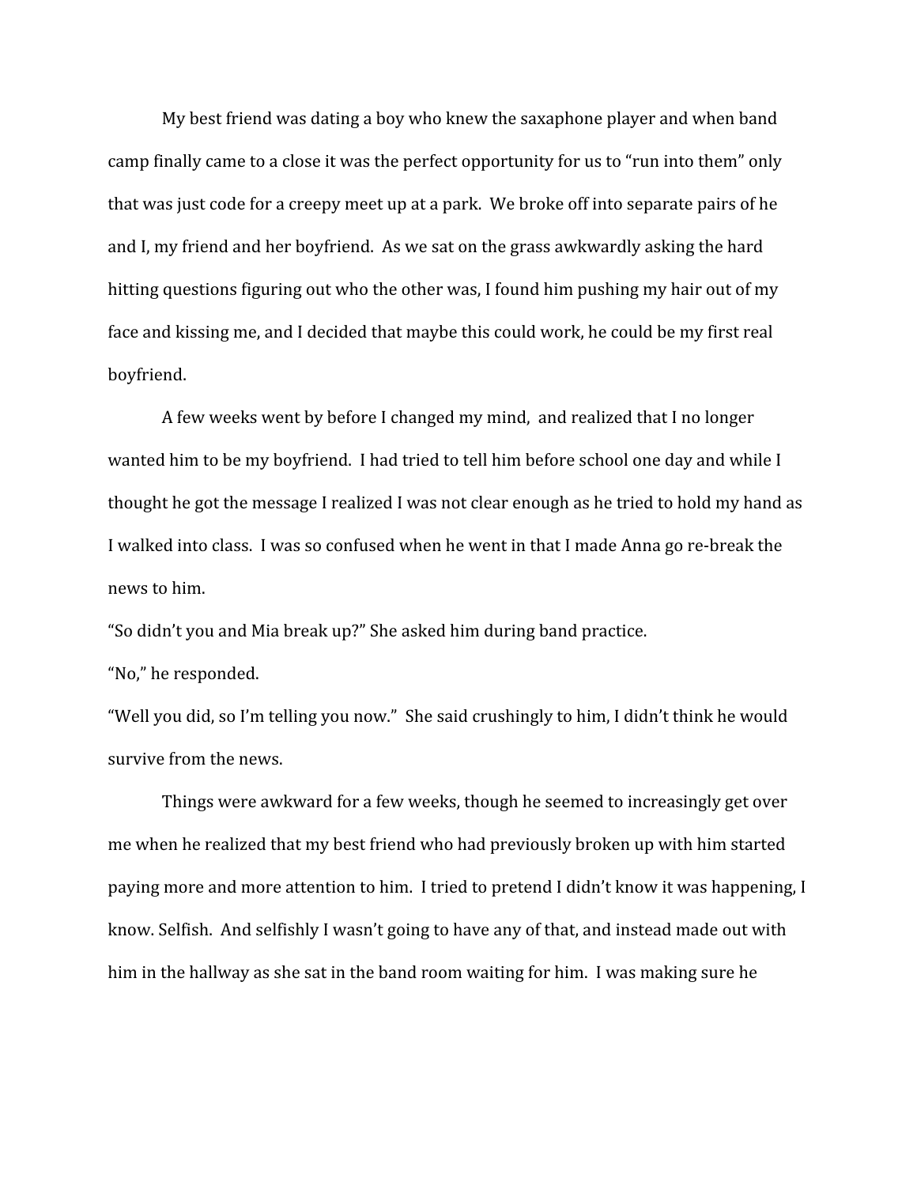My best friend was dating a boy who knew the saxaphone player and when band camp finally came to a close it was the perfect opportunity for us to "run into them" only that was just code for a creepy meet up at a park.  We broke off into separate pairs of he and I, my friend and her boyfriend.  As we sat on the grass awkwardly asking the hard hitting questions figuring out who the other was, I found him pushing my hair out of my face and kissing me, and I decided that maybe this could work, he could be my first real boyfriend.

A few weeks went by before I changed my mind,  and realized that I no longer wanted him to be my boyfriend.  I had tried to tell him before school one day and while I thought he got the message I realized I was not clear enough as he tried to hold my hand as I walked into class.  I was so confused when he went in that I made Anna go re-break the news to him.

"So didn't you and Mia break up?" She asked him during band practice.

"No," he responded.

"Well you did, so I'm telling you now."  She said crushingly to him, I didn't think he would survive from the news.

Things were awkward for a few weeks, though he seemed to increasingly get over me when he realized that my best friend who had previously broken up with him started paying more and more attention to him.  I tried to pretend I didn't know it was happening, I know. Selfish.  And selfishly I wasn't going to have any of that, and instead made out with him in the hallway as she sat in the band room waiting for him.  I was making sure he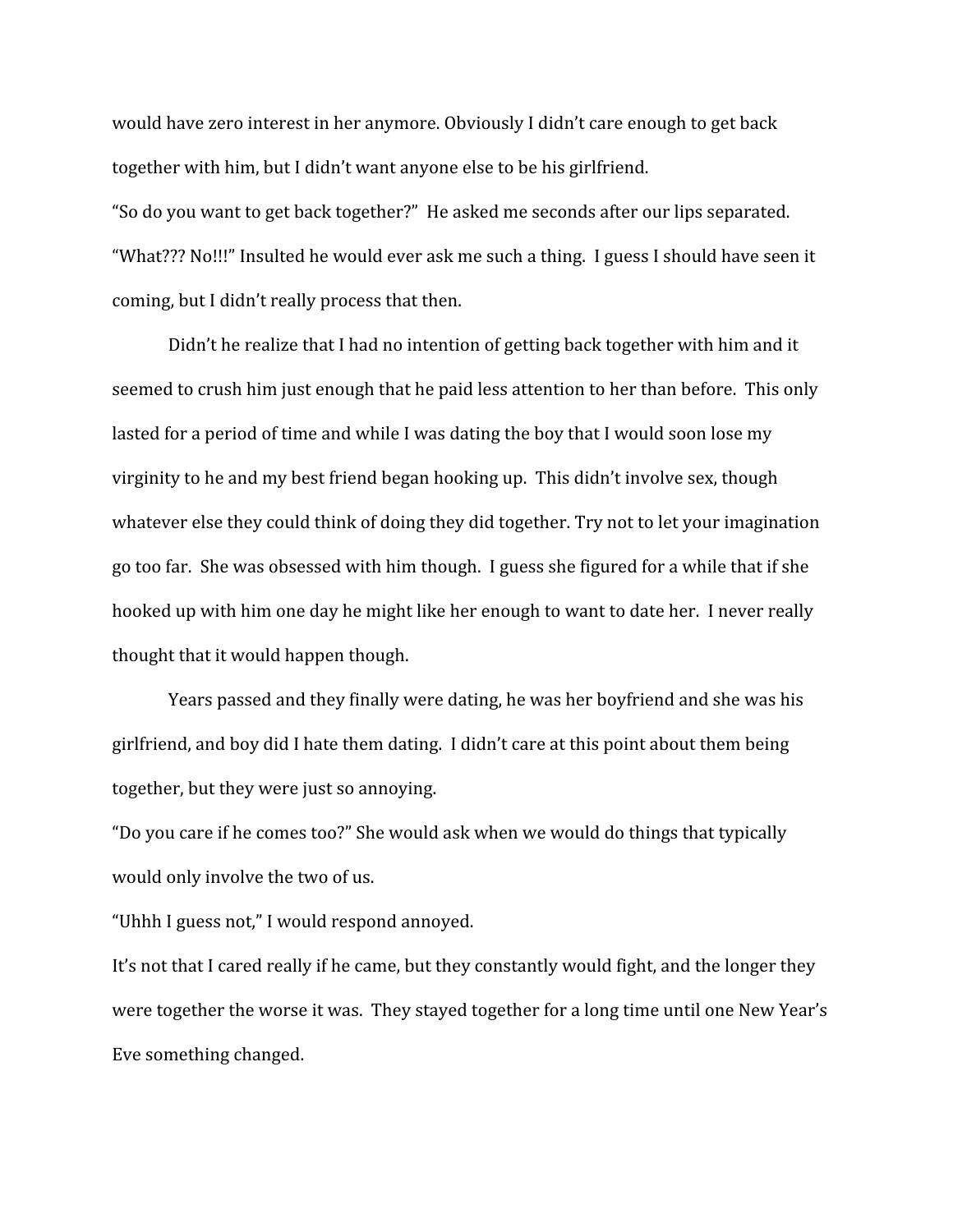would have zero interest in her anymore. Obviously I didn't care enough to get back together with him, but I didn't want anyone else to be his girlfriend.

"So do you want to get back together?" He asked me seconds after our lips separated.

"What??? No!!!" Insulted he would ever ask me such a thing. I guess I should have seen it coming, but I didn't really process that then.

Didn't he realize that I had no intention of getting back together with him and it seemed to crush him just enough that he paid less attention to her than before. This only lasted for a period of time and while I was dating the boy that I would soon lose my virginity to he and my best friend began hooking up. This didn't involve sex, though whatever else they could think of doing they did together. Try not to let your imagination go too far. She was obsessed with him though. I guess she figured for a while that if she hooked up with him one day he might like her enough to want to date her. I never really thought that it would happen though.

Years passed and they finally were dating, he was her boyfriend and she was his girlfriend, and boy did I hate them dating. I didn't care at this point about them being together, but they were just so annoying.

"Do you care if he comes too?" She would ask when we would do things that typically would only involve the two of us.

"Uhhh I guess not," I would respond annoyed.

It's not that I cared really if he came, but they constantly would fight, and the longer they were together the worse it was. They stayed together for a long time until one New Year's Eve something changed.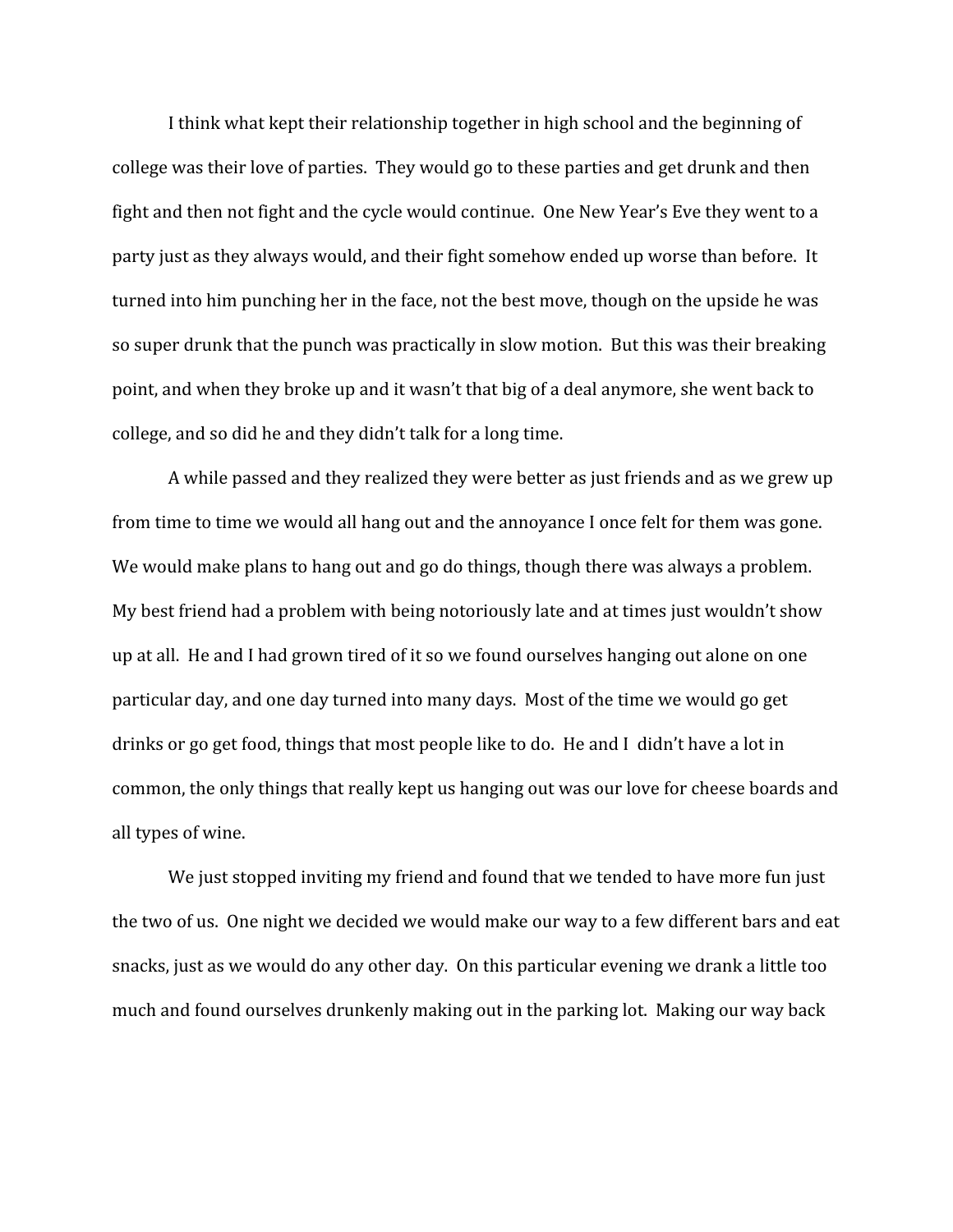I think what kept their relationship together in high school and the beginning of college was their love of parties. They would go to these parties and get drunk and then fight and then not fight and the cycle would continue. One New Year's Eve they went to a party just as they always would, and their fight somehow ended up worse than before. It turned into him punching her in the face, not the best move, though on the upside he was so super drunk that the punch was practically in slow motion. But this was their breaking point, and when they broke up and it wasn't that big of a deal anymore, she went back to college, and so did he and they didn't talk for a long time.

A while passed and they realized they were better as just friends and as we grew up from time to time we would all hang out and the annoyance I once felt for them was gone. We would make plans to hang out and go do things, though there was always a problem. My best friend had a problem with being notoriously late and at times just wouldn't show up at all. He and I had grown tired of it so we found ourselves hanging out alone on one particular day, and one day turned into many days. Most of the time we would go get drinks or go get food, things that most people like to do. He and I didn't have a lot in common, the only things that really kept us hanging out was our love for cheese boards and all types of wine.

We just stopped inviting my friend and found that we tended to have more fun just the two of us. One night we decided we would make our way to a few different bars and eat snacks, just as we would do any other day. On this particular evening we drank a little too much and found ourselves drunkenly making out in the parking lot. Making our way back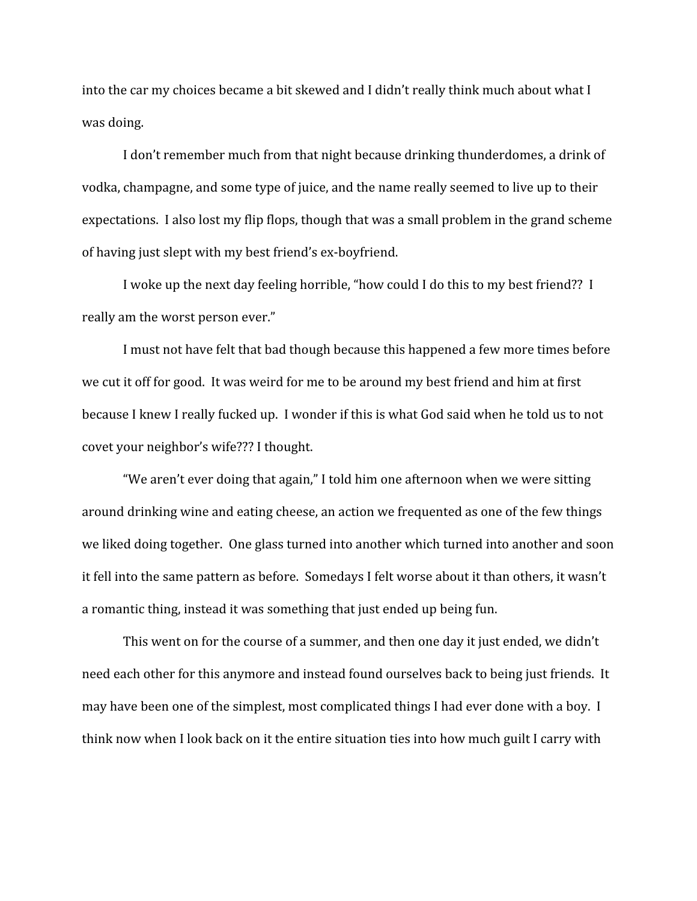into the car my choices became a bit skewed and I didn't really think much about what I was doing.

I don't remember much from that night because drinking thunderdomes, a drink of vodka, champagne, and some type of juice, and the name really seemed to live up to their expectations. I also lost my flip flops, though that was a small problem in the grand scheme of having just slept with my best friend's ex-boyfriend.

I woke up the next day feeling horrible, "how could I do this to my best friend?? I really am the worst person ever."

I must not have felt that bad though because this happened a few more times before we cut it off for good. It was weird for me to be around my best friend and him at first because I knew I really fucked up. I wonder if this is what God said when he told us to not covet your neighbor's wife??? I thought.

"We aren't ever doing that again," I told him one afternoon when we were sitting around drinking wine and eating cheese, an action we frequented as one of the few things we liked doing together. One glass turned into another which turned into another and soon it fell into the same pattern as before. Somedays I felt worse about it than others, it wasn't a romantic thing, instead it was something that just ended up being fun.

This went on for the course of a summer, and then one day it just ended, we didn't need each other for this anymore and instead found ourselves back to being just friends. It may have been one of the simplest, most complicated things I had ever done with a boy. I think now when I look back on it the entire situation ties into how much guilt I carry with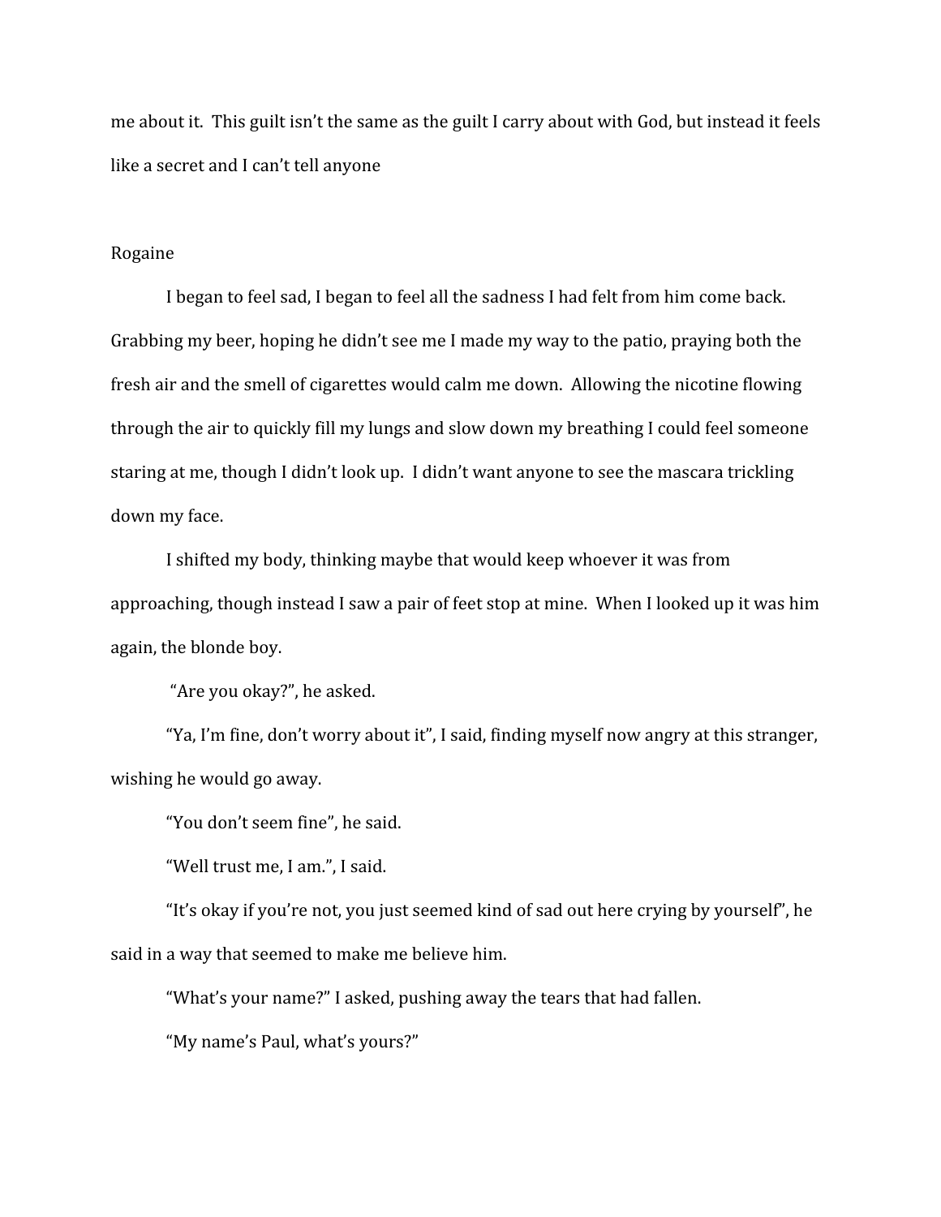me about it. This guilt isn't the same as the guilt I carry about with God, but instead it feels like a secret and I can't tell anyone

Rogaine

I began to feel sad, I began to feel all the sadness I had felt from him come back. Grabbing my beer, hoping he didn't see me I made my way to the patio, praying both the fresh air and the smell of cigarettes would calm me down. Allowing the nicotine flowing through the air to quickly fill my lungs and slow down my breathing I could feel someone staring at me, though I didn't look up. I didn't want anyone to see the mascara trickling down my face.

I shifted my body, thinking maybe that would keep whoever it was from approaching, though instead I saw a pair of feet stop at mine. When I looked up it was him again, the blonde boy.

"Are you okay?", he asked.

"Ya, I'm fine, don't worry about it", I said, finding myself now angry at this stranger, wishing he would go away.

"You don't seem fine", he said.

"Well trust me, I am.", I said.

"It's okay if you're not, you just seemed kind of sad out here crying by yourself", he said in a way that seemed to make me believe him.

"What's your name?" I asked, pushing away the tears that had fallen.

"My name's Paul, what's yours?"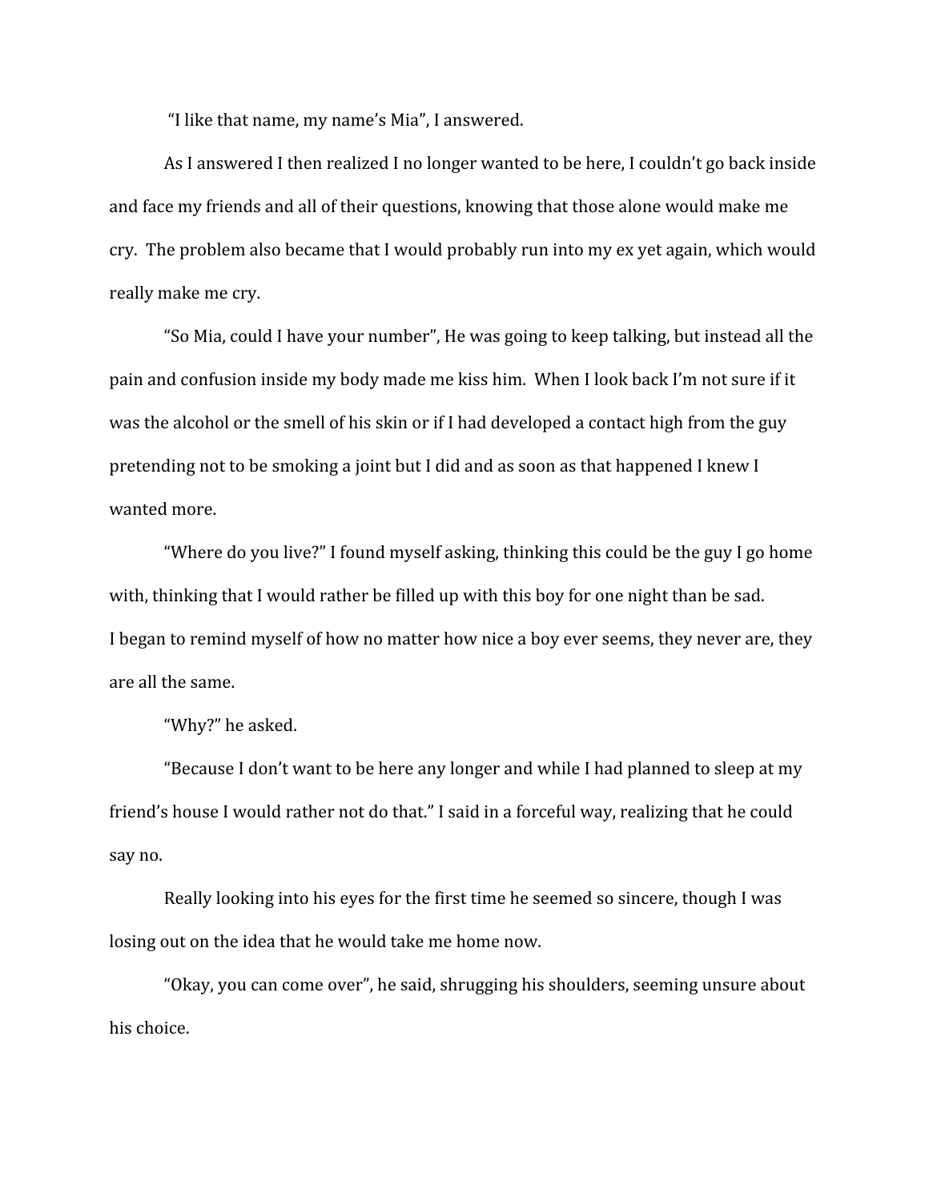"I like that name, my name's Mia", I answered.

As I answered I then realized I no longer wanted to be here, I couldn't go back inside and face my friends and all of their questions, knowing that those alone would make me cry. The problem also became that I would probably run into my ex yet again, which would really make me cry.

"So Mia, could I have your number", He was going to keep talking, but instead all the pain and confusion inside my body made me kiss him. When I look back I'm not sure if it was the alcohol or the smell of his skin or if I had developed a contact high from the guy pretending not to be smoking a joint but I did and as soon as that happened I knew I wanted more.

"Where do you live?" I found myself asking, thinking this could be the guy I go home with, thinking that I would rather be filled up with this boy for one night than be sad.
I began to remind myself of how no matter how nice a boy ever seems, they never are, they are all the same.

"Why?" he asked.

"Because I don't want to be here any longer and while I had planned to sleep at my friend's house I would rather not do that." I said in a forceful way, realizing that he could say no.

Really looking into his eyes for the first time he seemed so sincere, though I was losing out on the idea that he would take me home now.

"Okay, you can come over", he said, shrugging his shoulders, seeming unsure about his choice.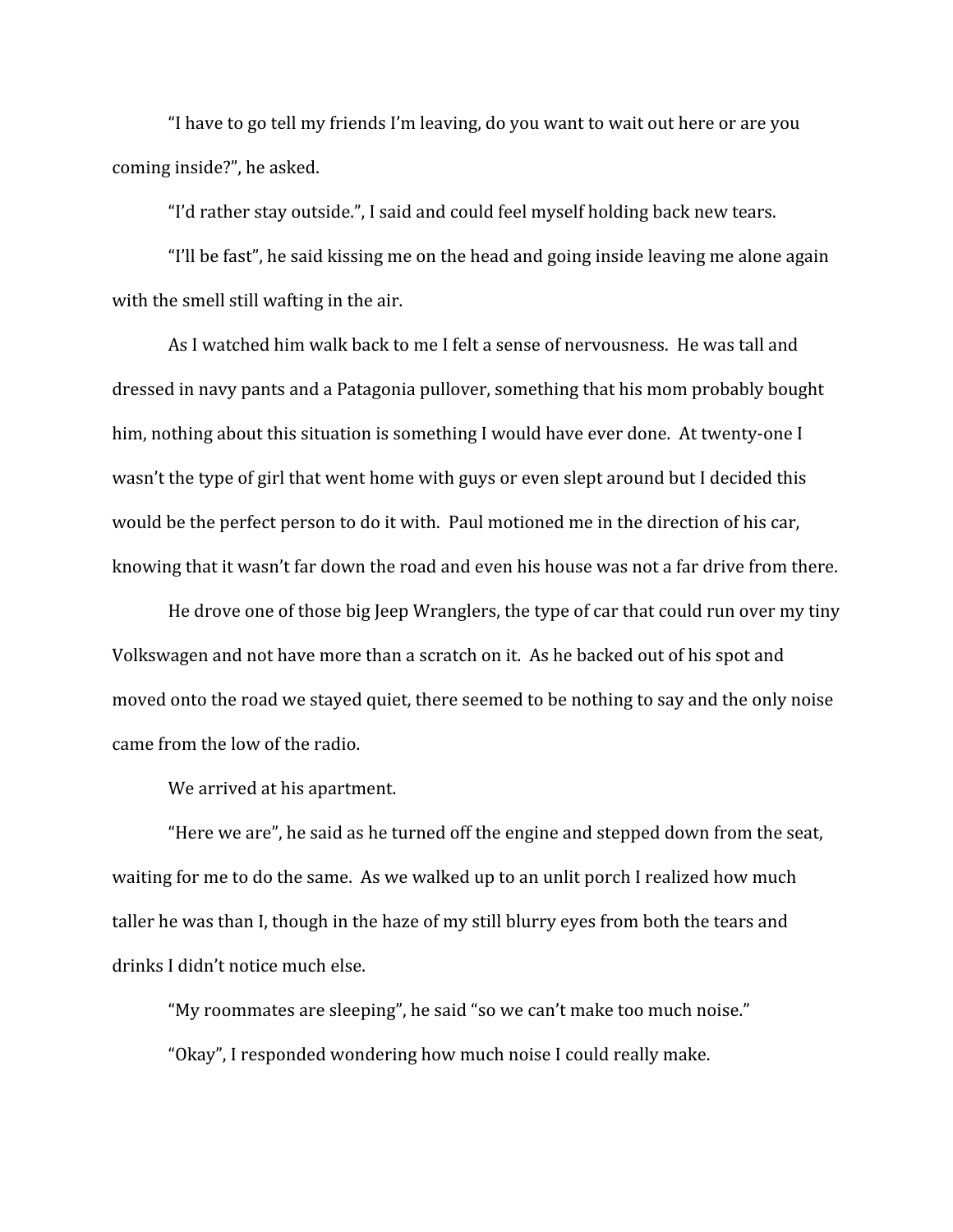"I have to go tell my friends I'm leaving, do you want to wait out here or are you coming inside?", he asked.

"I'd rather stay outside.", I said and could feel myself holding back new tears.

"I'll be fast", he said kissing me on the head and going inside leaving me alone again with the smell still wafting in the air.

As I watched him walk back to me I felt a sense of nervousness. He was tall and dressed in navy pants and a Patagonia pullover, something that his mom probably bought him, nothing about this situation is something I would have ever done. At twenty-one I wasn't the type of girl that went home with guys or even slept around but I decided this would be the perfect person to do it with. Paul motioned me in the direction of his car, knowing that it wasn't far down the road and even his house was not a far drive from there.

He drove one of those big Jeep Wranglers, the type of car that could run over my tiny Volkswagen and not have more than a scratch on it. As he backed out of his spot and moved onto the road we stayed quiet, there seemed to be nothing to say and the only noise came from the low of the radio.

We arrived at his apartment.

"Here we are", he said as he turned off the engine and stepped down from the seat, waiting for me to do the same. As we walked up to an unlit porch I realized how much taller he was than I, though in the haze of my still blurry eyes from both the tears and drinks I didn't notice much else.

"My roommates are sleeping", he said "so we can't make too much noise."

"Okay", I responded wondering how much noise I could really make.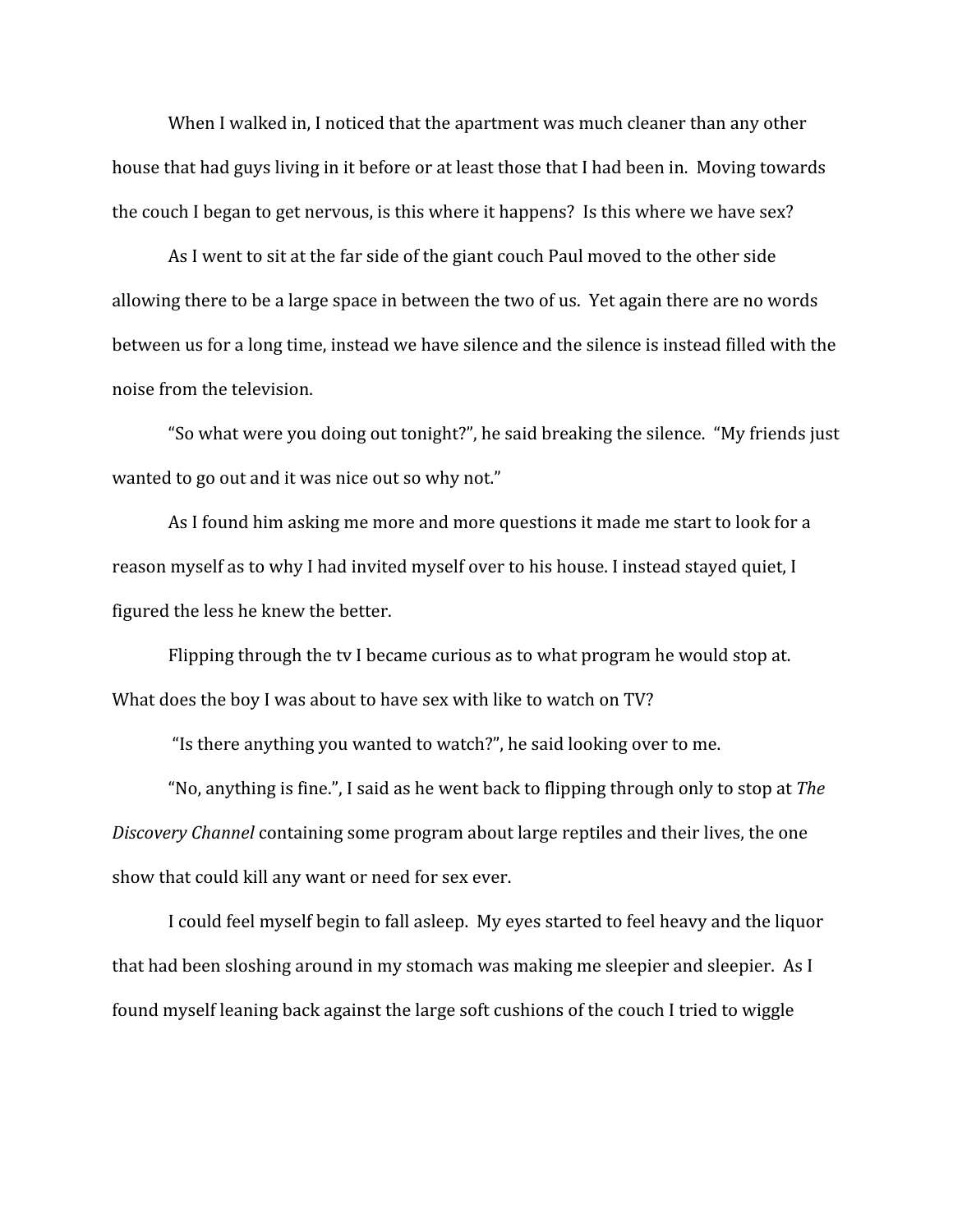When I walked in, I noticed that the apartment was much cleaner than any other house that had guys living in it before or at least those that I had been in. Moving towards the couch I began to get nervous, is this where it happens? Is this where we have sex?

As I went to sit at the far side of the giant couch Paul moved to the other side allowing there to be a large space in between the two of us. Yet again there are no words between us for a long time, instead we have silence and the silence is instead filled with the noise from the television.

"So what were you doing out tonight?", he said breaking the silence. "My friends just wanted to go out and it was nice out so why not."

As I found him asking me more and more questions it made me start to look for a reason myself as to why I had invited myself over to his house. I instead stayed quiet, I figured the less he knew the better.

Flipping through the tv I became curious as to what program he would stop at. What does the boy I was about to have sex with like to watch on TV?

"Is there anything you wanted to watch?", he said looking over to me.

"No, anything is fine.", I said as he went back to flipping through only to stop at *The Discovery Channel* containing some program about large reptiles and their lives, the one show that could kill any want or need for sex ever.

I could feel myself begin to fall asleep. My eyes started to feel heavy and the liquor that had been sloshing around in my stomach was making me sleepier and sleepier. As I found myself leaning back against the large soft cushions of the couch I tried to wiggle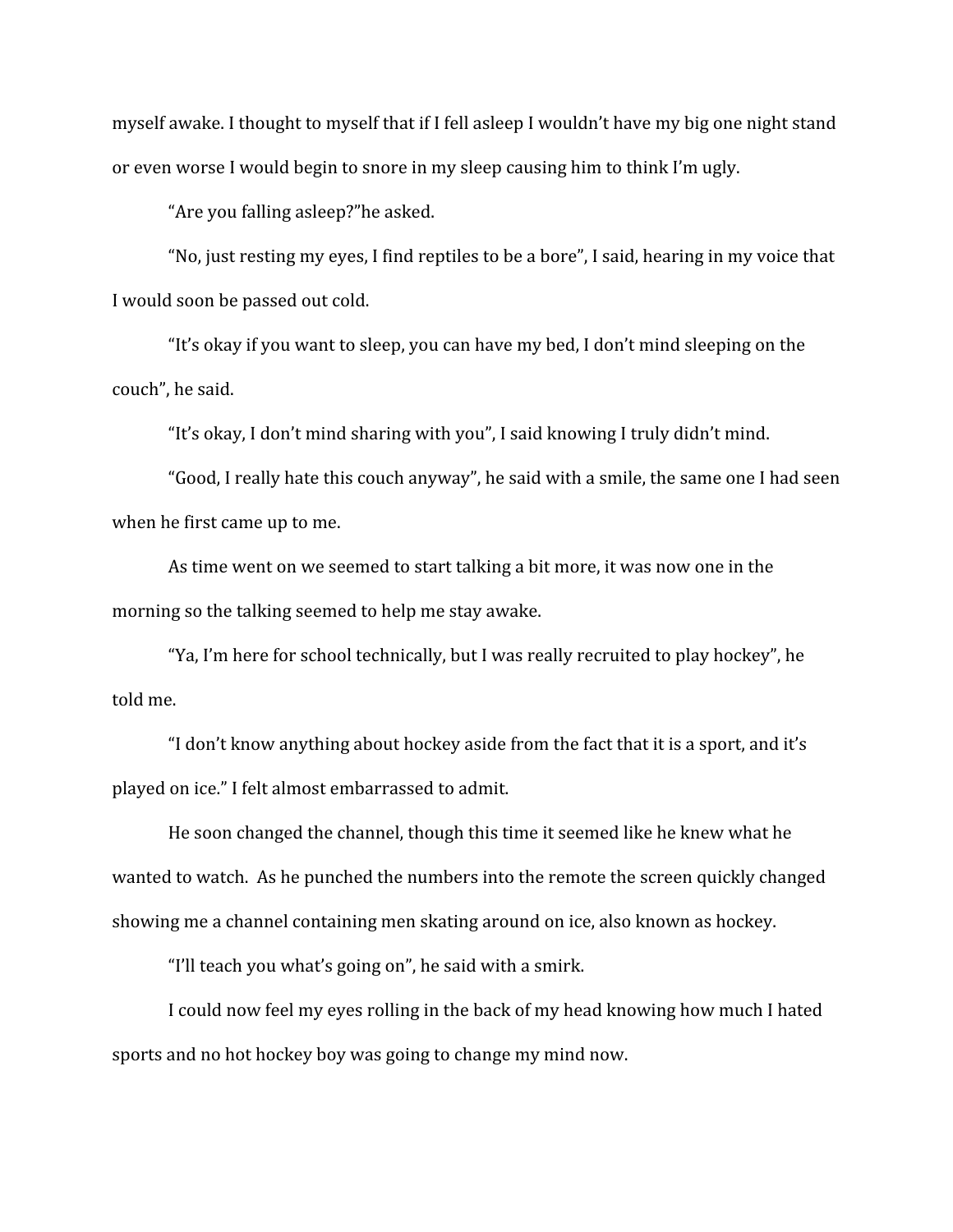myself awake. I thought to myself that if I fell asleep I wouldn't have my big one night stand or even worse I would begin to snore in my sleep causing him to think I'm ugly.

"Are you falling asleep?"he asked.

"No, just resting my eyes, I find reptiles to be a bore", I said, hearing in my voice that I would soon be passed out cold.

"It's okay if you want to sleep, you can have my bed, I don't mind sleeping on the couch", he said.

"It's okay, I don't mind sharing with you", I said knowing I truly didn't mind.

"Good, I really hate this couch anyway", he said with a smile, the same one I had seen when he first came up to me.

As time went on we seemed to start talking a bit more, it was now one in the morning so the talking seemed to help me stay awake.

"Ya, I'm here for school technically, but I was really recruited to play hockey", he told me.

"I don't know anything about hockey aside from the fact that it is a sport, and it's played on ice." I felt almost embarrassed to admit.

He soon changed the channel, though this time it seemed like he knew what he wanted to watch.  As he punched the numbers into the remote the screen quickly changed showing me a channel containing men skating around on ice, also known as hockey.

"I'll teach you what's going on", he said with a smirk.

I could now feel my eyes rolling in the back of my head knowing how much I hated sports and no hot hockey boy was going to change my mind now.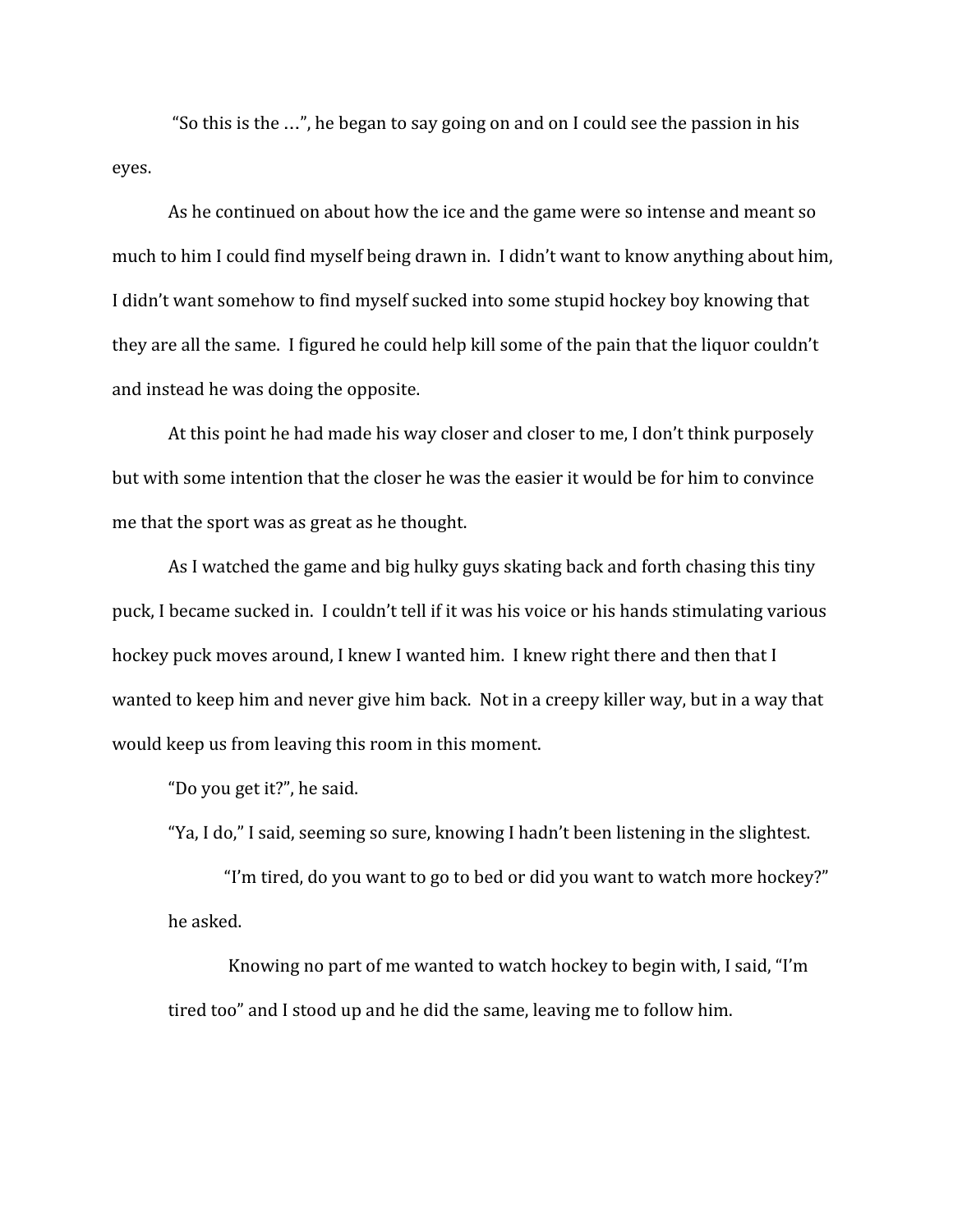"So this is the …", he began to say going on and on I could see the passion in his eyes.

As he continued on about how the ice and the game were so intense and meant so much to him I could find myself being drawn in. I didn't want to know anything about him, I didn't want somehow to find myself sucked into some stupid hockey boy knowing that they are all the same. I figured he could help kill some of the pain that the liquor couldn't and instead he was doing the opposite.

At this point he had made his way closer and closer to me, I don't think purposely but with some intention that the closer he was the easier it would be for him to convince me that the sport was as great as he thought.

As I watched the game and big hulky guys skating back and forth chasing this tiny puck, I became sucked in. I couldn't tell if it was his voice or his hands stimulating various hockey puck moves around, I knew I wanted him. I knew right there and then that I wanted to keep him and never give him back. Not in a creepy killer way, but in a way that would keep us from leaving this room in this moment.

"Do you get it?", he said.

"Ya, I do," I said, seeming so sure, knowing I hadn't been listening in the slightest.

"I'm tired, do you want to go to bed or did you want to watch more hockey?" he asked.

Knowing no part of me wanted to watch hockey to begin with, I said, "I'm tired too" and I stood up and he did the same, leaving me to follow him.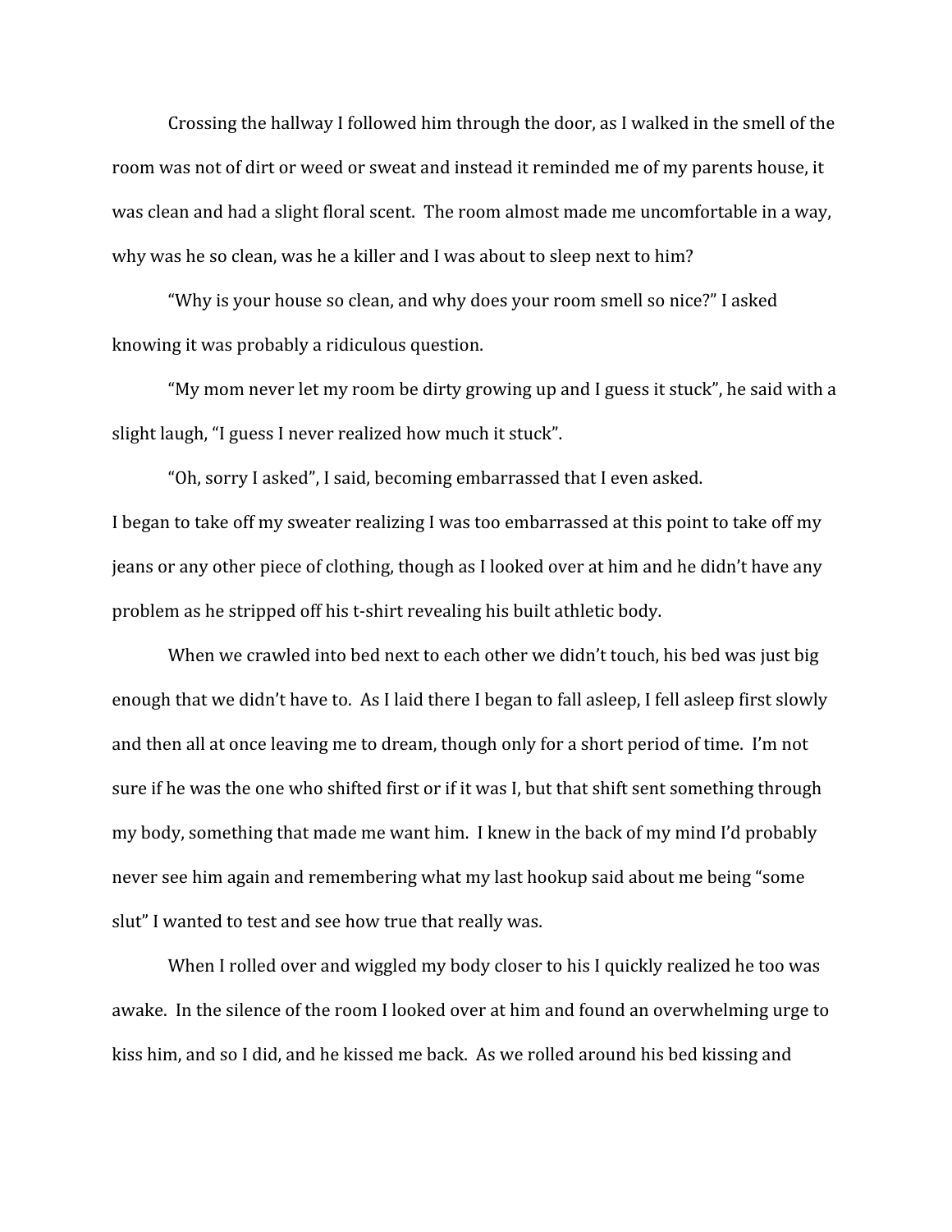Crossing the hallway I followed him through the door, as I walked in the smell of the room was not of dirt or weed or sweat and instead it reminded me of my parents house, it was clean and had a slight floral scent.  The room almost made me uncomfortable in a way, why was he so clean, was he a killer and I was about to sleep next to him?

"Why is your house so clean, and why does your room smell so nice?" I asked knowing it was probably a ridiculous question.

"My mom never let my room be dirty growing up and I guess it stuck", he said with a slight laugh, "I guess I never realized how much it stuck".

"Oh, sorry I asked", I said, becoming embarrassed that I even asked.

I began to take off my sweater realizing I was too embarrassed at this point to take off my jeans or any other piece of clothing, though as I looked over at him and he didn't have any problem as he stripped off his t-shirt revealing his built athletic body.

When we crawled into bed next to each other we didn't touch, his bed was just big enough that we didn't have to.  As I laid there I began to fall asleep, I fell asleep first slowly and then all at once leaving me to dream, though only for a short period of time.  I'm not sure if he was the one who shifted first or if it was I, but that shift sent something through my body, something that made me want him.  I knew in the back of my mind I'd probably never see him again and remembering what my last hookup said about me being "some slut" I wanted to test and see how true that really was.

When I rolled over and wiggled my body closer to his I quickly realized he too was awake.  In the silence of the room I looked over at him and found an overwhelming urge to kiss him, and so I did, and he kissed me back.  As we rolled around his bed kissing and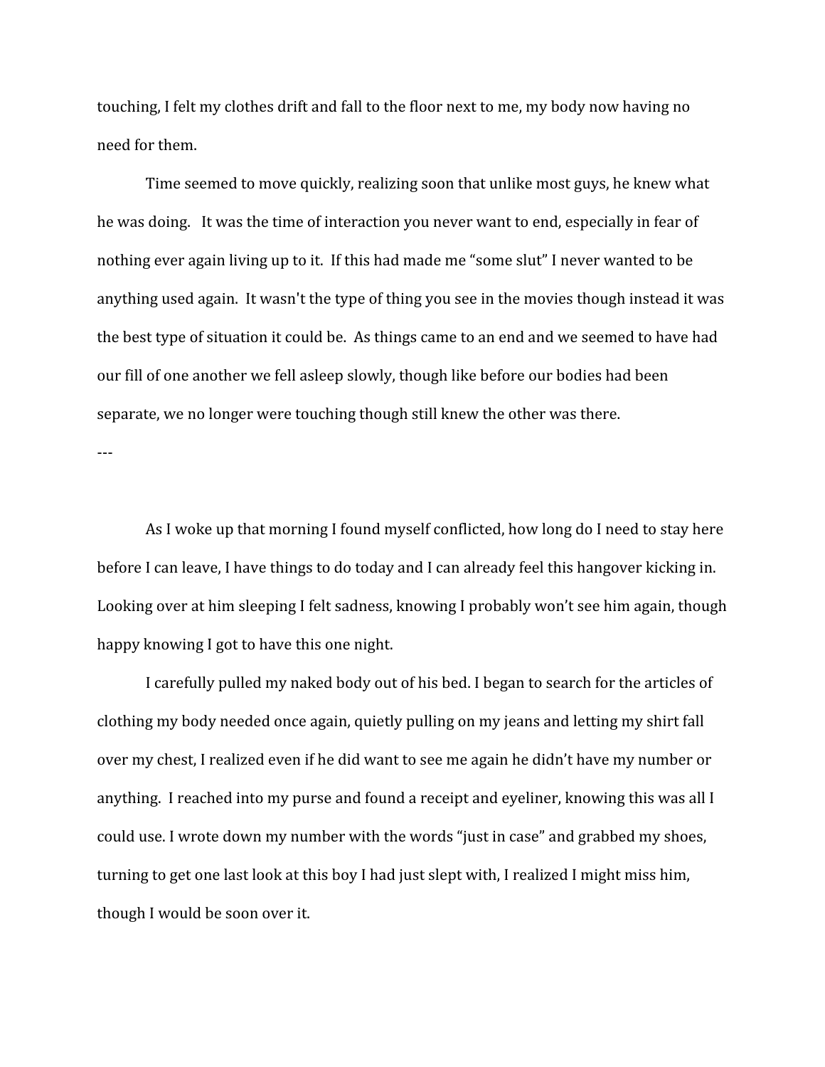touching, I felt my clothes drift and fall to the floor next to me, my body now having no need for them.

Time seemed to move quickly, realizing soon that unlike most guys, he knew what he was doing. It was the time of interaction you never want to end, especially in fear of nothing ever again living up to it. If this had made me "some slut" I never wanted to be anything used again. It wasn't the type of thing you see in the movies though instead it was the best type of situation it could be. As things came to an end and we seemed to have had our fill of one another we fell asleep slowly, though like before our bodies had been separate, we no longer were touching though still knew the other was there.

---

As I woke up that morning I found myself conflicted, how long do I need to stay here before I can leave, I have things to do today and I can already feel this hangover kicking in. Looking over at him sleeping I felt sadness, knowing I probably won't see him again, though happy knowing I got to have this one night.

I carefully pulled my naked body out of his bed. I began to search for the articles of clothing my body needed once again, quietly pulling on my jeans and letting my shirt fall over my chest, I realized even if he did want to see me again he didn't have my number or anything. I reached into my purse and found a receipt and eyeliner, knowing this was all I could use. I wrote down my number with the words "just in case" and grabbed my shoes, turning to get one last look at this boy I had just slept with, I realized I might miss him, though I would be soon over it.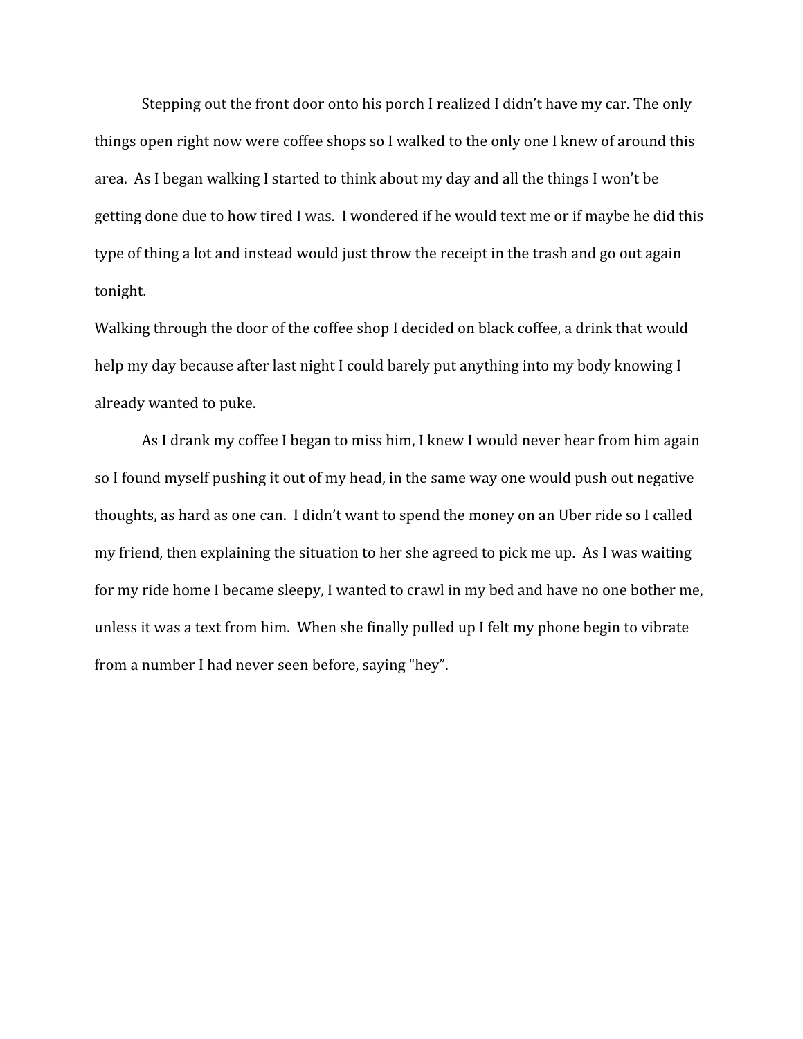Stepping out the front door onto his porch I realized I didn't have my car. The only things open right now were coffee shops so I walked to the only one I knew of around this area. As I began walking I started to think about my day and all the things I won't be getting done due to how tired I was. I wondered if he would text me or if maybe he did this type of thing a lot and instead would just throw the receipt in the trash and go out again tonight.

Walking through the door of the coffee shop I decided on black coffee, a drink that would help my day because after last night I could barely put anything into my body knowing I already wanted to puke.

As I drank my coffee I began to miss him, I knew I would never hear from him again so I found myself pushing it out of my head, in the same way one would push out negative thoughts, as hard as one can. I didn't want to spend the money on an Uber ride so I called my friend, then explaining the situation to her she agreed to pick me up. As I was waiting for my ride home I became sleepy, I wanted to crawl in my bed and have no one bother me, unless it was a text from him. When she finally pulled up I felt my phone begin to vibrate from a number I had never seen before, saying "hey".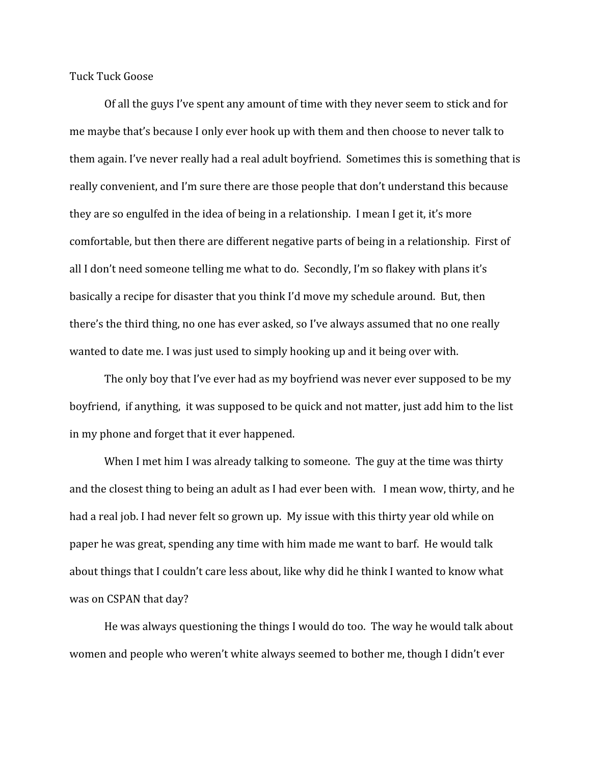Tuck Tuck Goose

Of all the guys I've spent any amount of time with they never seem to stick and for me maybe that's because I only ever hook up with them and then choose to never talk to them again. I've never really had a real adult boyfriend. Sometimes this is something that is really convenient, and I'm sure there are those people that don't understand this because they are so engulfed in the idea of being in a relationship. I mean I get it, it's more comfortable, but then there are different negative parts of being in a relationship. First of all I don't need someone telling me what to do. Secondly, I'm so flakey with plans it's basically a recipe for disaster that you think I'd move my schedule around. But, then there's the third thing, no one has ever asked, so I've always assumed that no one really wanted to date me. I was just used to simply hooking up and it being over with.

The only boy that I've ever had as my boyfriend was never ever supposed to be my boyfriend, if anything, it was supposed to be quick and not matter, just add him to the list in my phone and forget that it ever happened.

When I met him I was already talking to someone. The guy at the time was thirty and the closest thing to being an adult as I had ever been with. I mean wow, thirty, and he had a real job. I had never felt so grown up. My issue with this thirty year old while on paper he was great, spending any time with him made me want to barf. He would talk about things that I couldn't care less about, like why did he think I wanted to know what was on CSPAN that day?

He was always questioning the things I would do too. The way he would talk about women and people who weren't white always seemed to bother me, though I didn't ever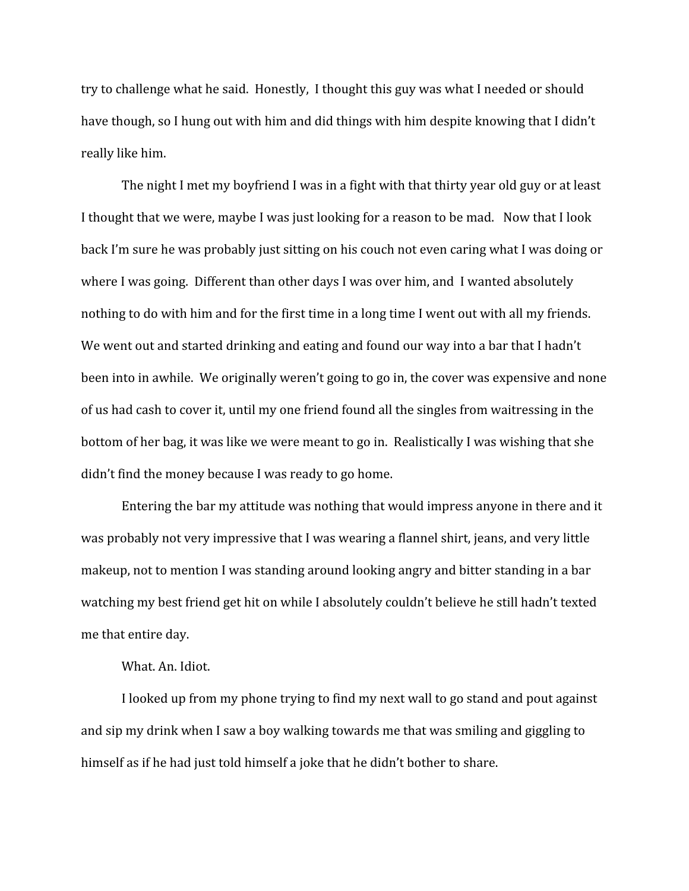try to challenge what he said.  Honestly,  I thought this guy was what I needed or should have though, so I hung out with him and did things with him despite knowing that I didn't really like him.

The night I met my boyfriend I was in a fight with that thirty year old guy or at least I thought that we were, maybe I was just looking for a reason to be mad.   Now that I look back I'm sure he was probably just sitting on his couch not even caring what I was doing or where I was going.  Different than other days I was over him, and  I wanted absolutely nothing to do with him and for the first time in a long time I went out with all my friends. We went out and started drinking and eating and found our way into a bar that I hadn't been into in awhile.  We originally weren't going to go in, the cover was expensive and none of us had cash to cover it, until my one friend found all the singles from waitressing in the bottom of her bag, it was like we were meant to go in.  Realistically I was wishing that she didn't find the money because I was ready to go home.

Entering the bar my attitude was nothing that would impress anyone in there and it was probably not very impressive that I was wearing a flannel shirt, jeans, and very little makeup, not to mention I was standing around looking angry and bitter standing in a bar watching my best friend get hit on while I absolutely couldn't believe he still hadn't texted me that entire day.

What. An. Idiot.

I looked up from my phone trying to find my next wall to go stand and pout against and sip my drink when I saw a boy walking towards me that was smiling and giggling to himself as if he had just told himself a joke that he didn't bother to share.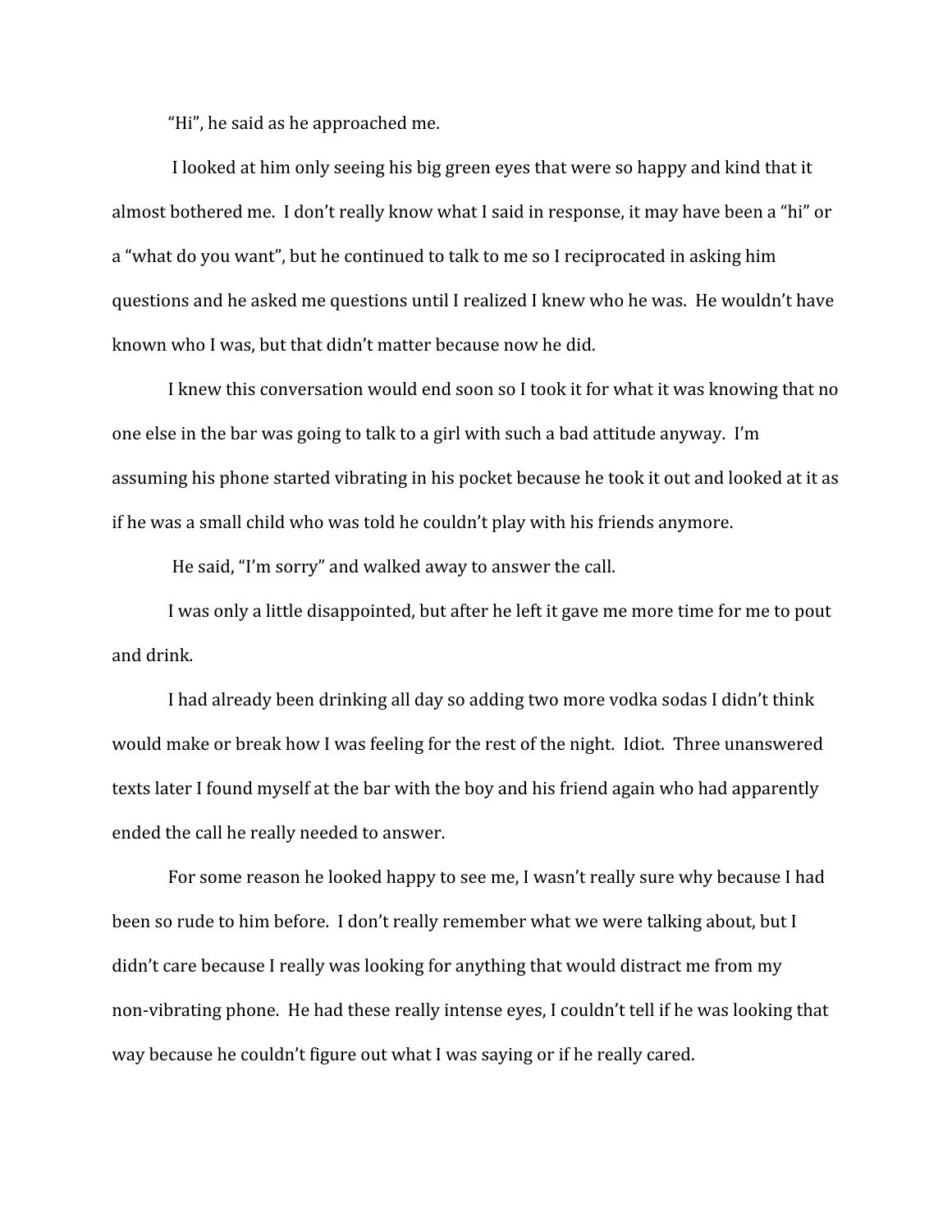“Hi”, he said as he approached me.

I looked at him only seeing his big green eyes that were so happy and kind that it almost bothered me. I don’t really know what I said in response, it may have been a “hi” or a “what do you want”, but he continued to talk to me so I reciprocated in asking him questions and he asked me questions until I realized I knew who he was. He wouldn’t have known who I was, but that didn’t matter because now he did.

I knew this conversation would end soon so I took it for what it was knowing that no one else in the bar was going to talk to a girl with such a bad attitude anyway. I’m assuming his phone started vibrating in his pocket because he took it out and looked at it as if he was a small child who was told he couldn’t play with his friends anymore.

He said, “I’m sorry” and walked away to answer the call.

I was only a little disappointed, but after he left it gave me more time for me to pout and drink.

I had already been drinking all day so adding two more vodka sodas I didn’t think would make or break how I was feeling for the rest of the night. Idiot. Three unanswered texts later I found myself at the bar with the boy and his friend again who had apparently ended the call he really needed to answer.

For some reason he looked happy to see me, I wasn’t really sure why because I had been so rude to him before. I don’t really remember what we were talking about, but I didn’t care because I really was looking for anything that would distract me from my non-vibrating phone. He had these really intense eyes, I couldn’t tell if he was looking that way because he couldn’t figure out what I was saying or if he really cared.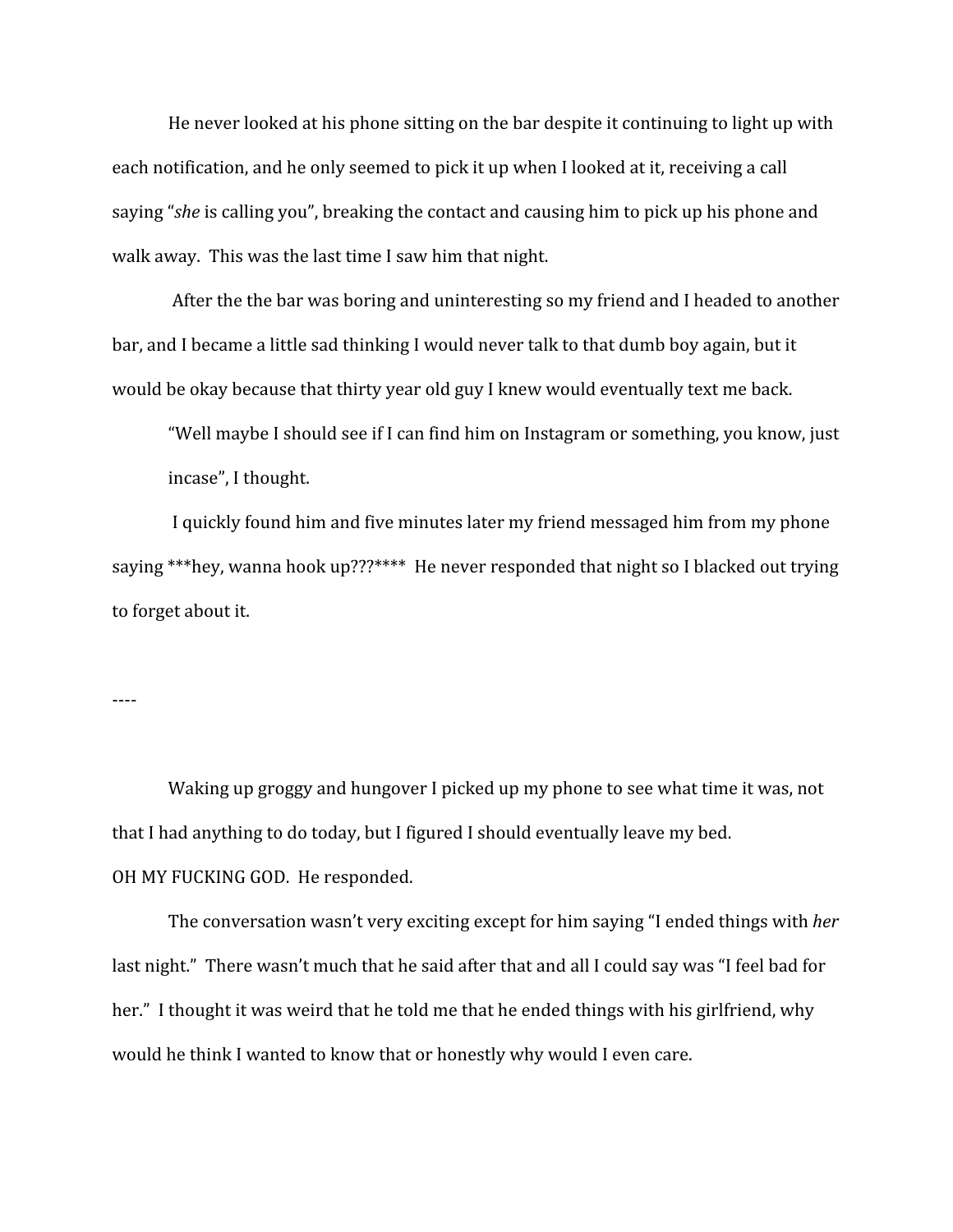He never looked at his phone sitting on the bar despite it continuing to light up with each notification, and he only seemed to pick it up when I looked at it, receiving a call saying "*she* is calling you", breaking the contact and causing him to pick up his phone and walk away.  This was the last time I saw him that night.

After the the bar was boring and uninteresting so my friend and I headed to another bar, and I became a little sad thinking I would never talk to that dumb boy again, but it would be okay because that thirty year old guy I knew would eventually text me back.

"Well maybe I should see if I can find him on Instagram or something, you know, just incase", I thought.

I quickly found him and five minutes later my friend messaged him from my phone saying ***hey, wanna hook up???****  He never responded that night so I blacked out trying to forget about it.

----

Waking up groggy and hungover I picked up my phone to see what time it was, not that I had anything to do today, but I figured I should eventually leave my bed.

OH MY FUCKING GOD.  He responded.

The conversation wasn't very exciting except for him saying "I ended things with *her* last night."  There wasn't much that he said after that and all I could say was "I feel bad for her."  I thought it was weird that he told me that he ended things with his girlfriend, why would he think I wanted to know that or honestly why would I even care.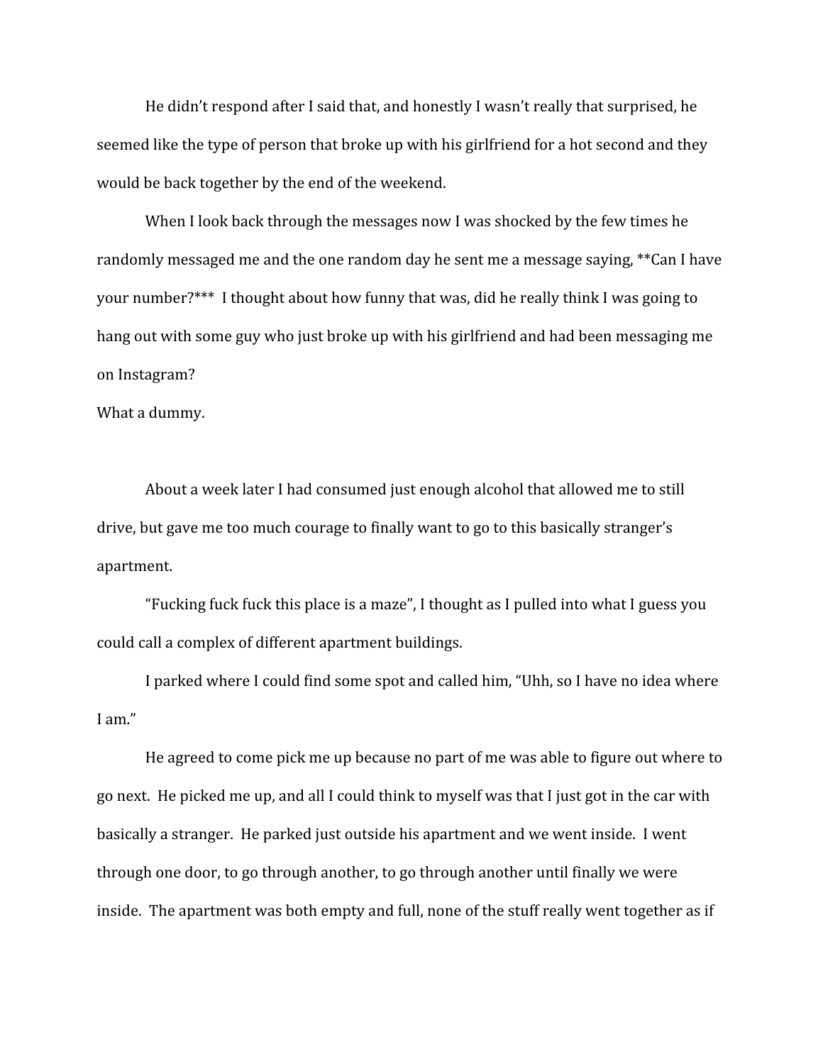He didn't respond after I said that, and honestly I wasn't really that surprised, he seemed like the type of person that broke up with his girlfriend for a hot second and they would be back together by the end of the weekend.

When I look back through the messages now I was shocked by the few times he randomly messaged me and the one random day he sent me a message saying, **Can I have your number?***  I thought about how funny that was, did he really think I was going to hang out with some guy who just broke up with his girlfriend and had been messaging me on Instagram?

What a dummy.

About a week later I had consumed just enough alcohol that allowed me to still drive, but gave me too much courage to finally want to go to this basically stranger's apartment.

"Fucking fuck fuck this place is a maze", I thought as I pulled into what I guess you could call a complex of different apartment buildings.

I parked where I could find some spot and called him, "Uhh, so I have no idea where I am."

He agreed to come pick me up because no part of me was able to figure out where to go next.  He picked me up, and all I could think to myself was that I just got in the car with basically a stranger.  He parked just outside his apartment and we went inside.  I went through one door, to go through another, to go through another until finally we were inside.  The apartment was both empty and full, none of the stuff really went together as if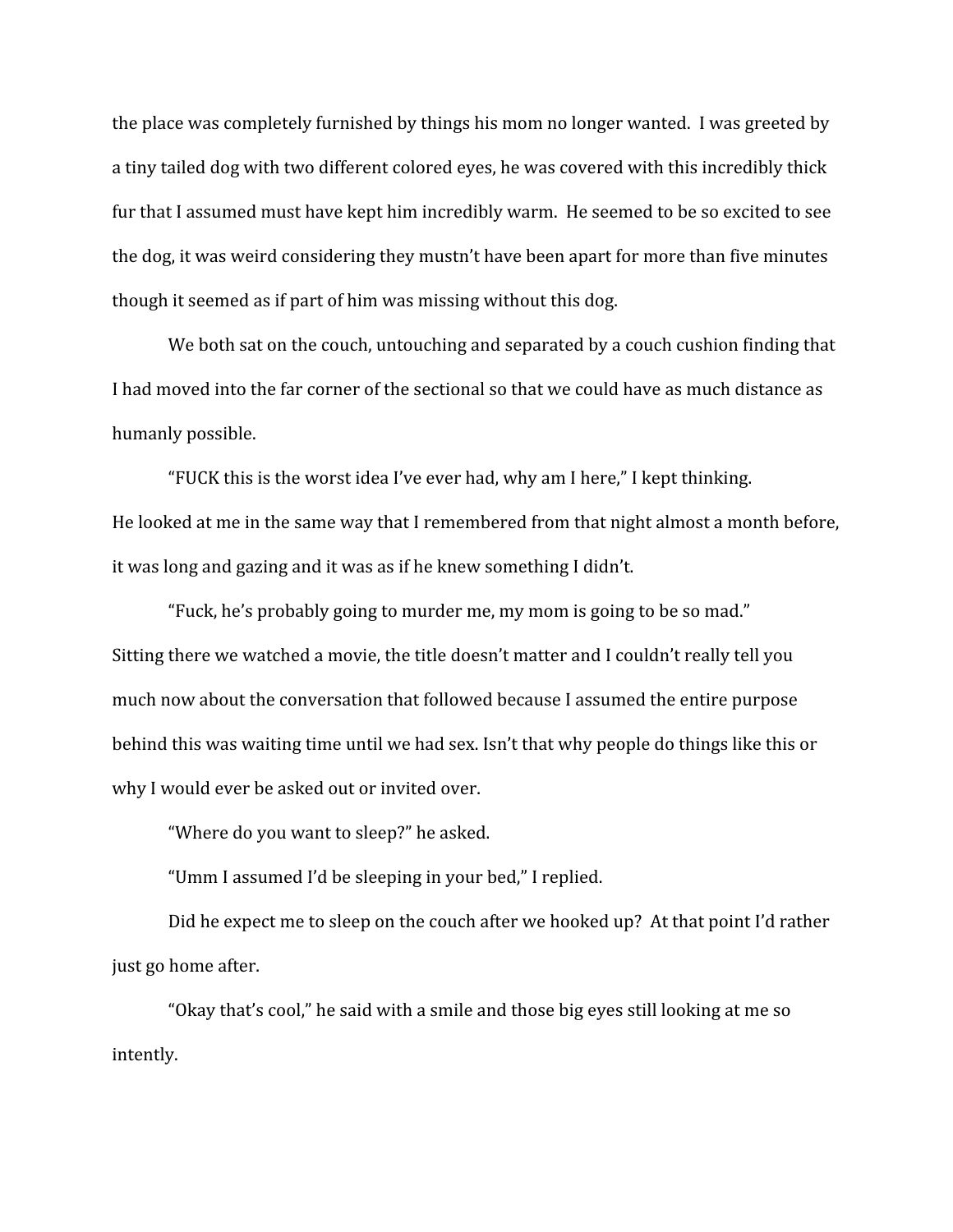the place was completely furnished by things his mom no longer wanted. I was greeted by a tiny tailed dog with two different colored eyes, he was covered with this incredibly thick fur that I assumed must have kept him incredibly warm. He seemed to be so excited to see the dog, it was weird considering they mustn't have been apart for more than five minutes though it seemed as if part of him was missing without this dog.

We both sat on the couch, untouching and separated by a couch cushion finding that I had moved into the far corner of the sectional so that we could have as much distance as humanly possible.

"FUCK this is the worst idea I've ever had, why am I here," I kept thinking.

He looked at me in the same way that I remembered from that night almost a month before, it was long and gazing and it was as if he knew something I didn't.

"Fuck, he's probably going to murder me, my mom is going to be so mad."

Sitting there we watched a movie, the title doesn't matter and I couldn't really tell you much now about the conversation that followed because I assumed the entire purpose behind this was waiting time until we had sex. Isn't that why people do things like this or why I would ever be asked out or invited over.

"Where do you want to sleep?" he asked.

"Umm I assumed I'd be sleeping in your bed," I replied.

Did he expect me to sleep on the couch after we hooked up? At that point I'd rather just go home after.

"Okay that's cool," he said with a smile and those big eyes still looking at me so intently.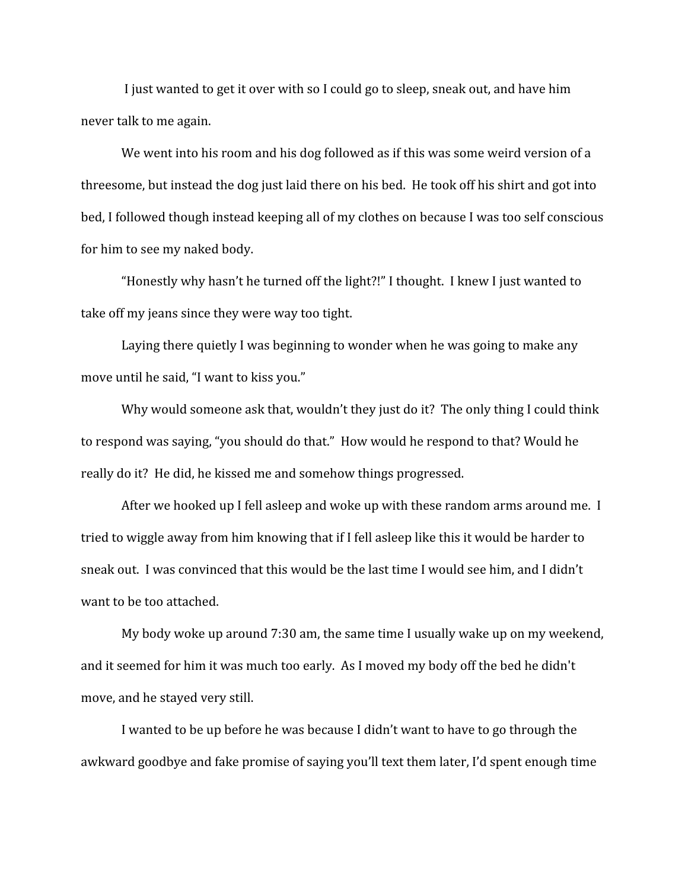I just wanted to get it over with so I could go to sleep, sneak out, and have him never talk to me again.

We went into his room and his dog followed as if this was some weird version of a threesome, but instead the dog just laid there on his bed.  He took off his shirt and got into bed, I followed though instead keeping all of my clothes on because I was too self conscious for him to see my naked body.

"Honestly why hasn't he turned off the light?!" I thought.  I knew I just wanted to take off my jeans since they were way too tight.

Laying there quietly I was beginning to wonder when he was going to make any move until he said, "I want to kiss you."

Why would someone ask that, wouldn't they just do it?  The only thing I could think to respond was saying, "you should do that."  How would he respond to that? Would he really do it?  He did, he kissed me and somehow things progressed.

After we hooked up I fell asleep and woke up with these random arms around me.  I tried to wiggle away from him knowing that if I fell asleep like this it would be harder to sneak out.  I was convinced that this would be the last time I would see him, and I didn't want to be too attached.

My body woke up around 7:30 am, the same time I usually wake up on my weekend, and it seemed for him it was much too early.  As I moved my body off the bed he didn't move, and he stayed very still.

I wanted to be up before he was because I didn't want to have to go through the awkward goodbye and fake promise of saying you'll text them later, I'd spent enough time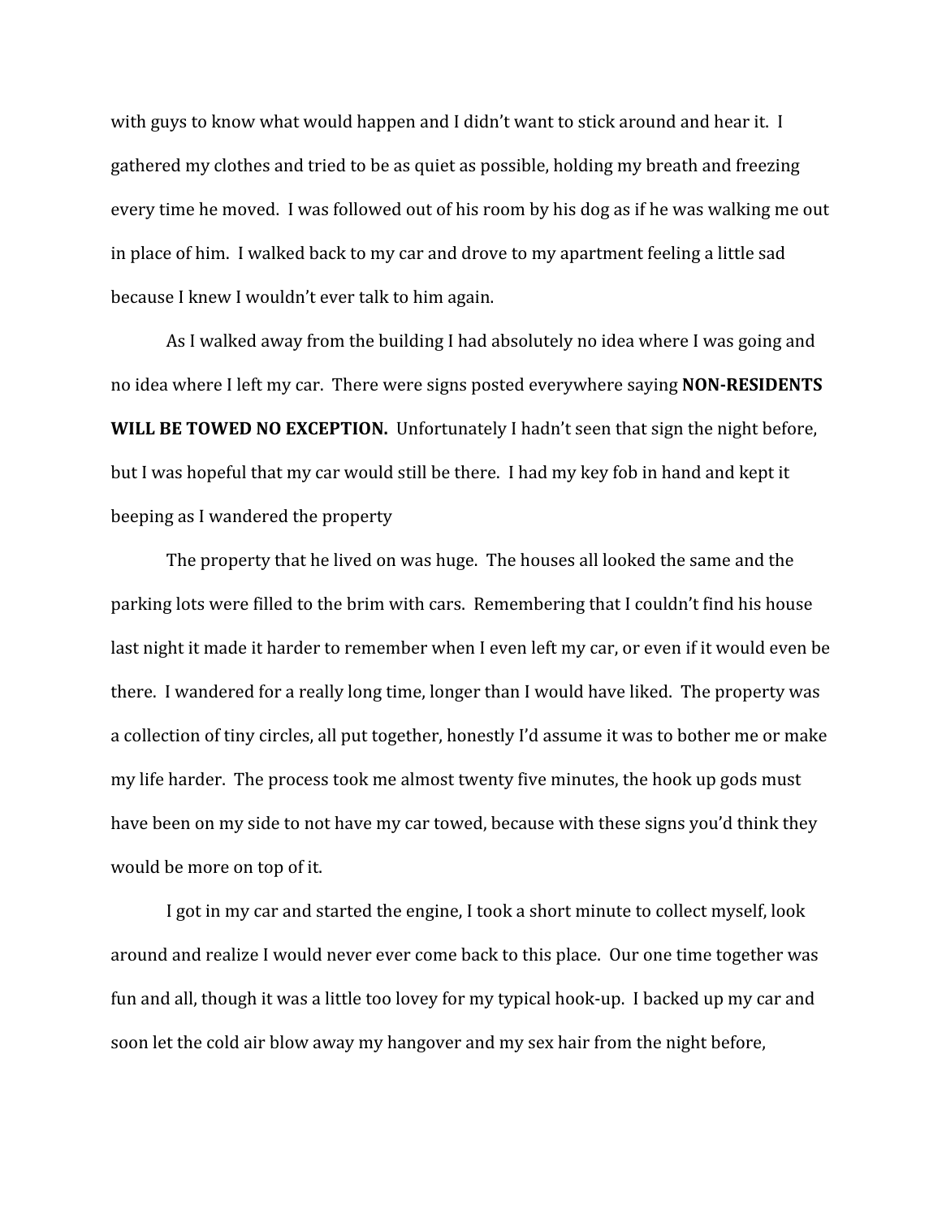with guys to know what would happen and I didn't want to stick around and hear it. I gathered my clothes and tried to be as quiet as possible, holding my breath and freezing every time he moved. I was followed out of his room by his dog as if he was walking me out in place of him. I walked back to my car and drove to my apartment feeling a little sad because I knew I wouldn't ever talk to him again.

As I walked away from the building I had absolutely no idea where I was going and no idea where I left my car. There were signs posted everywhere saying **NON-RESIDENTS WILL BE TOWED NO EXCEPTION.** Unfortunately I hadn't seen that sign the night before, but I was hopeful that my car would still be there. I had my key fob in hand and kept it beeping as I wandered the property

The property that he lived on was huge. The houses all looked the same and the parking lots were filled to the brim with cars. Remembering that I couldn't find his house last night it made it harder to remember when I even left my car, or even if it would even be there. I wandered for a really long time, longer than I would have liked. The property was a collection of tiny circles, all put together, honestly I'd assume it was to bother me or make my life harder. The process took me almost twenty five minutes, the hook up gods must have been on my side to not have my car towed, because with these signs you'd think they would be more on top of it.

I got in my car and started the engine, I took a short minute to collect myself, look around and realize I would never ever come back to this place. Our one time together was fun and all, though it was a little too lovey for my typical hook-up. I backed up my car and soon let the cold air blow away my hangover and my sex hair from the night before,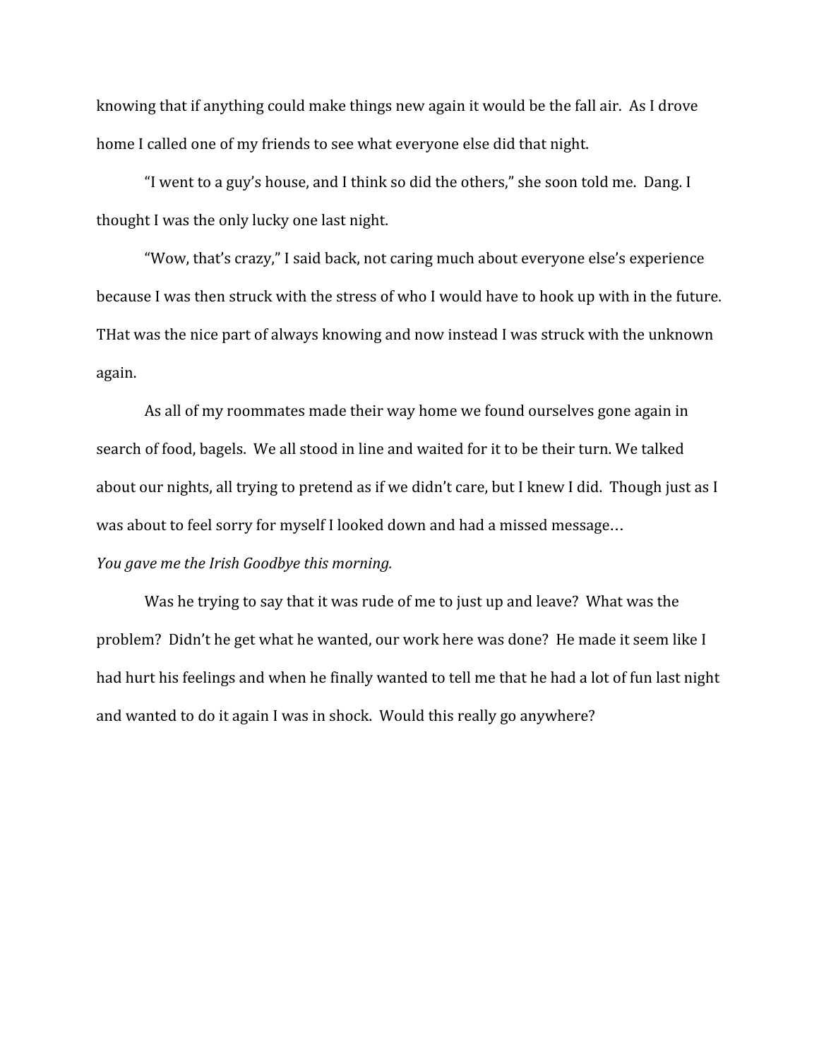knowing that if anything could make things new again it would be the fall air. As I drove home I called one of my friends to see what everyone else did that night.

"I went to a guy's house, and I think so did the others," she soon told me. Dang. I thought I was the only lucky one last night.

"Wow, that's crazy," I said back, not caring much about everyone else's experience because I was then struck with the stress of who I would have to hook up with in the future. THat was the nice part of always knowing and now instead I was struck with the unknown again.

As all of my roommates made their way home we found ourselves gone again in search of food, bagels. We all stood in line and waited for it to be their turn. We talked about our nights, all trying to pretend as if we didn't care, but I knew I did. Though just as I was about to feel sorry for myself I looked down and had a missed message…

*You gave me the Irish Goodbye this morning.*

Was he trying to say that it was rude of me to just up and leave? What was the problem? Didn't he get what he wanted, our work here was done? He made it seem like I had hurt his feelings and when he finally wanted to tell me that he had a lot of fun last night and wanted to do it again I was in shock. Would this really go anywhere?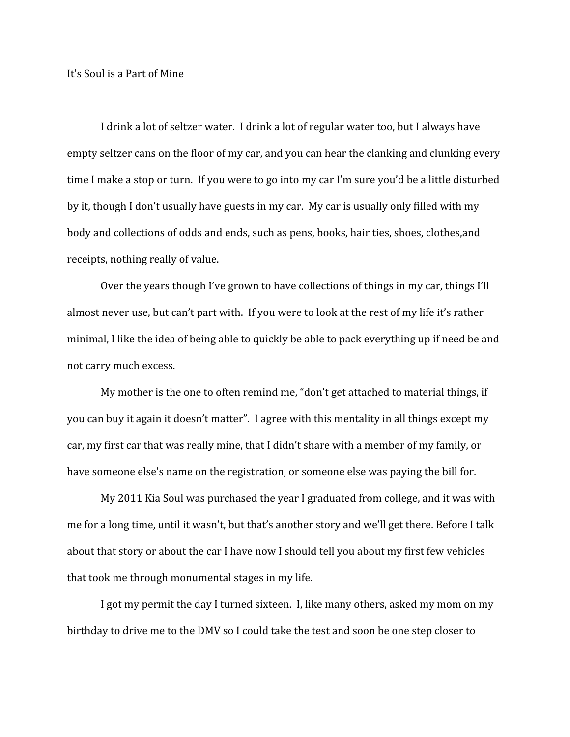# It's Soul is a Part of Mine

I drink a lot of seltzer water. I drink a lot of regular water too, but I always have empty seltzer cans on the floor of my car, and you can hear the clanking and clunking every time I make a stop or turn. If you were to go into my car I'm sure you'd be a little disturbed by it, though I don't usually have guests in my car. My car is usually only filled with my body and collections of odds and ends, such as pens, books, hair ties, shoes, clothes,and receipts, nothing really of value.

Over the years though I've grown to have collections of things in my car, things I'll almost never use, but can't part with. If you were to look at the rest of my life it's rather minimal, I like the idea of being able to quickly be able to pack everything up if need be and not carry much excess.

My mother is the one to often remind me, "don't get attached to material things, if you can buy it again it doesn't matter". I agree with this mentality in all things except my car, my first car that was really mine, that I didn't share with a member of my family, or have someone else's name on the registration, or someone else was paying the bill for.

My 2011 Kia Soul was purchased the year I graduated from college, and it was with me for a long time, until it wasn't, but that's another story and we'll get there. Before I talk about that story or about the car I have now I should tell you about my first few vehicles that took me through monumental stages in my life.

I got my permit the day I turned sixteen. I, like many others, asked my mom on my birthday to drive me to the DMV so I could take the test and soon be one step closer to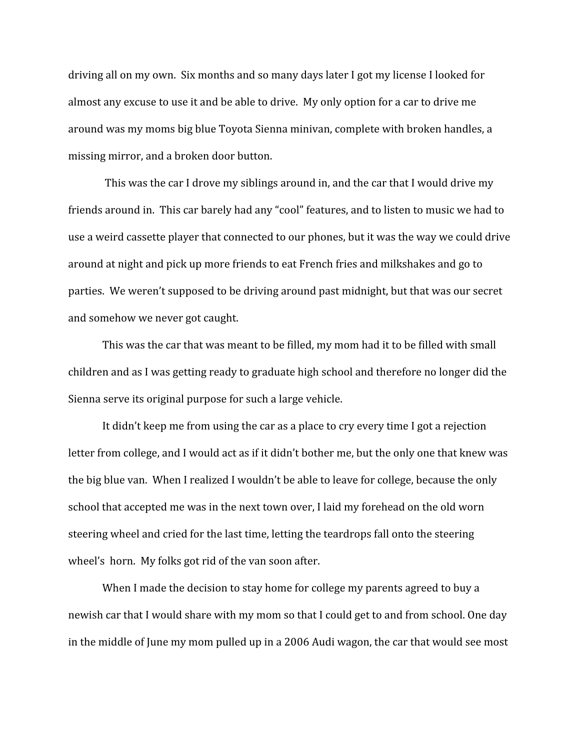driving all on my own. Six months and so many days later I got my license I looked for almost any excuse to use it and be able to drive. My only option for a car to drive me around was my moms big blue Toyota Sienna minivan, complete with broken handles, a missing mirror, and a broken door button.

This was the car I drove my siblings around in, and the car that I would drive my friends around in. This car barely had any "cool" features, and to listen to music we had to use a weird cassette player that connected to our phones, but it was the way we could drive around at night and pick up more friends to eat French fries and milkshakes and go to parties. We weren't supposed to be driving around past midnight, but that was our secret and somehow we never got caught.

This was the car that was meant to be filled, my mom had it to be filled with small children and as I was getting ready to graduate high school and therefore no longer did the Sienna serve its original purpose for such a large vehicle.

It didn't keep me from using the car as a place to cry every time I got a rejection letter from college, and I would act as if it didn't bother me, but the only one that knew was the big blue van. When I realized I wouldn't be able to leave for college, because the only school that accepted me was in the next town over, I laid my forehead on the old worn steering wheel and cried for the last time, letting the teardrops fall onto the steering wheel's horn. My folks got rid of the van soon after.

When I made the decision to stay home for college my parents agreed to buy a newish car that I would share with my mom so that I could get to and from school. One day in the middle of June my mom pulled up in a 2006 Audi wagon, the car that would see most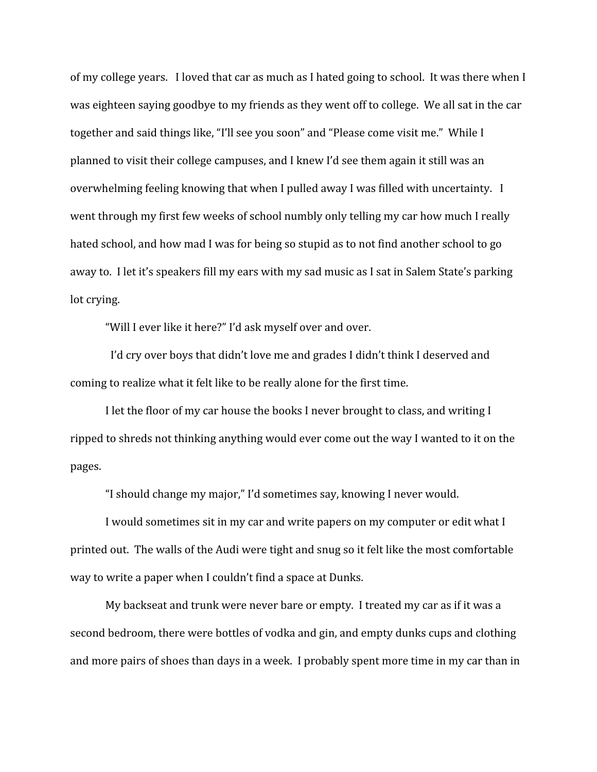of my college years. I loved that car as much as I hated going to school. It was there when I was eighteen saying goodbye to my friends as they went off to college. We all sat in the car together and said things like, "I'll see you soon" and "Please come visit me." While I planned to visit their college campuses, and I knew I'd see them again it still was an overwhelming feeling knowing that when I pulled away I was filled with uncertainty. I went through my first few weeks of school numbly only telling my car how much I really hated school, and how mad I was for being so stupid as to not find another school to go away to. I let it's speakers fill my ears with my sad music as I sat in Salem State's parking lot crying.

"Will I ever like it here?" I'd ask myself over and over.

I'd cry over boys that didn't love me and grades I didn't think I deserved and coming to realize what it felt like to be really alone for the first time.

I let the floor of my car house the books I never brought to class, and writing I ripped to shreds not thinking anything would ever come out the way I wanted to it on the pages.

"I should change my major," I'd sometimes say, knowing I never would.

I would sometimes sit in my car and write papers on my computer or edit what I printed out. The walls of the Audi were tight and snug so it felt like the most comfortable way to write a paper when I couldn't find a space at Dunks.

My backseat and trunk were never bare or empty. I treated my car as if it was a second bedroom, there were bottles of vodka and gin, and empty dunks cups and clothing and more pairs of shoes than days in a week. I probably spent more time in my car than in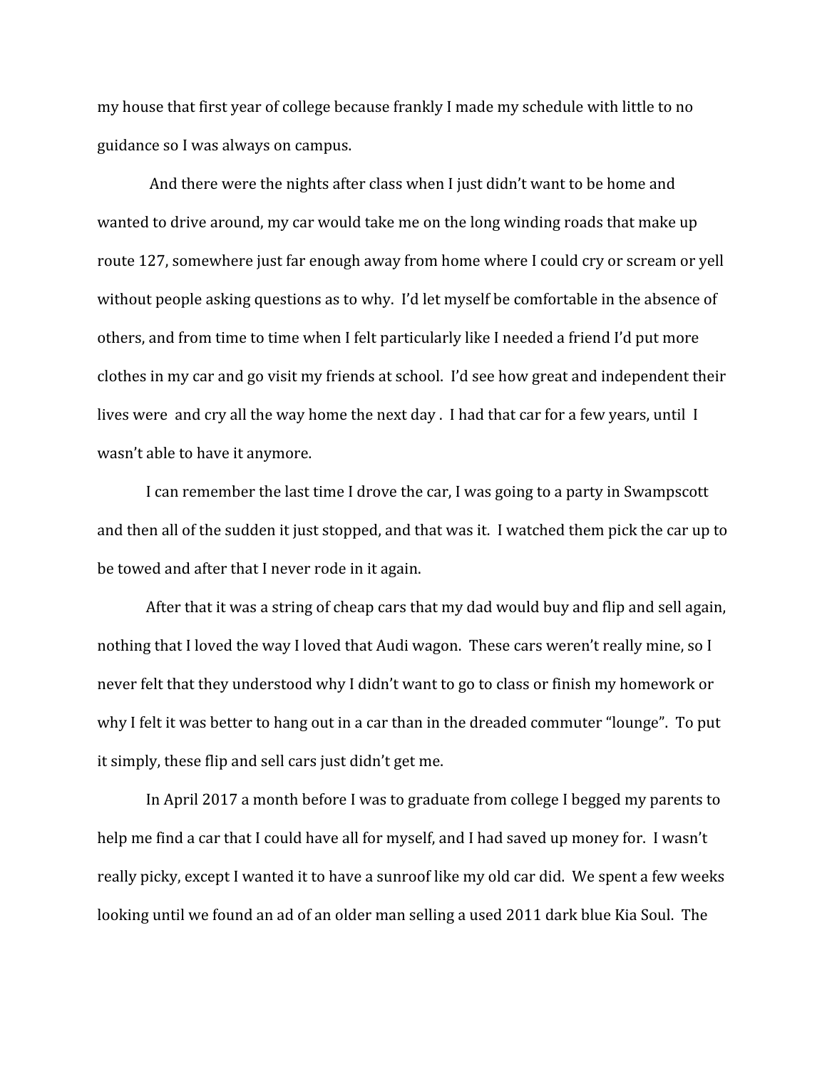my house that first year of college because frankly I made my schedule with little to no guidance so I was always on campus.

And there were the nights after class when I just didn't want to be home and wanted to drive around, my car would take me on the long winding roads that make up route 127, somewhere just far enough away from home where I could cry or scream or yell without people asking questions as to why. I'd let myself be comfortable in the absence of others, and from time to time when I felt particularly like I needed a friend I'd put more clothes in my car and go visit my friends at school. I'd see how great and independent their lives were and cry all the way home the next day . I had that car for a few years, until I wasn't able to have it anymore.

I can remember the last time I drove the car, I was going to a party in Swampscott and then all of the sudden it just stopped, and that was it. I watched them pick the car up to be towed and after that I never rode in it again.

After that it was a string of cheap cars that my dad would buy and flip and sell again, nothing that I loved the way I loved that Audi wagon. These cars weren't really mine, so I never felt that they understood why I didn't want to go to class or finish my homework or why I felt it was better to hang out in a car than in the dreaded commuter "lounge". To put it simply, these flip and sell cars just didn't get me.

In April 2017 a month before I was to graduate from college I begged my parents to help me find a car that I could have all for myself, and I had saved up money for. I wasn't really picky, except I wanted it to have a sunroof like my old car did. We spent a few weeks looking until we found an ad of an older man selling a used 2011 dark blue Kia Soul. The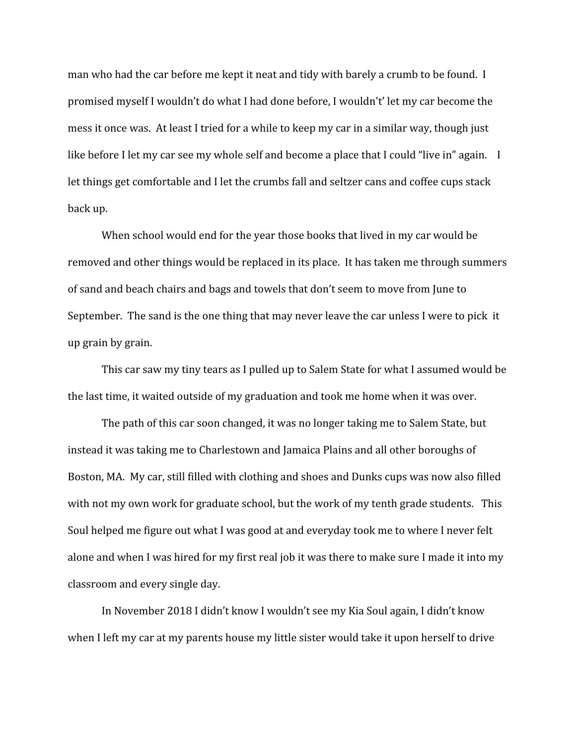man who had the car before me kept it neat and tidy with barely a crumb to be found. I promised myself I wouldn't do what I had done before, I wouldn't' let my car become the mess it once was. At least I tried for a while to keep my car in a similar way, though just like before I let my car see my whole self and become a place that I could "live in" again. I let things get comfortable and I let the crumbs fall and seltzer cans and coffee cups stack back up.

When school would end for the year those books that lived in my car would be removed and other things would be replaced in its place. It has taken me through summers of sand and beach chairs and bags and towels that don't seem to move from June to September. The sand is the one thing that may never leave the car unless I were to pick it up grain by grain.

This car saw my tiny tears as I pulled up to Salem State for what I assumed would be the last time, it waited outside of my graduation and took me home when it was over.

The path of this car soon changed, it was no longer taking me to Salem State, but instead it was taking me to Charlestown and Jamaica Plains and all other boroughs of Boston, MA. My car, still filled with clothing and shoes and Dunks cups was now also filled with not my own work for graduate school, but the work of my tenth grade students. This Soul helped me figure out what I was good at and everyday took me to where I never felt alone and when I was hired for my first real job it was there to make sure I made it into my classroom and every single day.

In November 2018 I didn't know I wouldn't see my Kia Soul again, I didn't know when I left my car at my parents house my little sister would take it upon herself to drive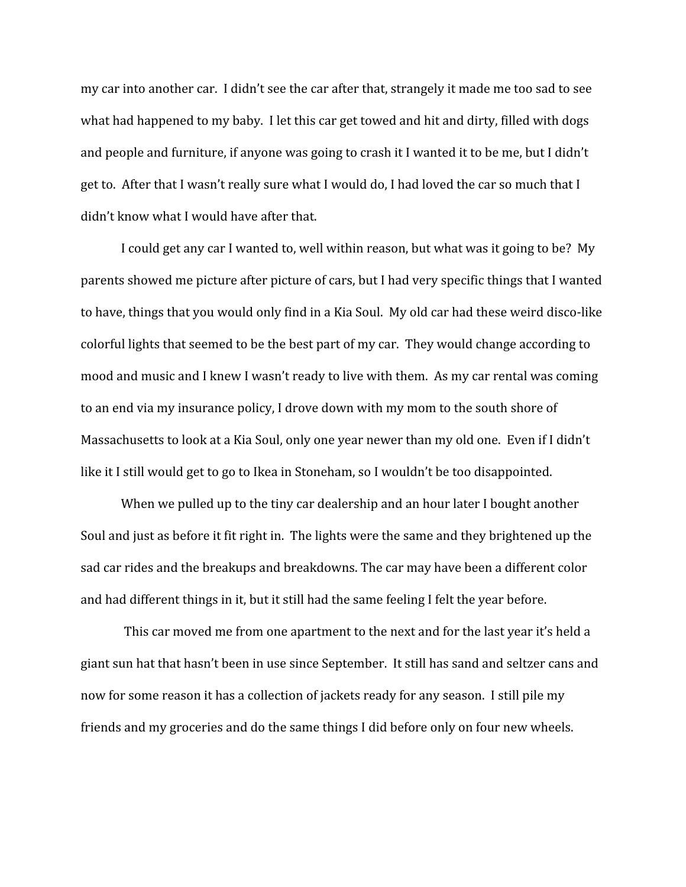my car into another car. I didn't see the car after that, strangely it made me too sad to see what had happened to my baby. I let this car get towed and hit and dirty, filled with dogs and people and furniture, if anyone was going to crash it I wanted it to be me, but I didn't get to. After that I wasn't really sure what I would do, I had loved the car so much that I didn't know what I would have after that.

I could get any car I wanted to, well within reason, but what was it going to be? My parents showed me picture after picture of cars, but I had very specific things that I wanted to have, things that you would only find in a Kia Soul. My old car had these weird disco-like colorful lights that seemed to be the best part of my car. They would change according to mood and music and I knew I wasn't ready to live with them. As my car rental was coming to an end via my insurance policy, I drove down with my mom to the south shore of Massachusetts to look at a Kia Soul, only one year newer than my old one. Even if I didn't like it I still would get to go to Ikea in Stoneham, so I wouldn't be too disappointed.

When we pulled up to the tiny car dealership and an hour later I bought another Soul and just as before it fit right in. The lights were the same and they brightened up the sad car rides and the breakups and breakdowns. The car may have been a different color and had different things in it, but it still had the same feeling I felt the year before.

This car moved me from one apartment to the next and for the last year it's held a giant sun hat that hasn't been in use since September. It still has sand and seltzer cans and now for some reason it has a collection of jackets ready for any season. I still pile my friends and my groceries and do the same things I did before only on four new wheels.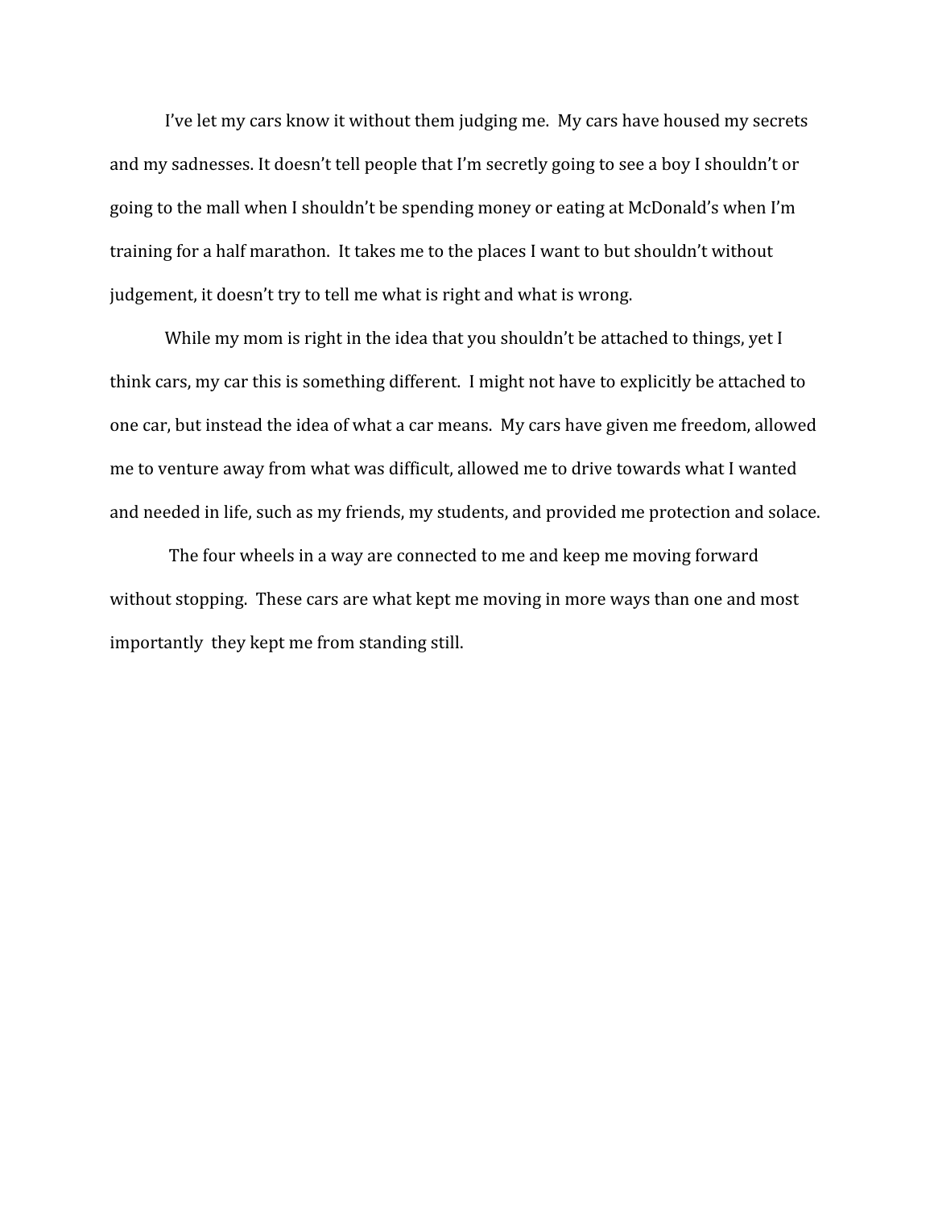I've let my cars know it without them judging me.  My cars have housed my secrets and my sadnesses. It doesn't tell people that I'm secretly going to see a boy I shouldn't or going to the mall when I shouldn't be spending money or eating at McDonald's when I'm training for a half marathon.  It takes me to the places I want to but shouldn't without judgement, it doesn't try to tell me what is right and what is wrong.

While my mom is right in the idea that you shouldn't be attached to things, yet I think cars, my car this is something different.  I might not have to explicitly be attached to one car, but instead the idea of what a car means.  My cars have given me freedom, allowed me to venture away from what was difficult, allowed me to drive towards what I wanted and needed in life, such as my friends, my students, and provided me protection and solace.

The four wheels in a way are connected to me and keep me moving forward without stopping.  These cars are what kept me moving in more ways than one and most importantly  they kept me from standing still.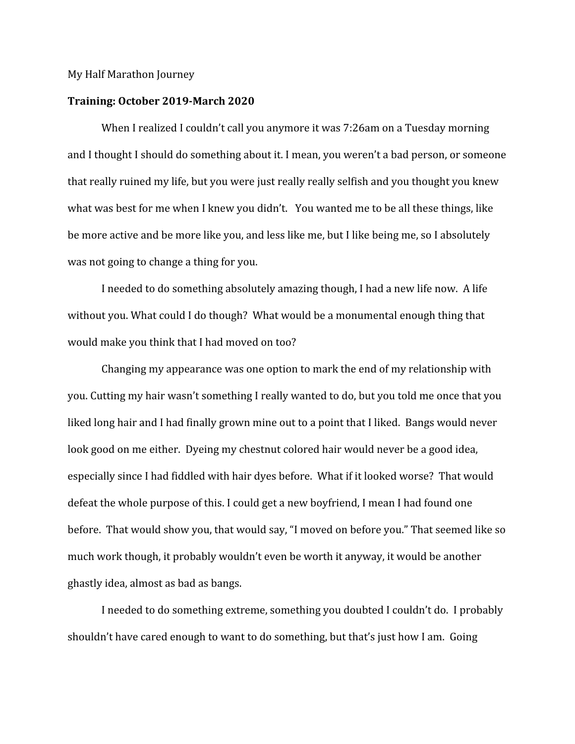My Half Marathon Journey

**Training: October 2019-March 2020**

When I realized I couldn't call you anymore it was 7:26am on a Tuesday morning and I thought I should do something about it. I mean, you weren't a bad person, or someone that really ruined my life, but you were just really really selfish and you thought you knew what was best for me when I knew you didn't. You wanted me to be all these things, like be more active and be more like you, and less like me, but I like being me, so I absolutely was not going to change a thing for you.

I needed to do something absolutely amazing though, I had a new life now. A life without you. What could I do though? What would be a monumental enough thing that would make you think that I had moved on too?

Changing my appearance was one option to mark the end of my relationship with you. Cutting my hair wasn't something I really wanted to do, but you told me once that you liked long hair and I had finally grown mine out to a point that I liked. Bangs would never look good on me either. Dyeing my chestnut colored hair would never be a good idea, especially since I had fiddled with hair dyes before. What if it looked worse? That would defeat the whole purpose of this. I could get a new boyfriend, I mean I had found one before. That would show you, that would say, "I moved on before you." That seemed like so much work though, it probably wouldn't even be worth it anyway, it would be another ghastly idea, almost as bad as bangs.

I needed to do something extreme, something you doubted I couldn't do. I probably shouldn't have cared enough to want to do something, but that's just how I am. Going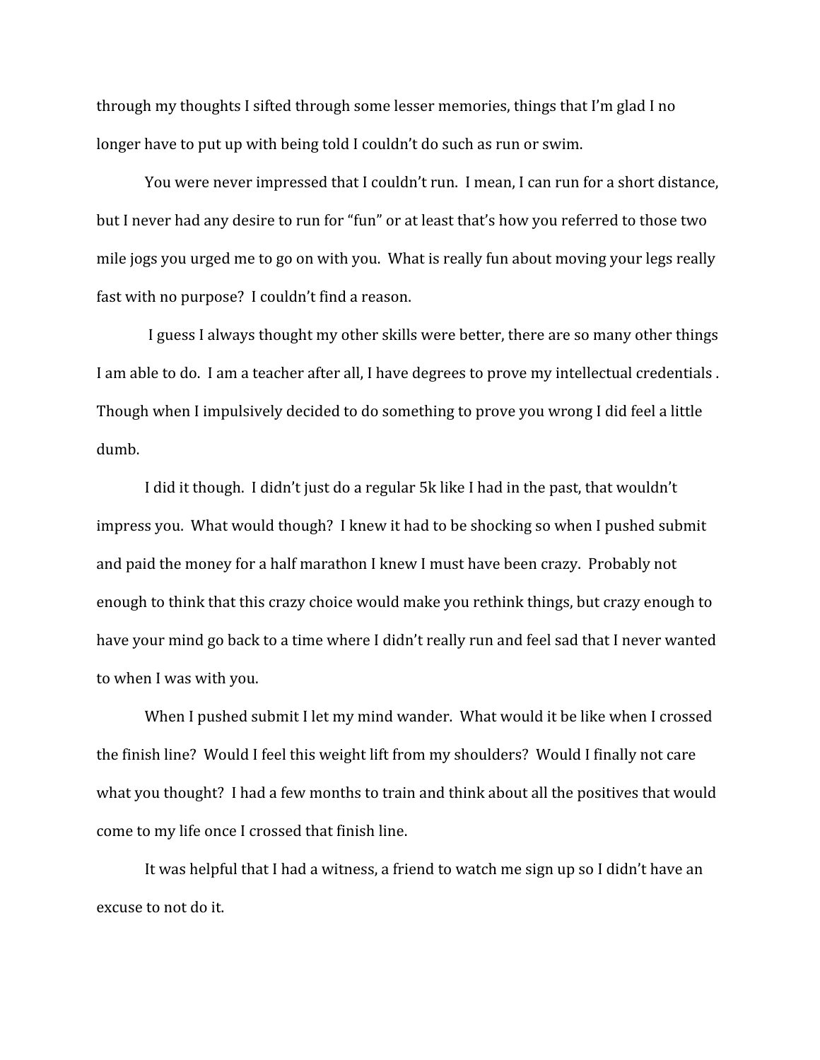through my thoughts I sifted through some lesser memories, things that I'm glad I no longer have to put up with being told I couldn't do such as run or swim.

You were never impressed that I couldn't run. I mean, I can run for a short distance, but I never had any desire to run for "fun" or at least that's how you referred to those two mile jogs you urged me to go on with you. What is really fun about moving your legs really fast with no purpose? I couldn't find a reason.

I guess I always thought my other skills were better, there are so many other things I am able to do. I am a teacher after all, I have degrees to prove my intellectual credentials . Though when I impulsively decided to do something to prove you wrong I did feel a little dumb.

I did it though. I didn't just do a regular 5k like I had in the past, that wouldn't impress you. What would though? I knew it had to be shocking so when I pushed submit and paid the money for a half marathon I knew I must have been crazy. Probably not enough to think that this crazy choice would make you rethink things, but crazy enough to have your mind go back to a time where I didn't really run and feel sad that I never wanted to when I was with you.

When I pushed submit I let my mind wander. What would it be like when I crossed the finish line? Would I feel this weight lift from my shoulders? Would I finally not care what you thought? I had a few months to train and think about all the positives that would come to my life once I crossed that finish line.

It was helpful that I had a witness, a friend to watch me sign up so I didn't have an excuse to not do it.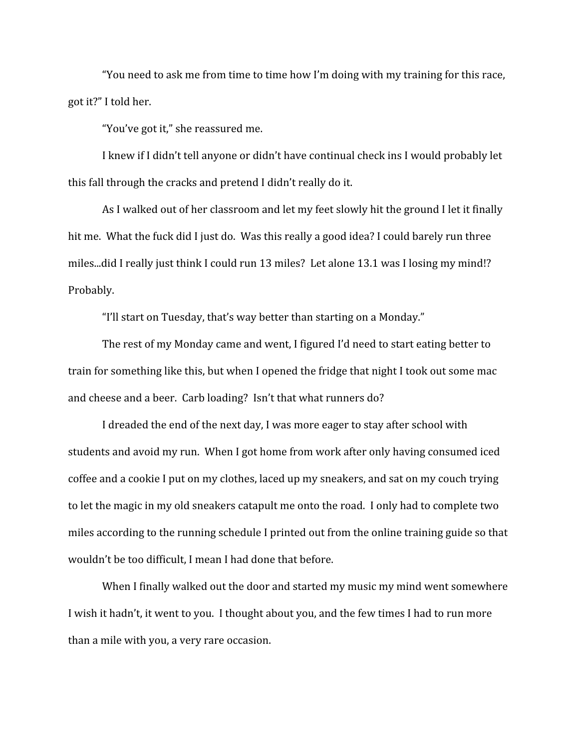"You need to ask me from time to time how I'm doing with my training for this race, got it?" I told her.

"You've got it," she reassured me.

I knew if I didn't tell anyone or didn't have continual check ins I would probably let this fall through the cracks and pretend I didn't really do it.

As I walked out of her classroom and let my feet slowly hit the ground I let it finally hit me. What the fuck did I just do. Was this really a good idea? I could barely run three miles...did I really just think I could run 13 miles? Let alone 13.1 was I losing my mind!? Probably.

"I'll start on Tuesday, that's way better than starting on a Monday."

The rest of my Monday came and went, I figured I'd need to start eating better to train for something like this, but when I opened the fridge that night I took out some mac and cheese and a beer. Carb loading? Isn't that what runners do?

I dreaded the end of the next day, I was more eager to stay after school with students and avoid my run. When I got home from work after only having consumed iced coffee and a cookie I put on my clothes, laced up my sneakers, and sat on my couch trying to let the magic in my old sneakers catapult me onto the road. I only had to complete two miles according to the running schedule I printed out from the online training guide so that wouldn't be too difficult, I mean I had done that before.

When I finally walked out the door and started my music my mind went somewhere I wish it hadn't, it went to you. I thought about you, and the few times I had to run more than a mile with you, a very rare occasion.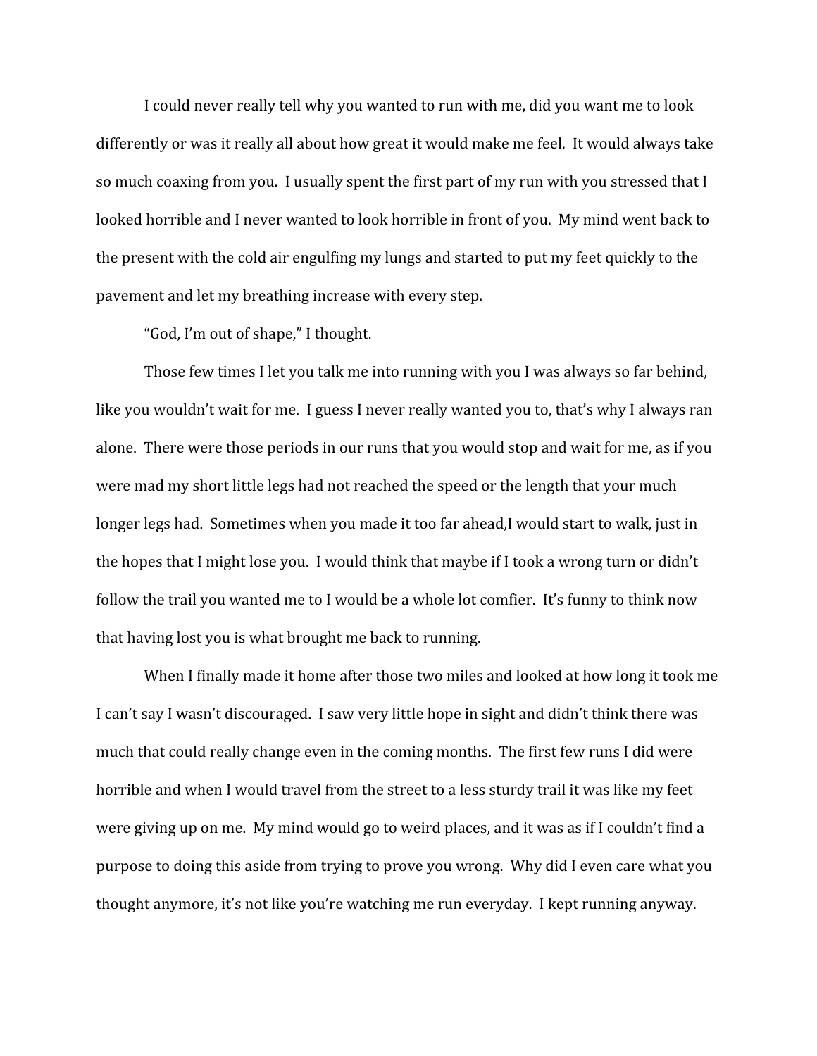I could never really tell why you wanted to run with me, did you want me to look differently or was it really all about how great it would make me feel. It would always take so much coaxing from you. I usually spent the first part of my run with you stressed that I looked horrible and I never wanted to look horrible in front of you. My mind went back to the present with the cold air engulfing my lungs and started to put my feet quickly to the pavement and let my breathing increase with every step.

"God, I'm out of shape," I thought.

Those few times I let you talk me into running with you I was always so far behind, like you wouldn't wait for me. I guess I never really wanted you to, that's why I always ran alone. There were those periods in our runs that you would stop and wait for me, as if you were mad my short little legs had not reached the speed or the length that your much longer legs had. Sometimes when you made it too far ahead,I would start to walk, just in the hopes that I might lose you. I would think that maybe if I took a wrong turn or didn't follow the trail you wanted me to I would be a whole lot comfier. It's funny to think now that having lost you is what brought me back to running.

When I finally made it home after those two miles and looked at how long it took me I can't say I wasn't discouraged. I saw very little hope in sight and didn't think there was much that could really change even in the coming months. The first few runs I did were horrible and when I would travel from the street to a less sturdy trail it was like my feet were giving up on me. My mind would go to weird places, and it was as if I couldn't find a purpose to doing this aside from trying to prove you wrong. Why did I even care what you thought anymore, it's not like you're watching me run everyday. I kept running anyway.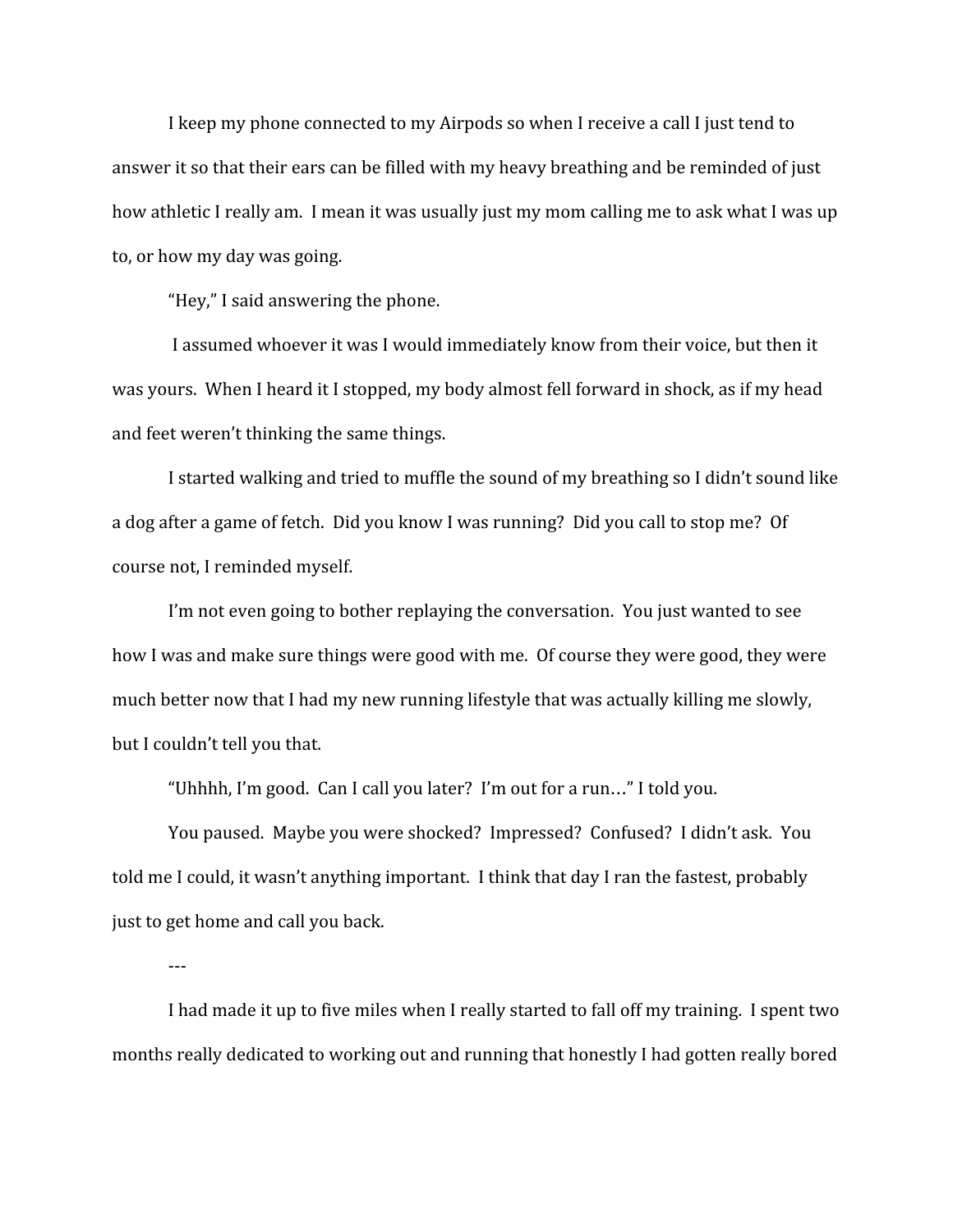I keep my phone connected to my Airpods so when I receive a call I just tend to answer it so that their ears can be filled with my heavy breathing and be reminded of just how athletic I really am. I mean it was usually just my mom calling me to ask what I was up to, or how my day was going.

"Hey," I said answering the phone.

I assumed whoever it was I would immediately know from their voice, but then it was yours. When I heard it I stopped, my body almost fell forward in shock, as if my head and feet weren't thinking the same things.

I started walking and tried to muffle the sound of my breathing so I didn't sound like a dog after a game of fetch. Did you know I was running? Did you call to stop me? Of course not, I reminded myself.

I'm not even going to bother replaying the conversation. You just wanted to see how I was and make sure things were good with me. Of course they were good, they were much better now that I had my new running lifestyle that was actually killing me slowly, but I couldn't tell you that.

"Uhhhh, I'm good. Can I call you later? I'm out for a run…" I told you.

You paused. Maybe you were shocked? Impressed? Confused? I didn't ask. You told me I could, it wasn't anything important. I think that day I ran the fastest, probably just to get home and call you back.

---

I had made it up to five miles when I really started to fall off my training. I spent two months really dedicated to working out and running that honestly I had gotten really bored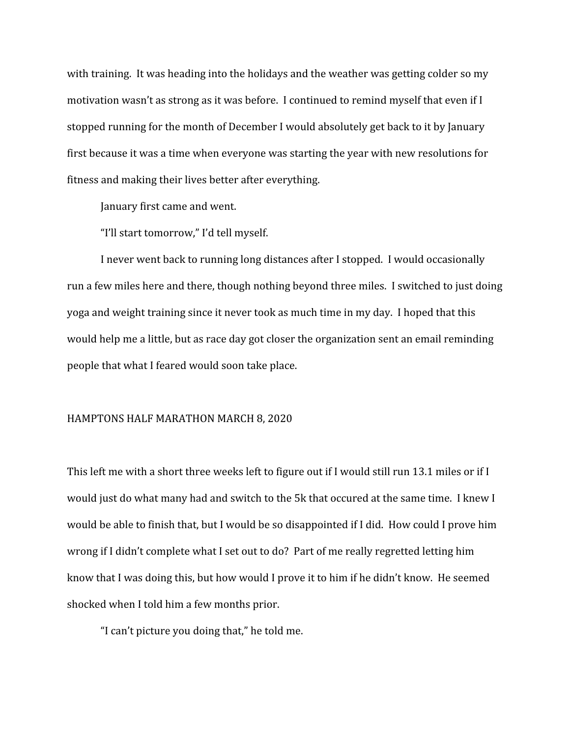with training. It was heading into the holidays and the weather was getting colder so my motivation wasn't as strong as it was before. I continued to remind myself that even if I stopped running for the month of December I would absolutely get back to it by January first because it was a time when everyone was starting the year with new resolutions for fitness and making their lives better after everything.

January first came and went.

"I'll start tomorrow," I'd tell myself.

I never went back to running long distances after I stopped. I would occasionally run a few miles here and there, though nothing beyond three miles. I switched to just doing yoga and weight training since it never took as much time in my day. I hoped that this would help me a little, but as race day got closer the organization sent an email reminding people that what I feared would soon take place.

HAMPTONS HALF MARATHON MARCH 8, 2020

This left me with a short three weeks left to figure out if I would still run 13.1 miles or if I would just do what many had and switch to the 5k that occured at the same time. I knew I would be able to finish that, but I would be so disappointed if I did. How could I prove him wrong if I didn't complete what I set out to do? Part of me really regretted letting him know that I was doing this, but how would I prove it to him if he didn't know. He seemed shocked when I told him a few months prior.

"I can't picture you doing that," he told me.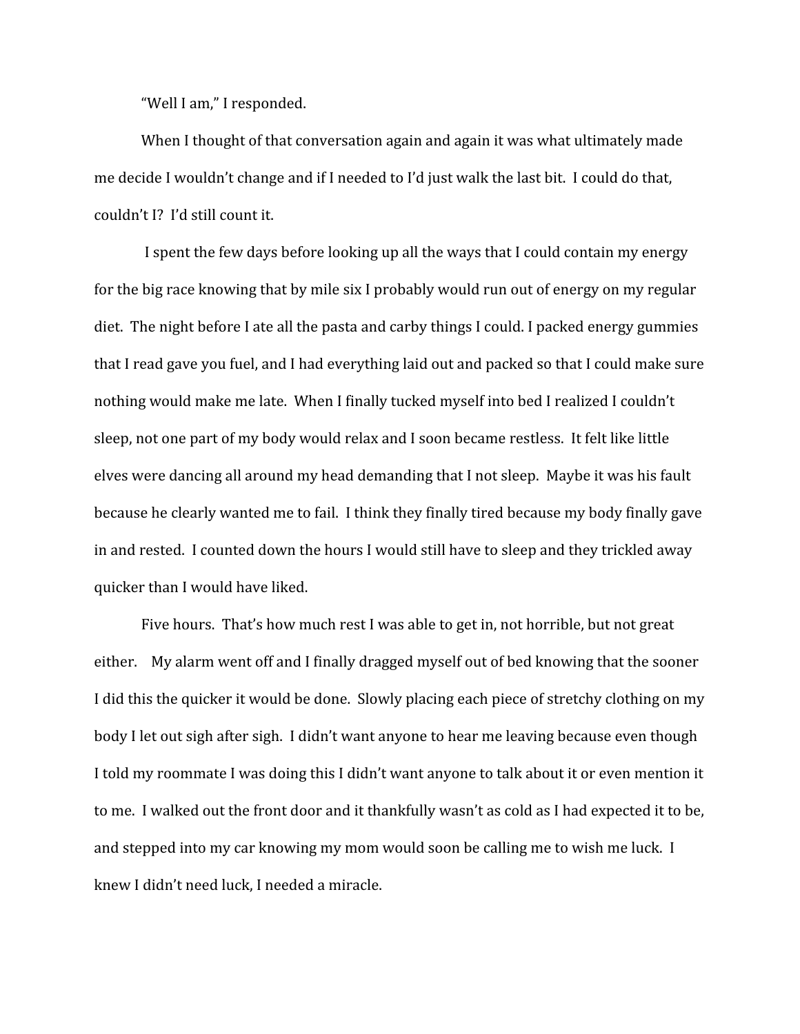"Well I am," I responded.

When I thought of that conversation again and again it was what ultimately made me decide I wouldn't change and if I needed to I'd just walk the last bit. I could do that, couldn't I? I'd still count it.

I spent the few days before looking up all the ways that I could contain my energy for the big race knowing that by mile six I probably would run out of energy on my regular diet. The night before I ate all the pasta and carby things I could. I packed energy gummies that I read gave you fuel, and I had everything laid out and packed so that I could make sure nothing would make me late. When I finally tucked myself into bed I realized I couldn't sleep, not one part of my body would relax and I soon became restless. It felt like little elves were dancing all around my head demanding that I not sleep. Maybe it was his fault because he clearly wanted me to fail. I think they finally tired because my body finally gave in and rested. I counted down the hours I would still have to sleep and they trickled away quicker than I would have liked.

Five hours. That's how much rest I was able to get in, not horrible, but not great either. My alarm went off and I finally dragged myself out of bed knowing that the sooner I did this the quicker it would be done. Slowly placing each piece of stretchy clothing on my body I let out sigh after sigh. I didn't want anyone to hear me leaving because even though I told my roommate I was doing this I didn't want anyone to talk about it or even mention it to me. I walked out the front door and it thankfully wasn't as cold as I had expected it to be, and stepped into my car knowing my mom would soon be calling me to wish me luck. I knew I didn't need luck, I needed a miracle.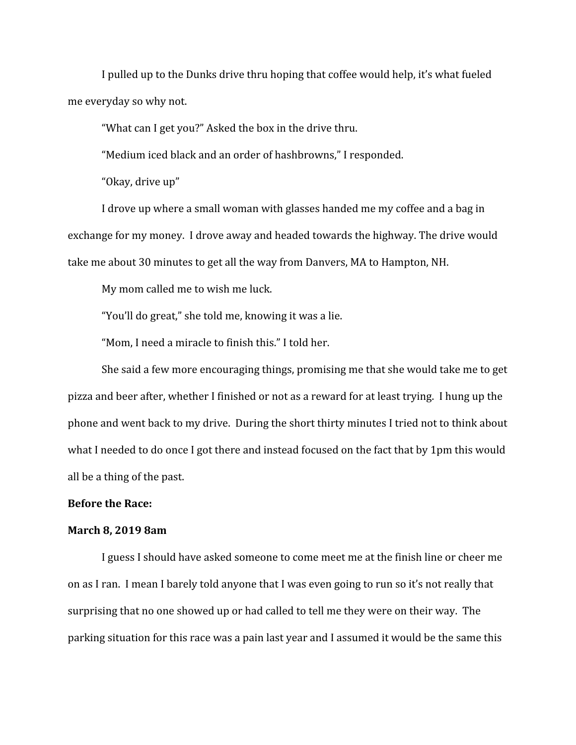I pulled up to the Dunks drive thru hoping that coffee would help, it's what fueled me everyday so why not.

"What can I get you?" Asked the box in the drive thru.

"Medium iced black and an order of hashbrowns," I responded.

"Okay, drive up"

I drove up where a small woman with glasses handed me my coffee and a bag in exchange for my money. I drove away and headed towards the highway. The drive would take me about 30 minutes to get all the way from Danvers, MA to Hampton, NH.

My mom called me to wish me luck.

"You'll do great," she told me, knowing it was a lie.

"Mom, I need a miracle to finish this." I told her.

She said a few more encouraging things, promising me that she would take me to get pizza and beer after, whether I finished or not as a reward for at least trying. I hung up the phone and went back to my drive. During the short thirty minutes I tried not to think about what I needed to do once I got there and instead focused on the fact that by 1pm this would all be a thing of the past.

**Before the Race:**

**March 8, 2019 8am**

I guess I should have asked someone to come meet me at the finish line or cheer me on as I ran. I mean I barely told anyone that I was even going to run so it's not really that surprising that no one showed up or had called to tell me they were on their way. The parking situation for this race was a pain last year and I assumed it would be the same this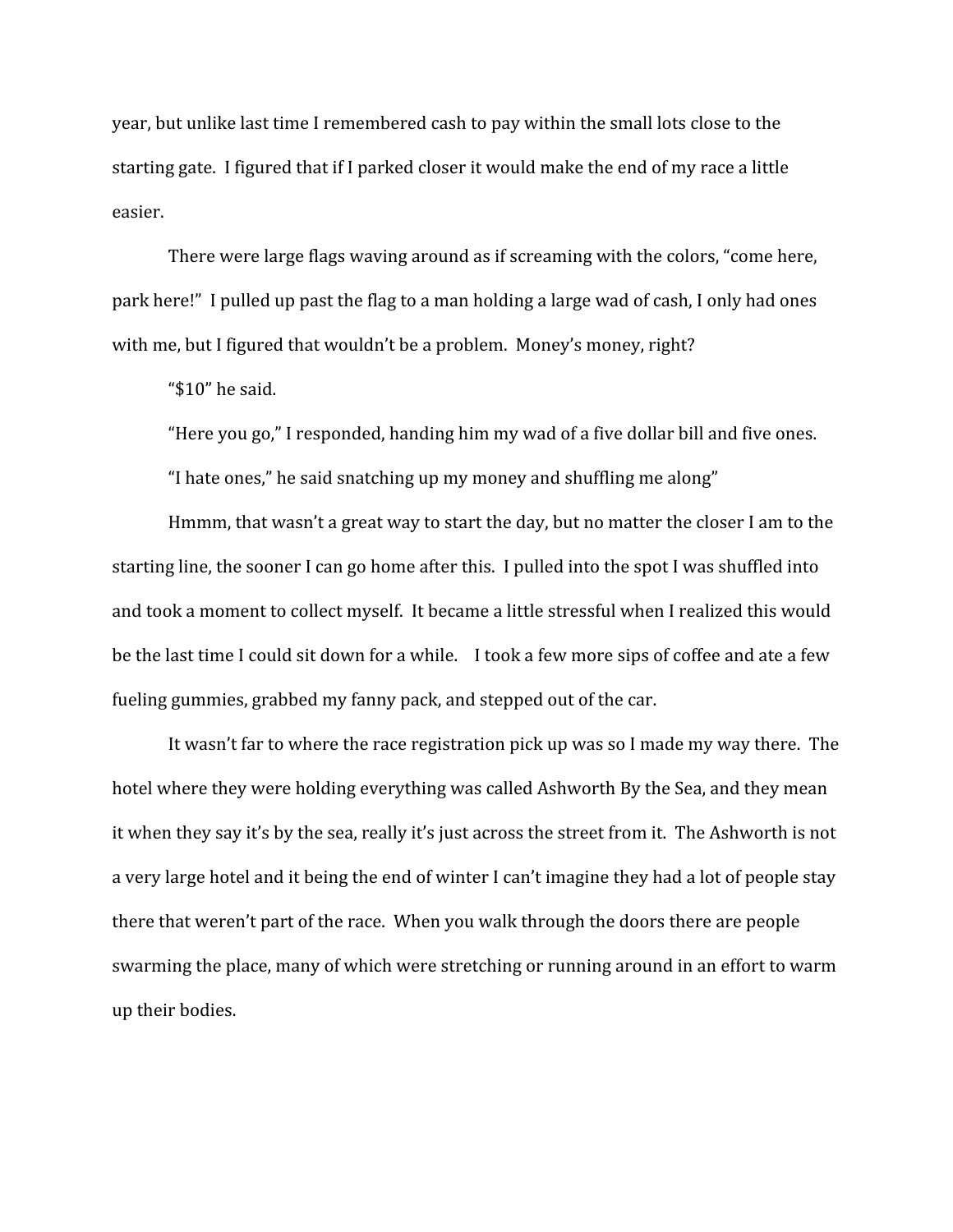year, but unlike last time I remembered cash to pay within the small lots close to the starting gate.  I figured that if I parked closer it would make the end of my race a little easier.

There were large flags waving around as if screaming with the colors, "come here, park here!"  I pulled up past the flag to a man holding a large wad of cash, I only had ones with me, but I figured that wouldn't be a problem.  Money's money, right?

"$10" he said.

"Here you go," I responded, handing him my wad of a five dollar bill and five ones.

"I hate ones," he said snatching up my money and shuffling me along"

Hmmm, that wasn't a great way to start the day, but no matter the closer I am to the starting line, the sooner I can go home after this.  I pulled into the spot I was shuffled into and took a moment to collect myself.  It became a little stressful when I realized this would be the last time I could sit down for a while.   I took a few more sips of coffee and ate a few fueling gummies, grabbed my fanny pack, and stepped out of the car.

It wasn't far to where the race registration pick up was so I made my way there.  The hotel where they were holding everything was called Ashworth By the Sea, and they mean it when they say it's by the sea, really it's just across the street from it.  The Ashworth is not a very large hotel and it being the end of winter I can't imagine they had a lot of people stay there that weren't part of the race.  When you walk through the doors there are people swarming the place, many of which were stretching or running around in an effort to warm up their bodies.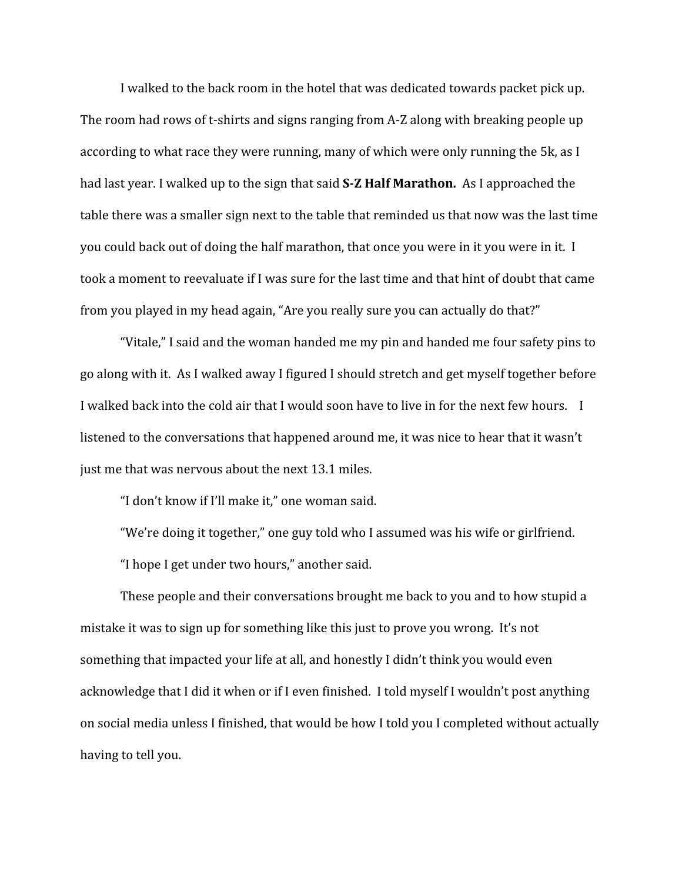I walked to the back room in the hotel that was dedicated towards packet pick up. The room had rows of t-shirts and signs ranging from A-Z along with breaking people up according to what race they were running, many of which were only running the 5k, as I had last year. I walked up to the sign that said **S-Z Half Marathon.** As I approached the table there was a smaller sign next to the table that reminded us that now was the last time you could back out of doing the half marathon, that once you were in it you were in it. I took a moment to reevaluate if I was sure for the last time and that hint of doubt that came from you played in my head again, "Are you really sure you can actually do that?"

"Vitale," I said and the woman handed me my pin and handed me four safety pins to go along with it. As I walked away I figured I should stretch and get myself together before I walked back into the cold air that I would soon have to live in for the next few hours. I listened to the conversations that happened around me, it was nice to hear that it wasn't just me that was nervous about the next 13.1 miles.

"I don't know if I'll make it," one woman said.

"We're doing it together," one guy told who I assumed was his wife or girlfriend.

"I hope I get under two hours," another said.

These people and their conversations brought me back to you and to how stupid a mistake it was to sign up for something like this just to prove you wrong. It's not something that impacted your life at all, and honestly I didn't think you would even acknowledge that I did it when or if I even finished. I told myself I wouldn't post anything on social media unless I finished, that would be how I told you I completed without actually having to tell you.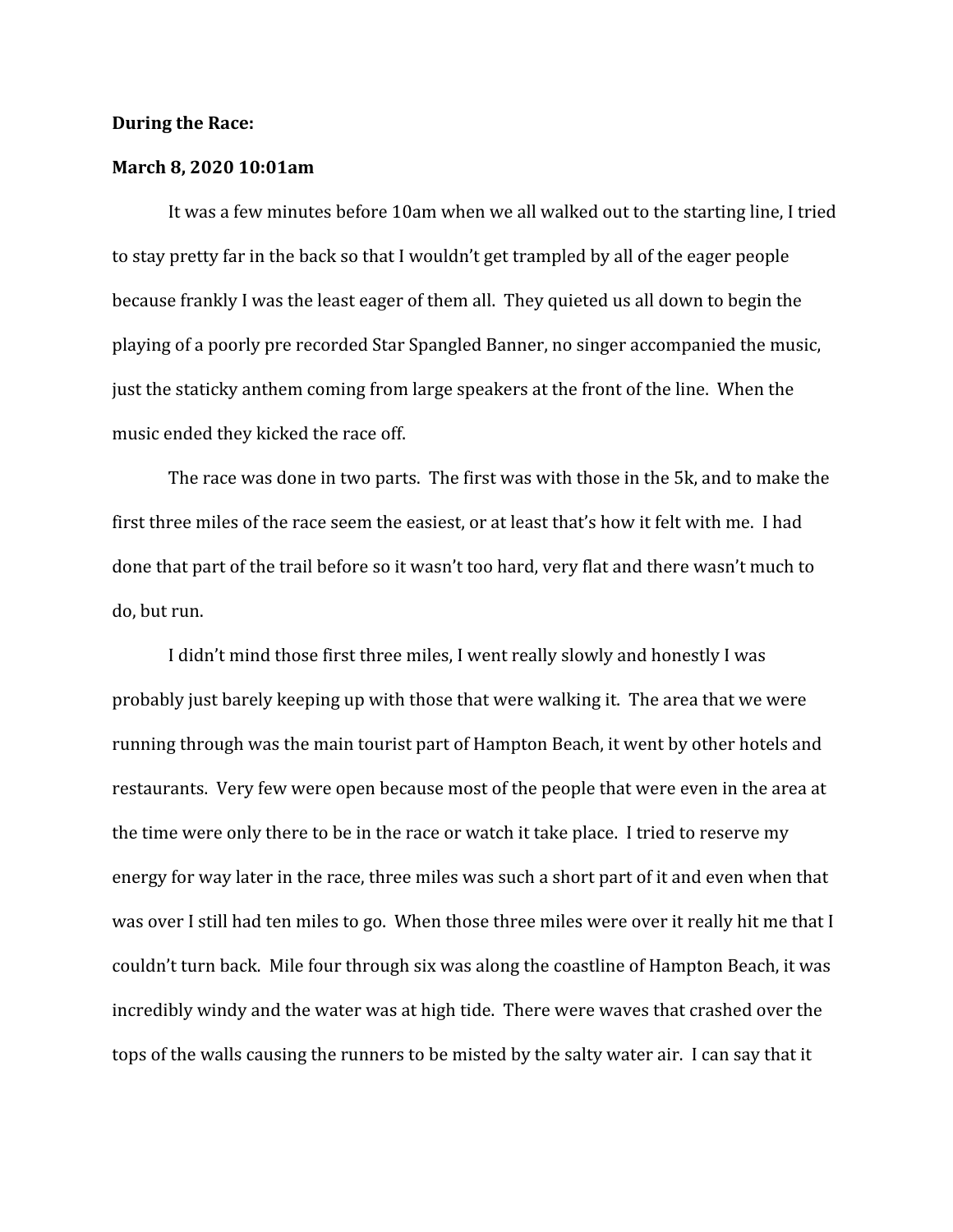**During the Race:**

**March 8, 2020 10:01am**

It was a few minutes before 10am when we all walked out to the starting line, I tried to stay pretty far in the back so that I wouldn't get trampled by all of the eager people because frankly I was the least eager of them all. They quieted us all down to begin the playing of a poorly pre recorded Star Spangled Banner, no singer accompanied the music, just the staticky anthem coming from large speakers at the front of the line. When the music ended they kicked the race off.

The race was done in two parts. The first was with those in the 5k, and to make the first three miles of the race seem the easiest, or at least that's how it felt with me. I had done that part of the trail before so it wasn't too hard, very flat and there wasn't much to do, but run.

I didn't mind those first three miles, I went really slowly and honestly I was probably just barely keeping up with those that were walking it. The area that we were running through was the main tourist part of Hampton Beach, it went by other hotels and restaurants. Very few were open because most of the people that were even in the area at the time were only there to be in the race or watch it take place. I tried to reserve my energy for way later in the race, three miles was such a short part of it and even when that was over I still had ten miles to go. When those three miles were over it really hit me that I couldn't turn back. Mile four through six was along the coastline of Hampton Beach, it was incredibly windy and the water was at high tide. There were waves that crashed over the tops of the walls causing the runners to be misted by the salty water air. I can say that it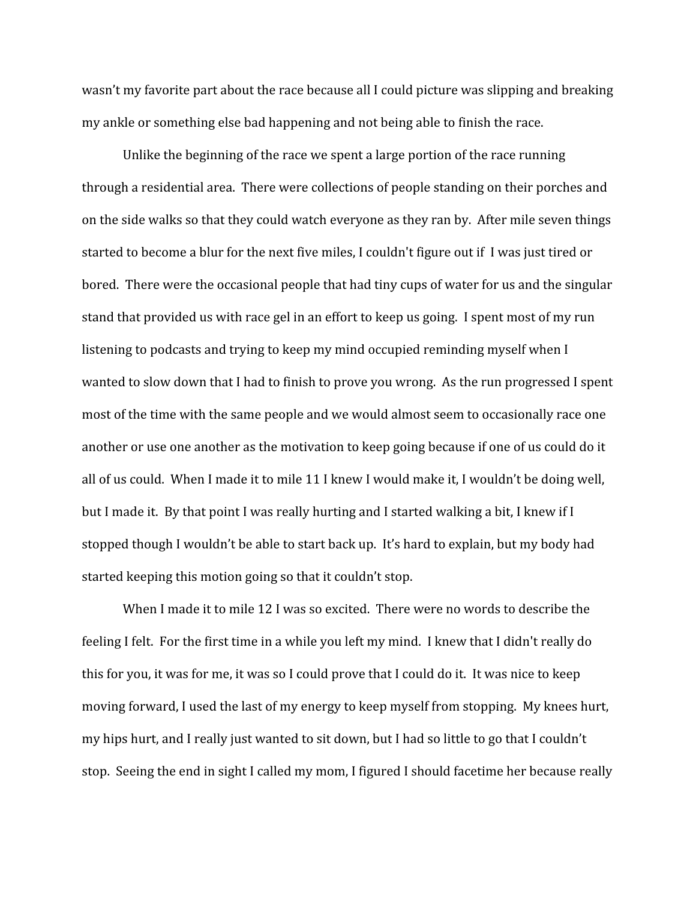wasn't my favorite part about the race because all I could picture was slipping and breaking my ankle or something else bad happening and not being able to finish the race.

Unlike the beginning of the race we spent a large portion of the race running through a residential area. There were collections of people standing on their porches and on the side walks so that they could watch everyone as they ran by. After mile seven things started to become a blur for the next five miles, I couldn't figure out if I was just tired or bored. There were the occasional people that had tiny cups of water for us and the singular stand that provided us with race gel in an effort to keep us going. I spent most of my run listening to podcasts and trying to keep my mind occupied reminding myself when I wanted to slow down that I had to finish to prove you wrong. As the run progressed I spent most of the time with the same people and we would almost seem to occasionally race one another or use one another as the motivation to keep going because if one of us could do it all of us could. When I made it to mile 11 I knew I would make it, I wouldn't be doing well, but I made it. By that point I was really hurting and I started walking a bit, I knew if I stopped though I wouldn't be able to start back up. It's hard to explain, but my body had started keeping this motion going so that it couldn't stop.

When I made it to mile 12 I was so excited. There were no words to describe the feeling I felt. For the first time in a while you left my mind. I knew that I didn't really do this for you, it was for me, it was so I could prove that I could do it. It was nice to keep moving forward, I used the last of my energy to keep myself from stopping. My knees hurt, my hips hurt, and I really just wanted to sit down, but I had so little to go that I couldn't stop. Seeing the end in sight I called my mom, I figured I should facetime her because really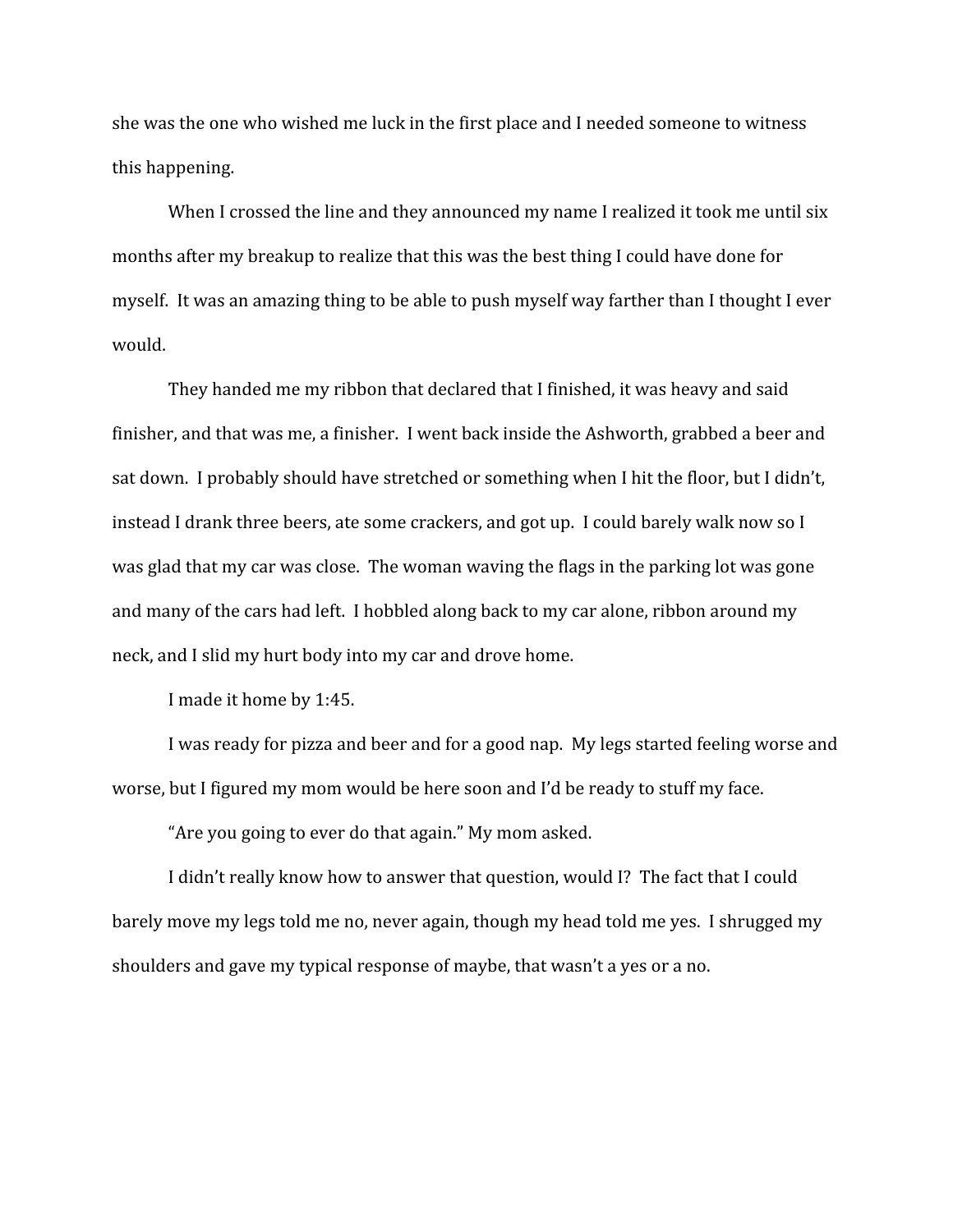she was the one who wished me luck in the first place and I needed someone to witness this happening.

When I crossed the line and they announced my name I realized it took me until six months after my breakup to realize that this was the best thing I could have done for myself. It was an amazing thing to be able to push myself way farther than I thought I ever would.

They handed me my ribbon that declared that I finished, it was heavy and said finisher, and that was me, a finisher. I went back inside the Ashworth, grabbed a beer and sat down. I probably should have stretched or something when I hit the floor, but I didn't, instead I drank three beers, ate some crackers, and got up. I could barely walk now so I was glad that my car was close. The woman waving the flags in the parking lot was gone and many of the cars had left. I hobbled along back to my car alone, ribbon around my neck, and I slid my hurt body into my car and drove home.

I made it home by 1:45.

I was ready for pizza and beer and for a good nap. My legs started feeling worse and worse, but I figured my mom would be here soon and I'd be ready to stuff my face.

"Are you going to ever do that again." My mom asked.

I didn't really know how to answer that question, would I? The fact that I could barely move my legs told me no, never again, though my head told me yes. I shrugged my shoulders and gave my typical response of maybe, that wasn't a yes or a no.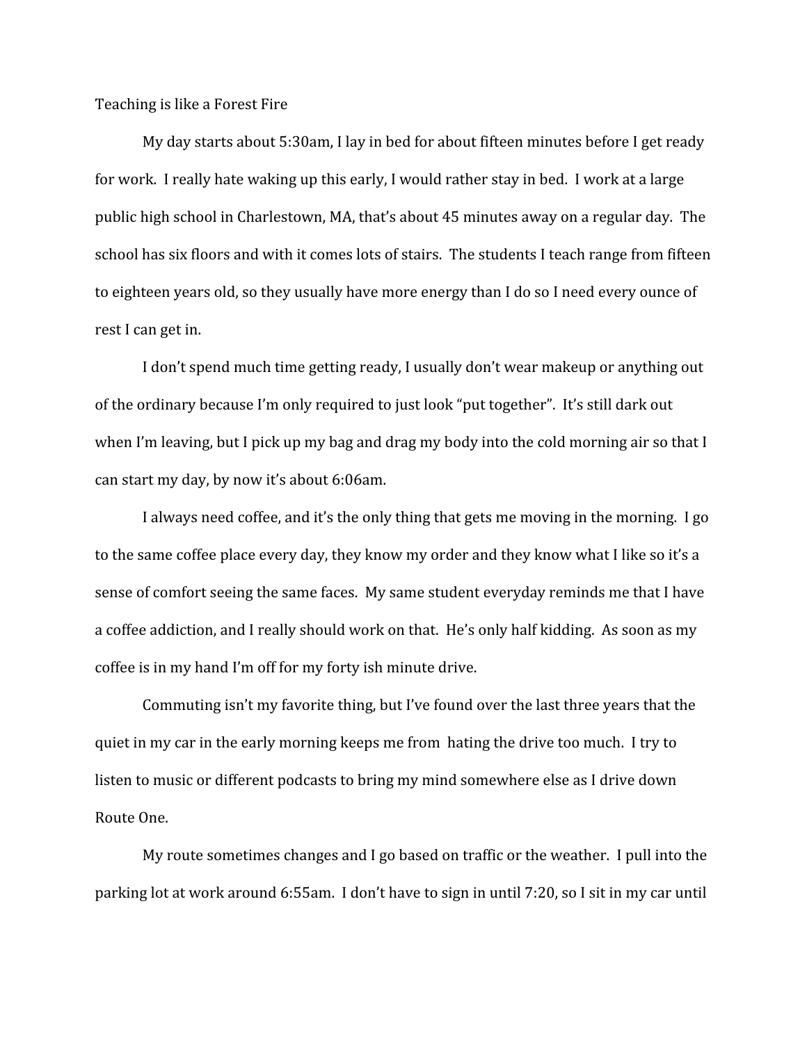Teaching is like a Forest Fire

My day starts about 5:30am, I lay in bed for about fifteen minutes before I get ready for work. I really hate waking up this early, I would rather stay in bed. I work at a large public high school in Charlestown, MA, that's about 45 minutes away on a regular day. The school has six floors and with it comes lots of stairs. The students I teach range from fifteen to eighteen years old, so they usually have more energy than I do so I need every ounce of rest I can get in.

I don't spend much time getting ready, I usually don't wear makeup or anything out of the ordinary because I'm only required to just look "put together". It's still dark out when I'm leaving, but I pick up my bag and drag my body into the cold morning air so that I can start my day, by now it's about 6:06am.

I always need coffee, and it's the only thing that gets me moving in the morning. I go to the same coffee place every day, they know my order and they know what I like so it's a sense of comfort seeing the same faces. My same student everyday reminds me that I have a coffee addiction, and I really should work on that. He's only half kidding. As soon as my coffee is in my hand I'm off for my forty ish minute drive.

Commuting isn't my favorite thing, but I've found over the last three years that the quiet in my car in the early morning keeps me from hating the drive too much. I try to listen to music or different podcasts to bring my mind somewhere else as I drive down Route One.

My route sometimes changes and I go based on traffic or the weather. I pull into the parking lot at work around 6:55am. I don't have to sign in until 7:20, so I sit in my car until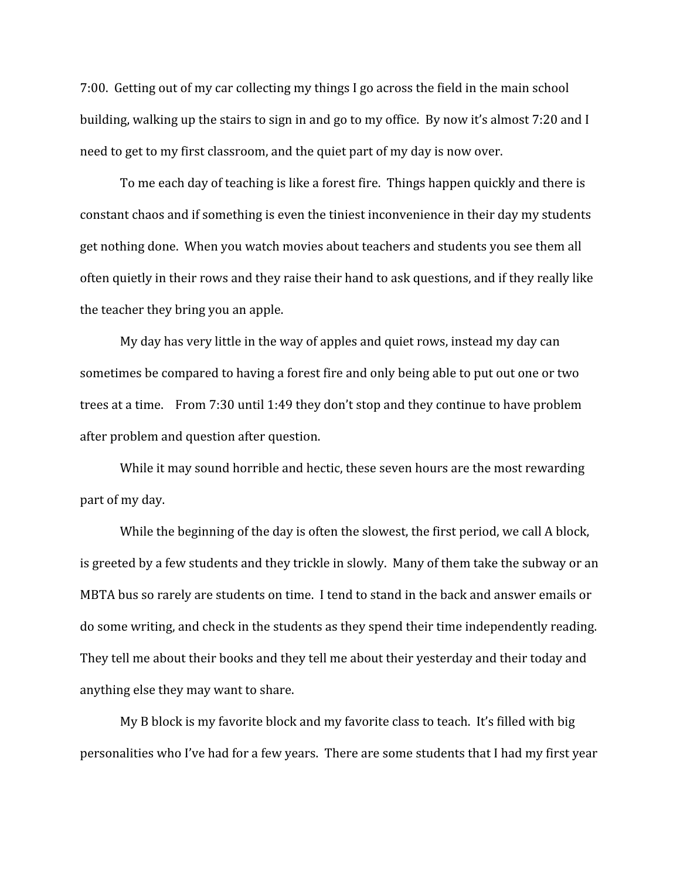7:00. Getting out of my car collecting my things I go across the field in the main school building, walking up the stairs to sign in and go to my office. By now it's almost 7:20 and I need to get to my first classroom, and the quiet part of my day is now over.

To me each day of teaching is like a forest fire. Things happen quickly and there is constant chaos and if something is even the tiniest inconvenience in their day my students get nothing done. When you watch movies about teachers and students you see them all often quietly in their rows and they raise their hand to ask questions, and if they really like the teacher they bring you an apple.

My day has very little in the way of apples and quiet rows, instead my day can sometimes be compared to having a forest fire and only being able to put out one or two trees at a time. From 7:30 until 1:49 they don't stop and they continue to have problem after problem and question after question.

While it may sound horrible and hectic, these seven hours are the most rewarding part of my day.

While the beginning of the day is often the slowest, the first period, we call A block, is greeted by a few students and they trickle in slowly. Many of them take the subway or an MBTA bus so rarely are students on time. I tend to stand in the back and answer emails or do some writing, and check in the students as they spend their time independently reading. They tell me about their books and they tell me about their yesterday and their today and anything else they may want to share.

My B block is my favorite block and my favorite class to teach. It's filled with big personalities who I've had for a few years. There are some students that I had my first year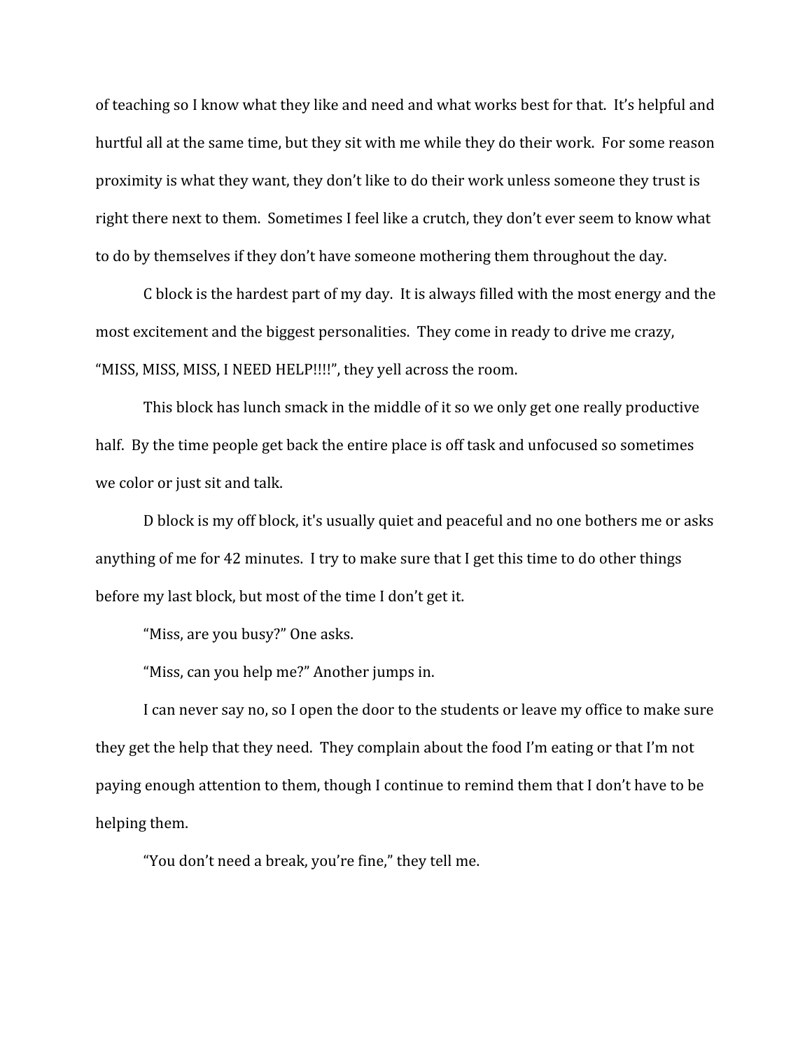of teaching so I know what they like and need and what works best for that. It's helpful and hurtful all at the same time, but they sit with me while they do their work. For some reason proximity is what they want, they don't like to do their work unless someone they trust is right there next to them. Sometimes I feel like a crutch, they don't ever seem to know what to do by themselves if they don't have someone mothering them throughout the day.

C block is the hardest part of my day. It is always filled with the most energy and the most excitement and the biggest personalities. They come in ready to drive me crazy, "MISS, MISS, MISS, I NEED HELP!!!!", they yell across the room.

This block has lunch smack in the middle of it so we only get one really productive half. By the time people get back the entire place is off task and unfocused so sometimes we color or just sit and talk.

D block is my off block, it's usually quiet and peaceful and no one bothers me or asks anything of me for 42 minutes. I try to make sure that I get this time to do other things before my last block, but most of the time I don't get it.

"Miss, are you busy?" One asks.

"Miss, can you help me?" Another jumps in.

I can never say no, so I open the door to the students or leave my office to make sure they get the help that they need. They complain about the food I'm eating or that I'm not paying enough attention to them, though I continue to remind them that I don't have to be helping them.

"You don't need a break, you're fine," they tell me.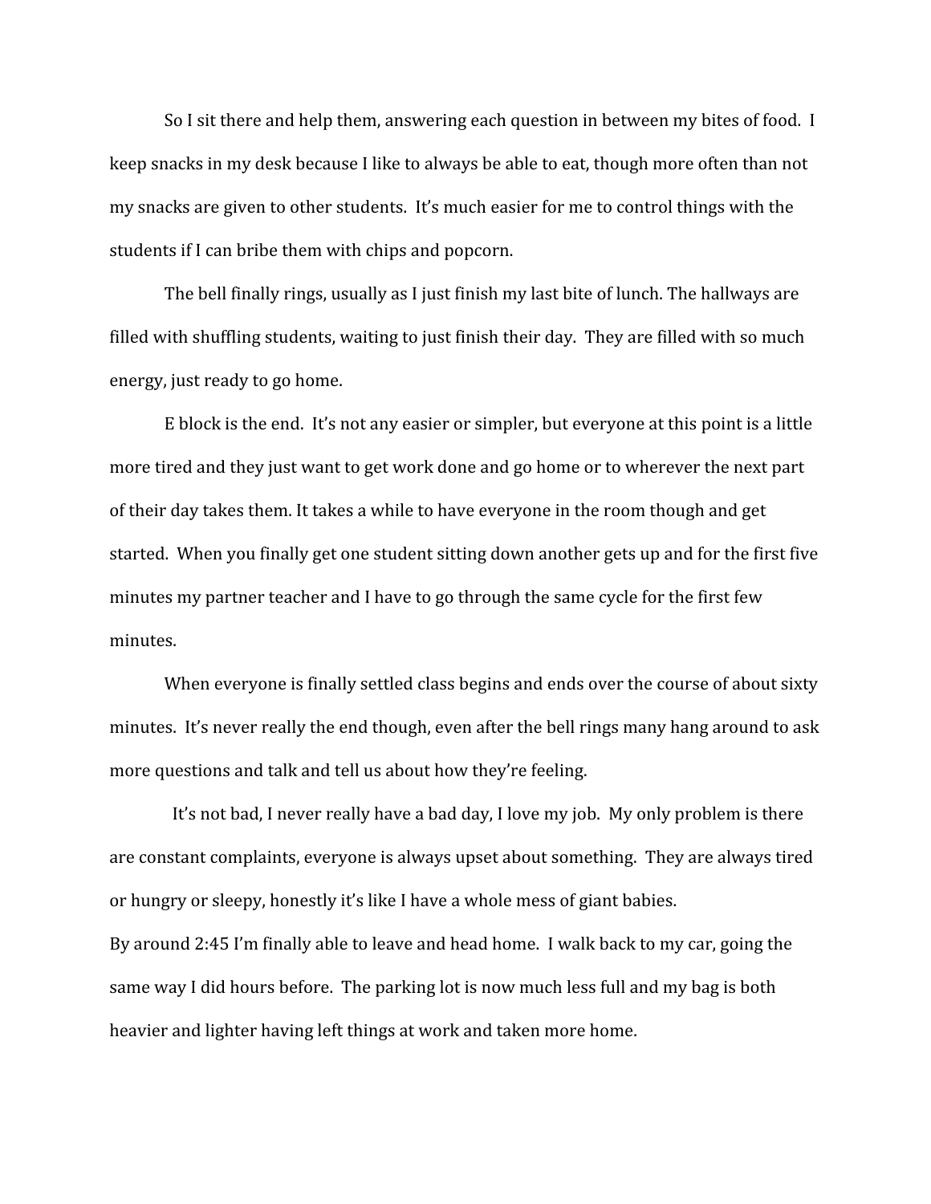So I sit there and help them, answering each question in between my bites of food. I keep snacks in my desk because I like to always be able to eat, though more often than not my snacks are given to other students. It's much easier for me to control things with the students if I can bribe them with chips and popcorn.

The bell finally rings, usually as I just finish my last bite of lunch. The hallways are filled with shuffling students, waiting to just finish their day. They are filled with so much energy, just ready to go home.

E block is the end. It's not any easier or simpler, but everyone at this point is a little more tired and they just want to get work done and go home or to wherever the next part of their day takes them. It takes a while to have everyone in the room though and get started. When you finally get one student sitting down another gets up and for the first five minutes my partner teacher and I have to go through the same cycle for the first few minutes.

When everyone is finally settled class begins and ends over the course of about sixty minutes. It's never really the end though, even after the bell rings many hang around to ask more questions and talk and tell us about how they're feeling.

It's not bad, I never really have a bad day, I love my job. My only problem is there are constant complaints, everyone is always upset about something. They are always tired or hungry or sleepy, honestly it's like I have a whole mess of giant babies.

By around 2:45 I'm finally able to leave and head home. I walk back to my car, going the same way I did hours before. The parking lot is now much less full and my bag is both heavier and lighter having left things at work and taken more home.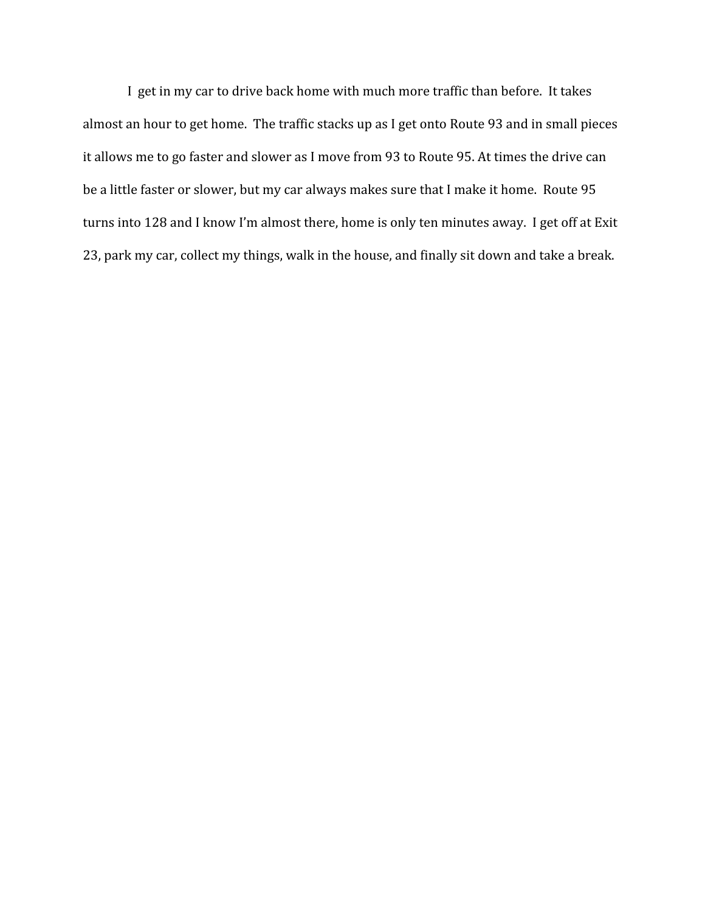I get in my car to drive back home with much more traffic than before. It takes almost an hour to get home. The traffic stacks up as I get onto Route 93 and in small pieces it allows me to go faster and slower as I move from 93 to Route 95. At times the drive can be a little faster or slower, but my car always makes sure that I make it home. Route 95 turns into 128 and I know I'm almost there, home is only ten minutes away. I get off at Exit 23, park my car, collect my things, walk in the house, and finally sit down and take a break.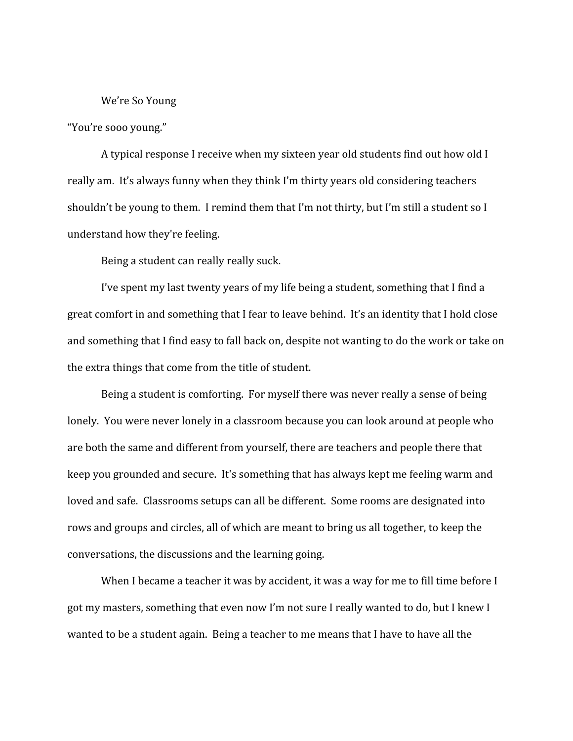We're So Young

"You're sooo young."

A typical response I receive when my sixteen year old students find out how old I really am. It's always funny when they think I'm thirty years old considering teachers shouldn't be young to them. I remind them that I'm not thirty, but I'm still a student so I understand how they're feeling.

Being a student can really really suck.

I've spent my last twenty years of my life being a student, something that I find a great comfort in and something that I fear to leave behind. It's an identity that I hold close and something that I find easy to fall back on, despite not wanting to do the work or take on the extra things that come from the title of student.

Being a student is comforting. For myself there was never really a sense of being lonely. You were never lonely in a classroom because you can look around at people who are both the same and different from yourself, there are teachers and people there that keep you grounded and secure. It's something that has always kept me feeling warm and loved and safe. Classrooms setups can all be different. Some rooms are designated into rows and groups and circles, all of which are meant to bring us all together, to keep the conversations, the discussions and the learning going.

When I became a teacher it was by accident, it was a way for me to fill time before I got my masters, something that even now I'm not sure I really wanted to do, but I knew I wanted to be a student again. Being a teacher to me means that I have to have all the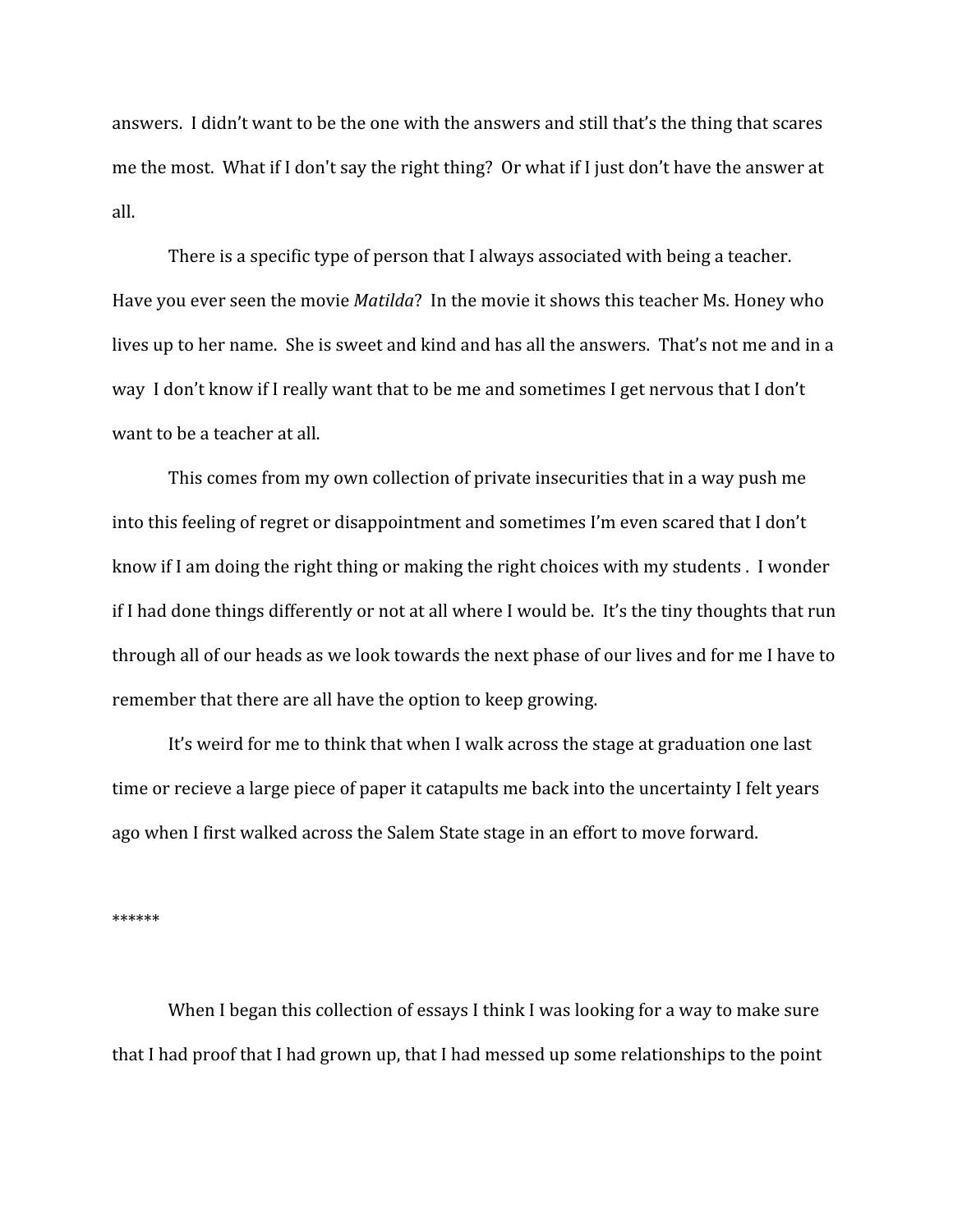answers. I didn't want to be the one with the answers and still that's the thing that scares me the most. What if I don't say the right thing? Or what if I just don't have the answer at all.

There is a specific type of person that I always associated with being a teacher. Have you ever seen the movie *Matilda*? In the movie it shows this teacher Ms. Honey who lives up to her name. She is sweet and kind and has all the answers. That's not me and in a way I don't know if I really want that to be me and sometimes I get nervous that I don't want to be a teacher at all.

This comes from my own collection of private insecurities that in a way push me into this feeling of regret or disappointment and sometimes I'm even scared that I don't know if I am doing the right thing or making the right choices with my students . I wonder if I had done things differently or not at all where I would be. It's the tiny thoughts that run through all of our heads as we look towards the next phase of our lives and for me I have to remember that there are all have the option to keep growing.

It's weird for me to think that when I walk across the stage at graduation one last time or recieve a large piece of paper it catapults me back into the uncertainty I felt years ago when I first walked across the Salem State stage in an effort to move forward.

******

When I began this collection of essays I think I was looking for a way to make sure that I had proof that I had grown up, that I had messed up some relationships to the point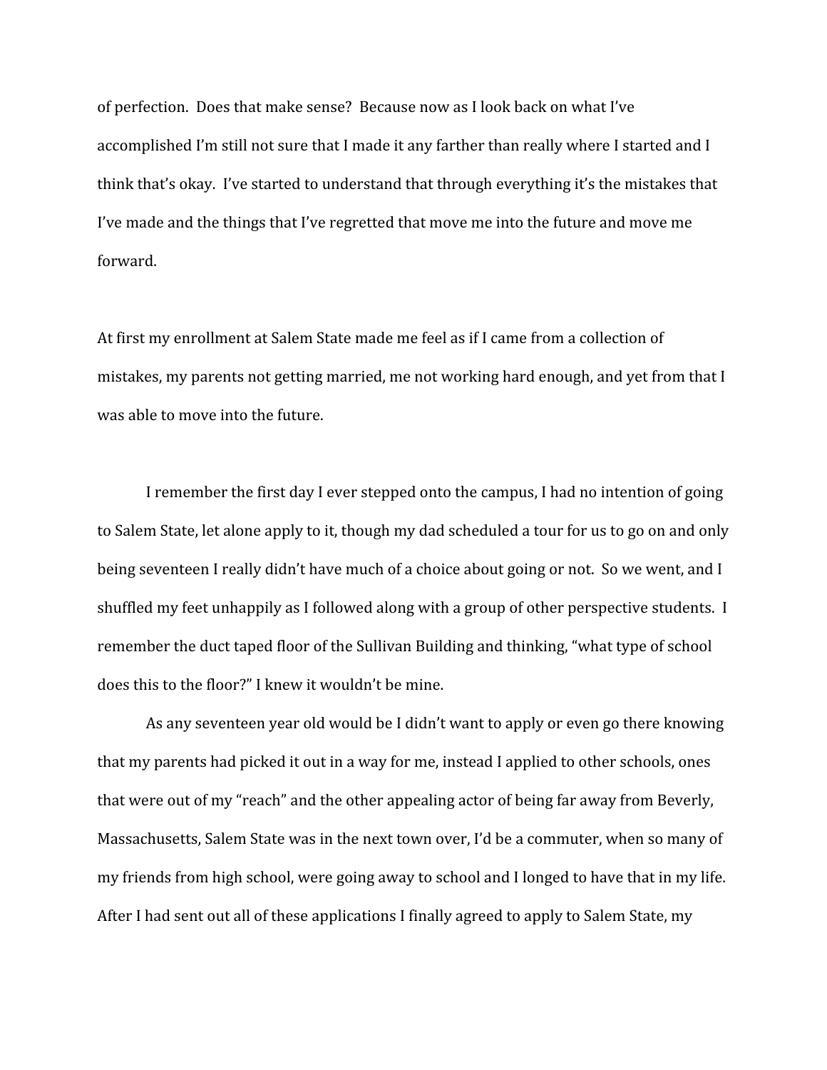of perfection. Does that make sense? Because now as I look back on what I've accomplished I'm still not sure that I made it any farther than really where I started and I think that's okay. I've started to understand that through everything it's the mistakes that I've made and the things that I've regretted that move me into the future and move me forward.

At first my enrollment at Salem State made me feel as if I came from a collection of mistakes, my parents not getting married, me not working hard enough, and yet from that I was able to move into the future.

I remember the first day I ever stepped onto the campus, I had no intention of going to Salem State, let alone apply to it, though my dad scheduled a tour for us to go on and only being seventeen I really didn't have much of a choice about going or not. So we went, and I shuffled my feet unhappily as I followed along with a group of other perspective students. I remember the duct taped floor of the Sullivan Building and thinking, "what type of school does this to the floor?" I knew it wouldn't be mine.

As any seventeen year old would be I didn't want to apply or even go there knowing that my parents had picked it out in a way for me, instead I applied to other schools, ones that were out of my "reach" and the other appealing actor of being far away from Beverly, Massachusetts, Salem State was in the next town over, I'd be a commuter, when so many of my friends from high school, were going away to school and I longed to have that in my life. After I had sent out all of these applications I finally agreed to apply to Salem State, my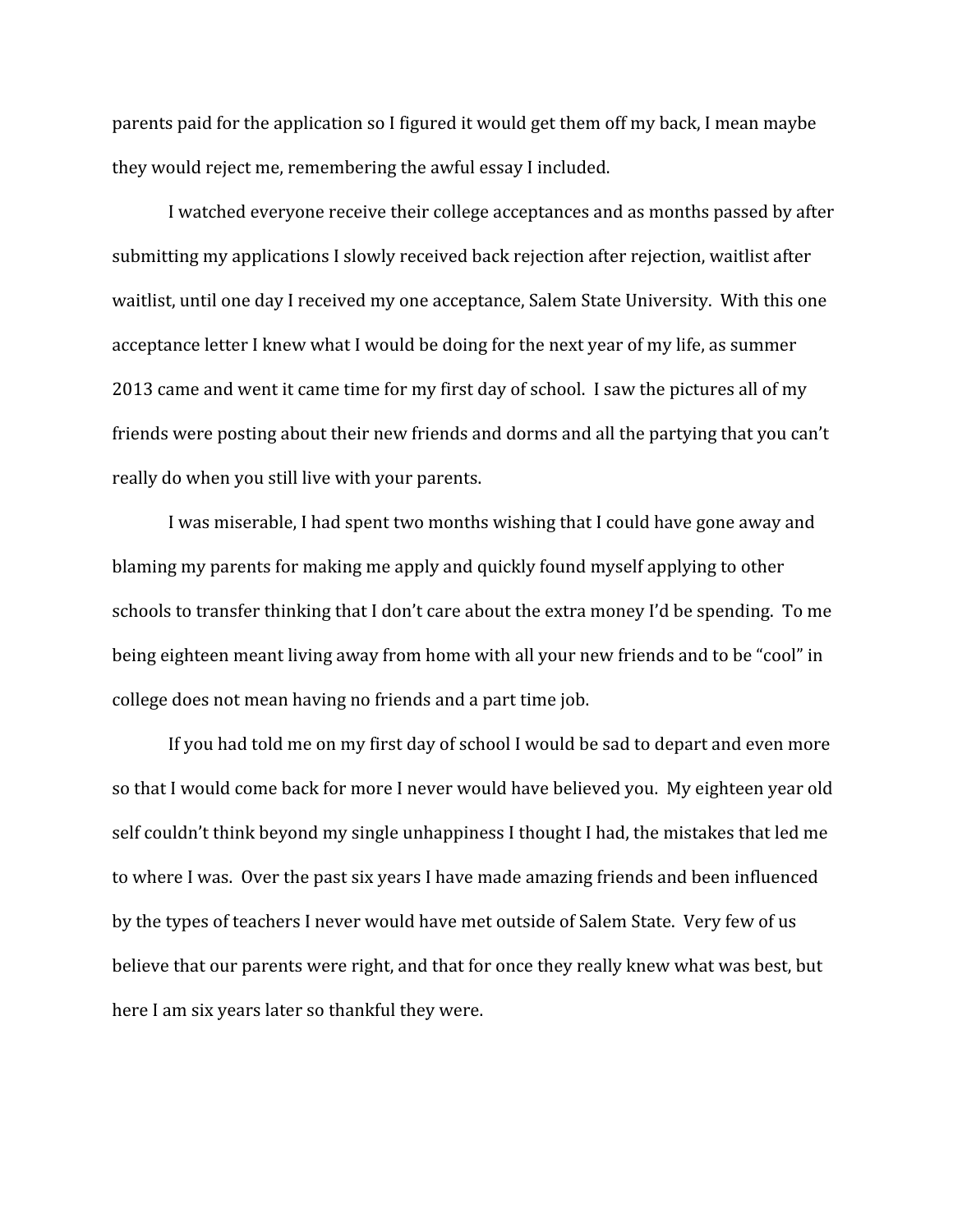parents paid for the application so I figured it would get them off my back, I mean maybe they would reject me, remembering the awful essay I included.

I watched everyone receive their college acceptances and as months passed by after submitting my applications I slowly received back rejection after rejection, waitlist after waitlist, until one day I received my one acceptance, Salem State University. With this one acceptance letter I knew what I would be doing for the next year of my life, as summer 2013 came and went it came time for my first day of school. I saw the pictures all of my friends were posting about their new friends and dorms and all the partying that you can't really do when you still live with your parents.

I was miserable, I had spent two months wishing that I could have gone away and blaming my parents for making me apply and quickly found myself applying to other schools to transfer thinking that I don't care about the extra money I'd be spending. To me being eighteen meant living away from home with all your new friends and to be "cool" in college does not mean having no friends and a part time job.

If you had told me on my first day of school I would be sad to depart and even more so that I would come back for more I never would have believed you. My eighteen year old self couldn't think beyond my single unhappiness I thought I had, the mistakes that led me to where I was. Over the past six years I have made amazing friends and been influenced by the types of teachers I never would have met outside of Salem State. Very few of us believe that our parents were right, and that for once they really knew what was best, but here I am six years later so thankful they were.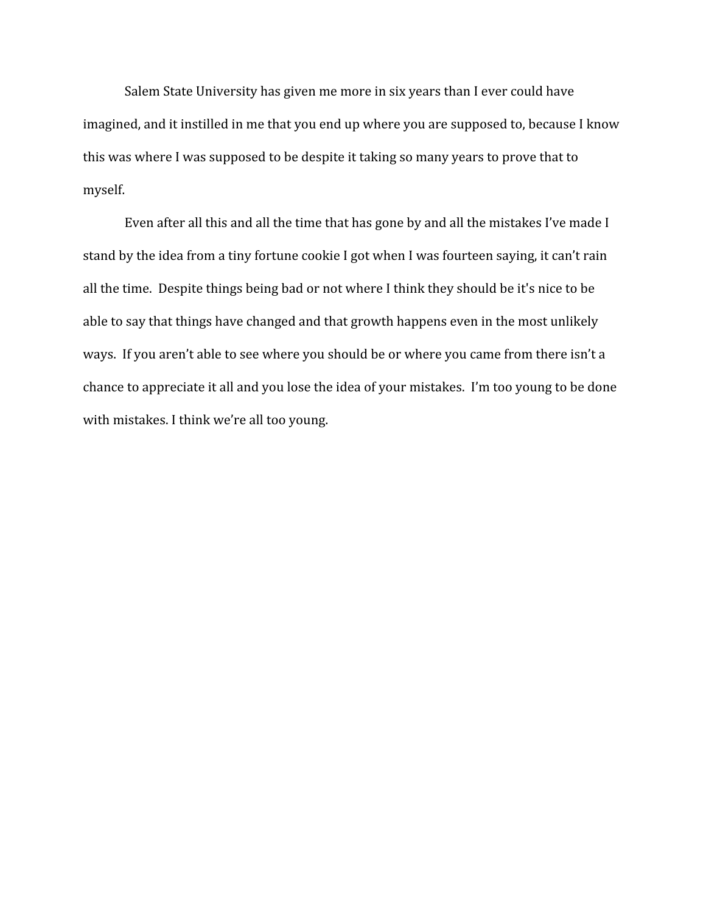Salem State University has given me more in six years than I ever could have imagined, and it instilled in me that you end up where you are supposed to, because I know this was where I was supposed to be despite it taking so many years to prove that to myself.

Even after all this and all the time that has gone by and all the mistakes I've made I stand by the idea from a tiny fortune cookie I got when I was fourteen saying, it can't rain all the time. Despite things being bad or not where I think they should be it's nice to be able to say that things have changed and that growth happens even in the most unlikely ways. If you aren't able to see where you should be or where you came from there isn't a chance to appreciate it all and you lose the idea of your mistakes. I'm too young to be done with mistakes. I think we're all too young.